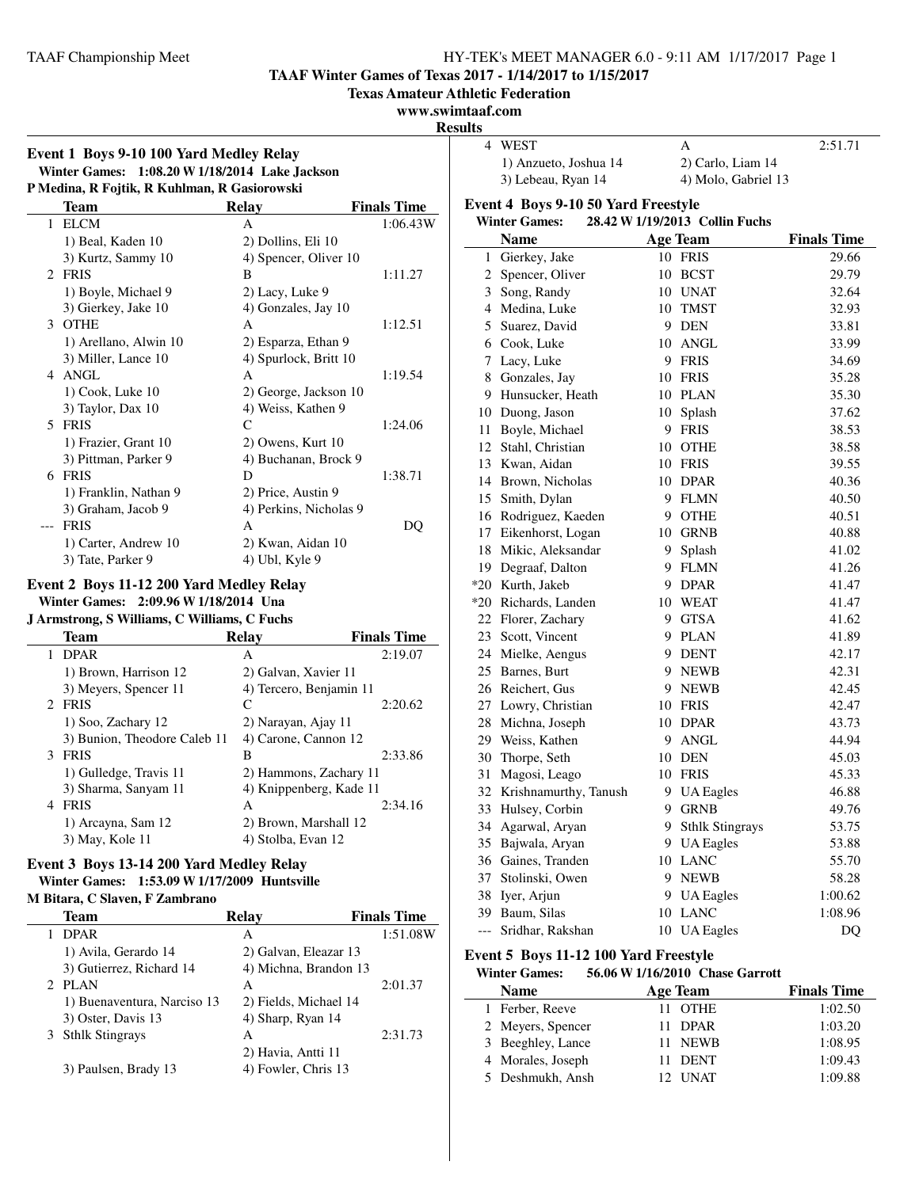TAAF Winter Games of Texas 2017 - 1/14/2017 to 1/15/2017

Texas Amateur Athletic Federation

www.swimtaaf.com

Results

### Event 1 Boys 9-10 100 Yard Medley Relay

Winter Games: 1:08.20 W 1/18/2014 Lake Jackson
P Medina, R Fojtik, R Kuhlman, R Gasiorowski

| | Team | Relay | Finals Time |
|---|---|---|---|
| 1 | ELCM | A | 1:06.43W |
| | 1) Beal, Kaden 10 | 2) Dollins, Eli 10 | |
| | 3) Kurtz, Sammy 10 | 4) Spencer, Oliver 10 | |
| 2 | FRIS | B | 1:11.27 |
| | 1) Boyle, Michael 9 | 2) Lacy, Luke 9 | |
| | 3) Gierkey, Jake 10 | 4) Gonzales, Jay 10 | |
| 3 | OTHE | A | 1:12.51 |
| | 1) Arellano, Alwin 10 | 2) Esparza, Ethan 9 | |
| | 3) Miller, Lance 10 | 4) Spurlock, Britt 10 | |
| 4 | ANGL | A | 1:19.54 |
| | 1) Cook, Luke 10 | 2) George, Jackson 10 | |
| | 3) Taylor, Dax 10 | 4) Weiss, Kathen 9 | |
| 5 | FRIS | C | 1:24.06 |
| | 1) Frazier, Grant 10 | 2) Owens, Kurt 10 | |
| | 3) Pittman, Parker 9 | 4) Buchanan, Brock 9 | |
| 6 | FRIS | D | 1:38.71 |
| | 1) Franklin, Nathan 9 | 2) Price, Austin 9 | |
| | 3) Graham, Jacob 9 | 4) Perkins, Nicholas 9 | |
| --- | FRIS | A | DQ |
| | 1) Carter, Andrew 10 | 2) Kwan, Aidan 10 | |
| | 3) Tate, Parker 9 | 4) Ubl, Kyle 9 | |

### Event 2 Boys 11-12 200 Yard Medley Relay

Winter Games: 2:09.96 W 1/18/2014 Una
J Armstrong, S Williams, C Williams, C Fuchs

| | Team | Relay | Finals Time |
|---|---|---|---|
| 1 | DPAR | A | 2:19.07 |
| | 1) Brown, Harrison 12 | 2) Galvan, Xavier 11 | |
| | 3) Meyers, Spencer 11 | 4) Tercero, Benjamin 11 | |
| 2 | FRIS | C | 2:20.62 |
| | 1) Soo, Zachary 12 | 2) Narayan, Ajay 11 | |
| | 3) Bunion, Theodore Caleb 11 | 4) Carone, Cannon 12 | |
| 3 | FRIS | B | 2:33.86 |
| | 1) Gulledge, Travis 11 | 2) Hammons, Zachary 11 | |
| | 3) Sharma, Sanyam 11 | 4) Knippenberg, Kade 11 | |
| 4 | FRIS | A | 2:34.16 |
| | 1) Arcayna, Sam 12 | 2) Brown, Marshall 12 | |
| | 3) May, Kole 11 | 4) Stolba, Evan 12 | |

### Event 3 Boys 13-14 200 Yard Medley Relay

Winter Games: 1:53.09 W 1/17/2009 Huntsville
M Bitara, C Slaven, F Zambrano

| | Team | Relay | Finals Time |
|---|---|---|---|
| 1 | DPAR | A | 1:51.08W |
| | 1) Avila, Gerardo 14 | 2) Galvan, Eleazar 13 | |
| | 3) Gutierrez, Richard 14 | 4) Michna, Brandon 13 | |
| 2 | PLAN | A | 2:01.37 |
| | 1) Buenaventura, Narciso 13 | 2) Fields, Michael 14 | |
| | 3) Oster, Davis 13 | 4) Sharp, Ryan 14 | |
| 3 | Sthlk Stingrays | A | 2:31.73 |
| | | 2) Havia, Antti 11 | |
| | 3) Paulsen, Brady 13 | 4) Fowler, Chris 13 | |
| 4 | WEST | A | 2:51.71 |
| | 1) Anzueto, Joshua 14 | 2) Carlo, Liam 14 | |
| | 3) Lebeau, Ryan 14 | 4) Molo, Gabriel 13 | |

### Event 4 Boys 9-10 50 Yard Freestyle

Winter Games: 28.42 W 1/19/2013 Collin Fuchs

| | Name | Age | Team | Finals Time |
|---|---|---|---|---|
| 1 | Gierkey, Jake | 10 | FRIS | 29.66 |
| 2 | Spencer, Oliver | 10 | BCST | 29.79 |
| 3 | Song, Randy | 10 | UNAT | 32.64 |
| 4 | Medina, Luke | 10 | TMST | 32.93 |
| 5 | Suarez, David | 9 | DEN | 33.81 |
| 6 | Cook, Luke | 10 | ANGL | 33.99 |
| 7 | Lacy, Luke | 9 | FRIS | 34.69 |
| 8 | Gonzales, Jay | 10 | FRIS | 35.28 |
| 9 | Hunsucker, Heath | 10 | PLAN | 35.30 |
| 10 | Duong, Jason | 10 | Splash | 37.62 |
| 11 | Boyle, Michael | 9 | FRIS | 38.53 |
| 12 | Stahl, Christian | 10 | OTHE | 38.58 |
| 13 | Kwan, Aidan | 10 | FRIS | 39.55 |
| 14 | Brown, Nicholas | 10 | DPAR | 40.36 |
| 15 | Smith, Dylan | 9 | FLMN | 40.50 |
| 16 | Rodriguez, Kaeden | 9 | OTHE | 40.51 |
| 17 | Eikenhorst, Logan | 10 | GRNB | 40.88 |
| 18 | Mikic, Aleksandar | 9 | Splash | 41.02 |
| 19 | Degraaf, Dalton | 9 | FLMN | 41.26 |
| *20 | Kurth, Jakeb | 9 | DPAR | 41.47 |
| *20 | Richards, Landen | 10 | WEAT | 41.47 |
| 22 | Florer, Zachary | 9 | GTSA | 41.62 |
| 23 | Scott, Vincent | 9 | PLAN | 41.89 |
| 24 | Mielke, Aengus | 9 | DENT | 42.17 |
| 25 | Barnes, Burt | 9 | NEWB | 42.31 |
| 26 | Reichert, Gus | 9 | NEWB | 42.45 |
| 27 | Lowry, Christian | 10 | FRIS | 42.47 |
| 28 | Michna, Joseph | 10 | DPAR | 43.73 |
| 29 | Weiss, Kathen | 9 | ANGL | 44.94 |
| 30 | Thorpe, Seth | 10 | DEN | 45.03 |
| 31 | Magosi, Leago | 10 | FRIS | 45.33 |
| 32 | Krishnamurthy, Tanush | 9 | UA Eagles | 46.88 |
| 33 | Hulsey, Corbin | 9 | GRNB | 49.76 |
| 34 | Agarwal, Aryan | 9 | Sthlk Stingrays | 53.75 |
| 35 | Bajwala, Aryan | 9 | UA Eagles | 53.88 |
| 36 | Gaines, Tranden | 10 | LANC | 55.70 |
| 37 | Stolinski, Owen | 9 | NEWB | 58.28 |
| 38 | Iyer, Arjun | 9 | UA Eagles | 1:00.62 |
| 39 | Baum, Silas | 10 | LANC | 1:08.96 |
| --- | Sridhar, Rakshan | 10 | UA Eagles | DQ |

### Event 5 Boys 11-12 100 Yard Freestyle

Winter Games: 56.06 W 1/16/2010 Chase Garrott

| | Name | Age | Team | Finals Time |
|---|---|---|---|---|
| 1 | Ferber, Reeve | 11 | OTHE | 1:02.50 |
| 2 | Meyers, Spencer | 11 | DPAR | 1:03.20 |
| 3 | Beeghley, Lance | 11 | NEWB | 1:08.95 |
| 4 | Morales, Joseph | 11 | DENT | 1:09.43 |
| 5 | Deshmukh, Ansh | 12 | UNAT | 1:09.88 |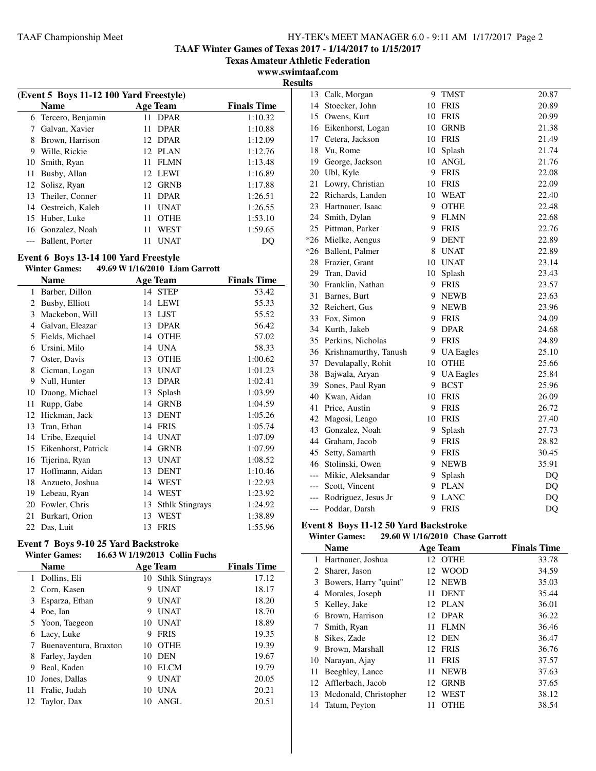**TAAF Winter Games of Texas 2017 - 1/14/2017 to 1/15/2017**
**Texas Amateur Athletic Federation**
**www.swimtaaf.com**
**Results**

### (Event 5 Boys 11-12 100 Yard Freestyle)

| | Name | Age | Team | Finals Time |
|---|---|---|---|---|
| 6 | Tercero, Benjamin | 11 | DPAR | 1:10.32 |
| 7 | Galvan, Xavier | 11 | DPAR | 1:10.88 |
| 8 | Brown, Harrison | 12 | DPAR | 1:12.09 |
| 9 | Wille, Rickie | 12 | PLAN | 1:12.76 |
| 10 | Smith, Ryan | 11 | FLMN | 1:13.48 |
| 11 | Busby, Allan | 12 | LEWI | 1:16.89 |
| 12 | Solisz, Ryan | 12 | GRNB | 1:17.88 |
| 13 | Theiler, Conner | 11 | DPAR | 1:26.51 |
| 14 | Oestreich, Kaleb | 11 | UNAT | 1:26.55 |
| 15 | Huber, Luke | 11 | OTHE | 1:53.10 |
| 16 | Gonzalez, Noah | 11 | WEST | 1:59.65 |
| --- | Ballent, Porter | 11 | UNAT | DQ |

### Event 6 Boys 13-14 100 Yard Freestyle

**Winter Games:** 49.69 W 1/16/2010 Liam Garrott

| | Name | Age | Team | Finals Time |
|---|---|---|---|---|
| 1 | Barber, Dillon | 14 | STEP | 53.42 |
| 2 | Busby, Elliott | 14 | LEWI | 55.33 |
| 3 | Mackebon, Will | 13 | LJST | 55.52 |
| 4 | Galvan, Eleazar | 13 | DPAR | 56.42 |
| 5 | Fields, Michael | 14 | OTHE | 57.02 |
| 6 | Ursini, Milo | 14 | UNA | 58.33 |
| 7 | Oster, Davis | 13 | OTHE | 1:00.62 |
| 8 | Cicman, Logan | 13 | UNAT | 1:01.23 |
| 9 | Null, Hunter | 13 | DPAR | 1:02.41 |
| 10 | Duong, Michael | 13 | Splash | 1:03.99 |
| 11 | Rupp, Gabe | 14 | GRNB | 1:04.59 |
| 12 | Hickman, Jack | 13 | DENT | 1:05.26 |
| 13 | Tran, Ethan | 14 | FRIS | 1:05.74 |
| 14 | Uribe, Ezequiel | 14 | UNAT | 1:07.09 |
| 15 | Eikenhorst, Patrick | 14 | GRNB | 1:07.99 |
| 16 | Tijerina, Ryan | 13 | UNAT | 1:08.52 |
| 17 | Hoffmann, Aidan | 13 | DENT | 1:10.46 |
| 18 | Anzueto, Joshua | 14 | WEST | 1:22.93 |
| 19 | Lebeau, Ryan | 14 | WEST | 1:23.92 |
| 20 | Fowler, Chris | 13 | Sthlk Stingrays | 1:24.92 |
| 21 | Burkart, Orion | 13 | WEST | 1:38.89 |
| 22 | Das, Luit | 13 | FRIS | 1:55.96 |

### Event 7 Boys 9-10 25 Yard Backstroke

**Winter Games:** 16.63 W 1/19/2013 Collin Fuchs

| | Name | Age | Team | Finals Time |
|---|---|---|---|---|
| 1 | Dollins, Eli | 10 | Sthlk Stingrays | 17.12 |
| 2 | Corn, Kasen | 9 | UNAT | 18.17 |
| 3 | Esparza, Ethan | 9 | UNAT | 18.20 |
| 4 | Poe, Ian | 9 | UNAT | 18.70 |
| 5 | Yoon, Taegeon | 10 | UNAT | 18.89 |
| 6 | Lacy, Luke | 9 | FRIS | 19.35 |
| 7 | Buenaventura, Braxton | 10 | OTHE | 19.39 |
| 8 | Farley, Jayden | 10 | DEN | 19.67 |
| 9 | Beal, Kaden | 10 | ELCM | 19.79 |
| 10 | Jones, Dallas | 9 | UNAT | 20.05 |
| 11 | Fralic, Judah | 10 | UNA | 20.21 |
| 12 | Taylor, Dax | 10 | ANGL | 20.51 |
| 13 | Calk, Morgan | 9 | TMST | 20.87 |
| 14 | Stoecker, John | 10 | FRIS | 20.89 |
| 15 | Owens, Kurt | 10 | FRIS | 20.99 |
| 16 | Eikenhorst, Logan | 10 | GRNB | 21.38 |
| 17 | Cetera, Jackson | 10 | FRIS | 21.49 |
| 18 | Vu, Rome | 10 | Splash | 21.74 |
| 19 | George, Jackson | 10 | ANGL | 21.76 |
| 20 | Ubl, Kyle | 9 | FRIS | 22.08 |
| 21 | Lowry, Christian | 10 | FRIS | 22.09 |
| 22 | Richards, Landen | 10 | WEAT | 22.40 |
| 23 | Hartnauer, Isaac | 9 | OTHE | 22.48 |
| 24 | Smith, Dylan | 9 | FLMN | 22.68 |
| 25 | Pittman, Parker | 9 | FRIS | 22.76 |
| *26 | Mielke, Aengus | 9 | DENT | 22.89 |
| *26 | Ballent, Palmer | 8 | UNAT | 22.89 |
| 28 | Frazier, Grant | 10 | UNAT | 23.14 |
| 29 | Tran, David | 10 | Splash | 23.43 |
| 30 | Franklin, Nathan | 9 | FRIS | 23.57 |
| 31 | Barnes, Burt | 9 | NEWB | 23.63 |
| 32 | Reichert, Gus | 9 | NEWB | 23.96 |
| 33 | Fox, Simon | 9 | FRIS | 24.09 |
| 34 | Kurth, Jakeb | 9 | DPAR | 24.68 |
| 35 | Perkins, Nicholas | 9 | FRIS | 24.89 |
| 36 | Krishnamurthy, Tanush | 9 | UA Eagles | 25.10 |
| 37 | Devulapally, Rohit | 10 | OTHE | 25.66 |
| 38 | Bajwala, Aryan | 9 | UA Eagles | 25.84 |
| 39 | Sones, Paul Ryan | 9 | BCST | 25.96 |
| 40 | Kwan, Aidan | 10 | FRIS | 26.09 |
| 41 | Price, Austin | 9 | FRIS | 26.72 |
| 42 | Magosi, Leago | 10 | FRIS | 27.40 |
| 43 | Gonzalez, Noah | 9 | Splash | 27.73 |
| 44 | Graham, Jacob | 9 | FRIS | 28.82 |
| 45 | Setty, Samarth | 9 | FRIS | 30.45 |
| 46 | Stolinski, Owen | 9 | NEWB | 35.91 |
| --- | Mikic, Aleksandar | 9 | Splash | DQ |
| --- | Scott, Vincent | 9 | PLAN | DQ |
| --- | Rodriguez, Jesus Jr | 9 | LANC | DQ |
| --- | Poddar, Darsh | 9 | FRIS | DQ |

### Event 8 Boys 11-12 50 Yard Backstroke

**Winter Games:** 29.60 W 1/16/2010 Chase Garrott

| | Name | Age | Team | Finals Time |
|---|---|---|---|---|
| 1 | Hartnauer, Joshua | 12 | OTHE | 33.78 |
| 2 | Sharer, Jason | 12 | WOOD | 34.59 |
| 3 | Bowers, Harry "quint" | 12 | NEWB | 35.03 |
| 4 | Morales, Joseph | 11 | DENT | 35.44 |
| 5 | Kelley, Jake | 12 | PLAN | 36.01 |
| 6 | Brown, Harrison | 12 | DPAR | 36.22 |
| 7 | Smith, Ryan | 11 | FLMN | 36.46 |
| 8 | Sikes, Zade | 12 | DEN | 36.47 |
| 9 | Brown, Marshall | 12 | FRIS | 36.76 |
| 10 | Narayan, Ajay | 11 | FRIS | 37.57 |
| 11 | Beeghley, Lance | 11 | NEWB | 37.63 |
| 12 | Afflerbach, Jacob | 12 | GRNB | 37.65 |
| 13 | Mcdonald, Christopher | 12 | WEST | 38.12 |
| 14 | Tatum, Peyton | 11 | OTHE | 38.54 |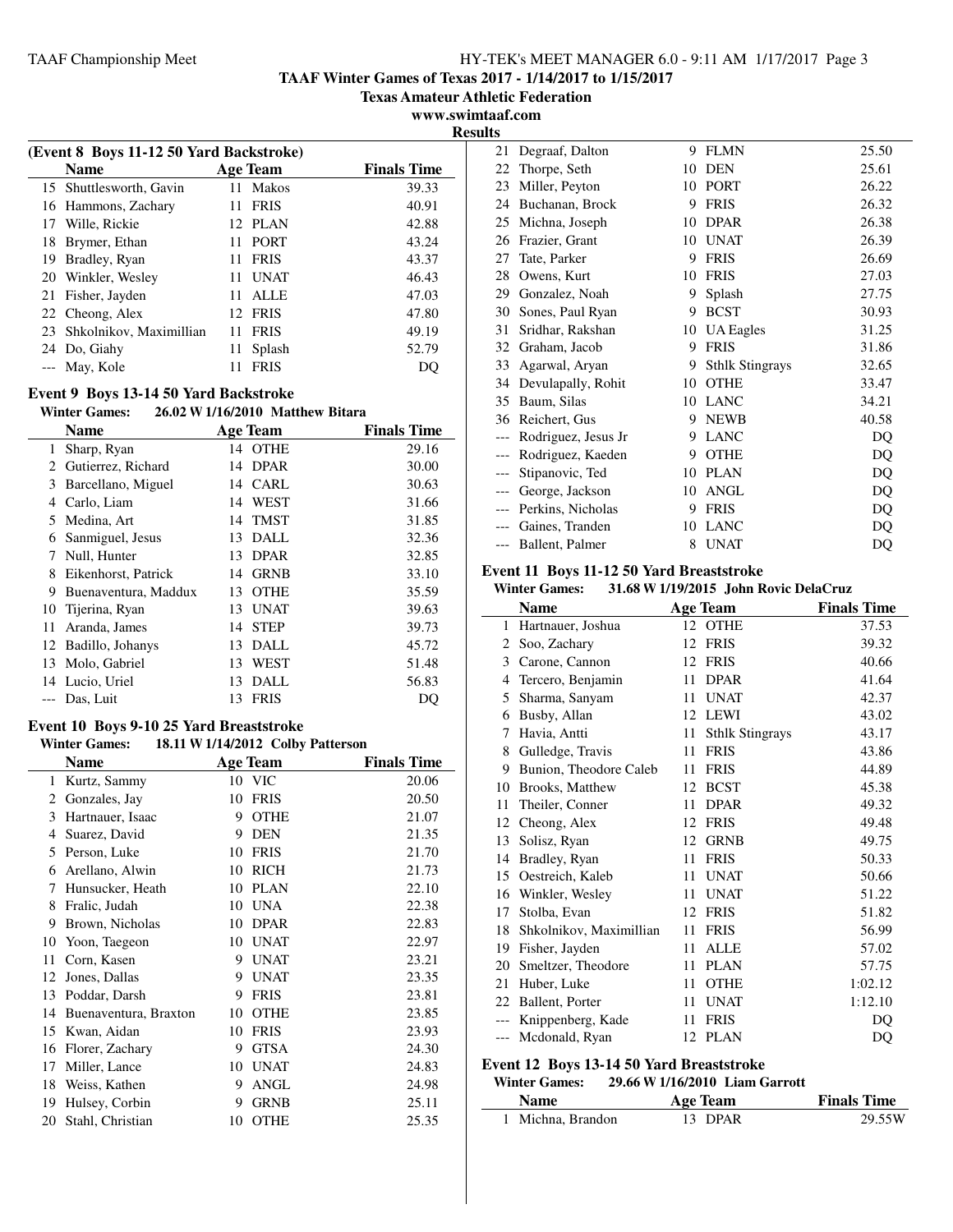TAAF Winter Games of Texas 2017 - 1/14/2017 to 1/15/2017

Texas Amateur Athletic Federation

www.swimtaaf.com

Results

**(Event 8 Boys 11-12 50 Yard Backstroke)**

| | Name | Age | Team | Finals Time |
|---|---|---|---|---|
| 15 | Shuttlesworth, Gavin | 11 | Makos | 39.33 |
| 16 | Hammons, Zachary | 11 | FRIS | 40.91 |
| 17 | Wille, Rickie | 12 | PLAN | 42.88 |
| 18 | Brymer, Ethan | 11 | PORT | 43.24 |
| 19 | Bradley, Ryan | 11 | FRIS | 43.37 |
| 20 | Winkler, Wesley | 11 | UNAT | 46.43 |
| 21 | Fisher, Jayden | 11 | ALLE | 47.03 |
| 22 | Cheong, Alex | 12 | FRIS | 47.80 |
| 23 | Shkolnikov, Maximillian | 11 | FRIS | 49.19 |
| 24 | Do, Giahy | 11 | Splash | 52.79 |
| --- | May, Kole | 11 | FRIS | DQ |

### Event 9 Boys 13-14 50 Yard Backstroke

**Winter Games:** 26.02 W 1/16/2010 Matthew Bitara

| | Name | Age | Team | Finals Time |
|---|---|---|---|---|
| 1 | Sharp, Ryan | 14 | OTHE | 29.16 |
| 2 | Gutierrez, Richard | 14 | DPAR | 30.00 |
| 3 | Barcellano, Miguel | 14 | CARL | 30.63 |
| 4 | Carlo, Liam | 14 | WEST | 31.66 |
| 5 | Medina, Art | 14 | TMST | 31.85 |
| 6 | Sanmiguel, Jesus | 13 | DALL | 32.36 |
| 7 | Null, Hunter | 13 | DPAR | 32.85 |
| 8 | Eikenhorst, Patrick | 14 | GRNB | 33.10 |
| 9 | Buenaventura, Maddux | 13 | OTHE | 35.59 |
| 10 | Tijerina, Ryan | 13 | UNAT | 39.63 |
| 11 | Aranda, James | 14 | STEP | 39.73 |
| 12 | Badillo, Johanys | 13 | DALL | 45.72 |
| 13 | Molo, Gabriel | 13 | WEST | 51.48 |
| 14 | Lucio, Uriel | 13 | DALL | 56.83 |
| --- | Das, Luit | 13 | FRIS | DQ |

### Event 10 Boys 9-10 25 Yard Breaststroke

**Winter Games:** 18.11 W 1/14/2012 Colby Patterson

| | Name | Age | Team | Finals Time |
|---|---|---|---|---|
| 1 | Kurtz, Sammy | 10 | VIC | 20.06 |
| 2 | Gonzales, Jay | 10 | FRIS | 20.50 |
| 3 | Hartnauer, Isaac | 9 | OTHE | 21.07 |
| 4 | Suarez, David | 9 | DEN | 21.35 |
| 5 | Person, Luke | 10 | FRIS | 21.70 |
| 6 | Arellano, Alwin | 10 | RICH | 21.73 |
| 7 | Hunsucker, Heath | 10 | PLAN | 22.10 |
| 8 | Fralic, Judah | 10 | UNA | 22.38 |
| 9 | Brown, Nicholas | 10 | DPAR | 22.83 |
| 10 | Yoon, Taegeon | 10 | UNAT | 22.97 |
| 11 | Corn, Kasen | 9 | UNAT | 23.21 |
| 12 | Jones, Dallas | 9 | UNAT | 23.35 |
| 13 | Poddar, Darsh | 9 | FRIS | 23.81 |
| 14 | Buenaventura, Braxton | 10 | OTHE | 23.85 |
| 15 | Kwan, Aidan | 10 | FRIS | 23.93 |
| 16 | Florer, Zachary | 9 | GTSA | 24.30 |
| 17 | Miller, Lance | 10 | UNAT | 24.83 |
| 18 | Weiss, Kathen | 9 | ANGL | 24.98 |
| 19 | Hulsey, Corbin | 9 | GRNB | 25.11 |
| 20 | Stahl, Christian | 10 | OTHE | 25.35 |
| 21 | Degraaf, Dalton | 9 | FLMN | 25.50 |
| 22 | Thorpe, Seth | 10 | DEN | 25.61 |
| 23 | Miller, Peyton | 10 | PORT | 26.22 |
| 24 | Buchanan, Brock | 9 | FRIS | 26.32 |
| 25 | Michna, Joseph | 10 | DPAR | 26.38 |
| 26 | Frazier, Grant | 10 | UNAT | 26.39 |
| 27 | Tate, Parker | 9 | FRIS | 26.69 |
| 28 | Owens, Kurt | 10 | FRIS | 27.03 |
| 29 | Gonzalez, Noah | 9 | Splash | 27.75 |
| 30 | Sones, Paul Ryan | 9 | BCST | 30.93 |
| 31 | Sridhar, Rakshan | 10 | UA Eagles | 31.25 |
| 32 | Graham, Jacob | 9 | FRIS | 31.86 |
| 33 | Agarwal, Aryan | 9 | Sthlk Stingrays | 32.65 |
| 34 | Devulapally, Rohit | 10 | OTHE | 33.47 |
| 35 | Baum, Silas | 10 | LANC | 34.21 |
| 36 | Reichert, Gus | 9 | NEWB | 40.58 |
| --- | Rodriguez, Jesus Jr | 9 | LANC | DQ |
| --- | Rodriguez, Kaeden | 9 | OTHE | DQ |
| --- | Stipanovic, Ted | 10 | PLAN | DQ |
| --- | George, Jackson | 10 | ANGL | DQ |
| --- | Perkins, Nicholas | 9 | FRIS | DQ |
| --- | Gaines, Tranden | 10 | LANC | DQ |
| --- | Ballent, Palmer | 8 | UNAT | DQ |

### Event 11 Boys 11-12 50 Yard Breaststroke

**Winter Games:** 31.68 W 1/19/2015 John Rovic DelaCruz

| | Name | Age | Team | Finals Time |
|---|---|---|---|---|
| 1 | Hartnauer, Joshua | 12 | OTHE | 37.53 |
| 2 | Soo, Zachary | 12 | FRIS | 39.32 |
| 3 | Carone, Cannon | 12 | FRIS | 40.66 |
| 4 | Tercero, Benjamin | 11 | DPAR | 41.64 |
| 5 | Sharma, Sanyam | 11 | UNAT | 42.37 |
| 6 | Busby, Allan | 12 | LEWI | 43.02 |
| 7 | Havia, Antti | 11 | Sthlk Stingrays | 43.17 |
| 8 | Gulledge, Travis | 11 | FRIS | 43.86 |
| 9 | Bunion, Theodore Caleb | 11 | FRIS | 44.89 |
| 10 | Brooks, Matthew | 12 | BCST | 45.38 |
| 11 | Theiler, Conner | 11 | DPAR | 49.32 |
| 12 | Cheong, Alex | 12 | FRIS | 49.48 |
| 13 | Solisz, Ryan | 12 | GRNB | 49.75 |
| 14 | Bradley, Ryan | 11 | FRIS | 50.33 |
| 15 | Oestreich, Kaleb | 11 | UNAT | 50.66 |
| 16 | Winkler, Wesley | 11 | UNAT | 51.22 |
| 17 | Stolba, Evan | 12 | FRIS | 51.82 |
| 18 | Shkolnikov, Maximillian | 11 | FRIS | 56.99 |
| 19 | Fisher, Jayden | 11 | ALLE | 57.02 |
| 20 | Smeltzer, Theodore | 11 | PLAN | 57.75 |
| 21 | Huber, Luke | 11 | OTHE | 1:02.12 |
| 22 | Ballent, Porter | 11 | UNAT | 1:12.10 |
| --- | Knippenberg, Kade | 11 | FRIS | DQ |
| --- | Mcdonald, Ryan | 12 | PLAN | DQ |

### Event 12 Boys 13-14 50 Yard Breaststroke

**Winter Games:** 29.66 W 1/16/2010 Liam Garrott

| | Name | Age | Team | Finals Time |
|---|---|---|---|---|
| 1 | Michna, Brandon | 13 | DPAR | 29.55W |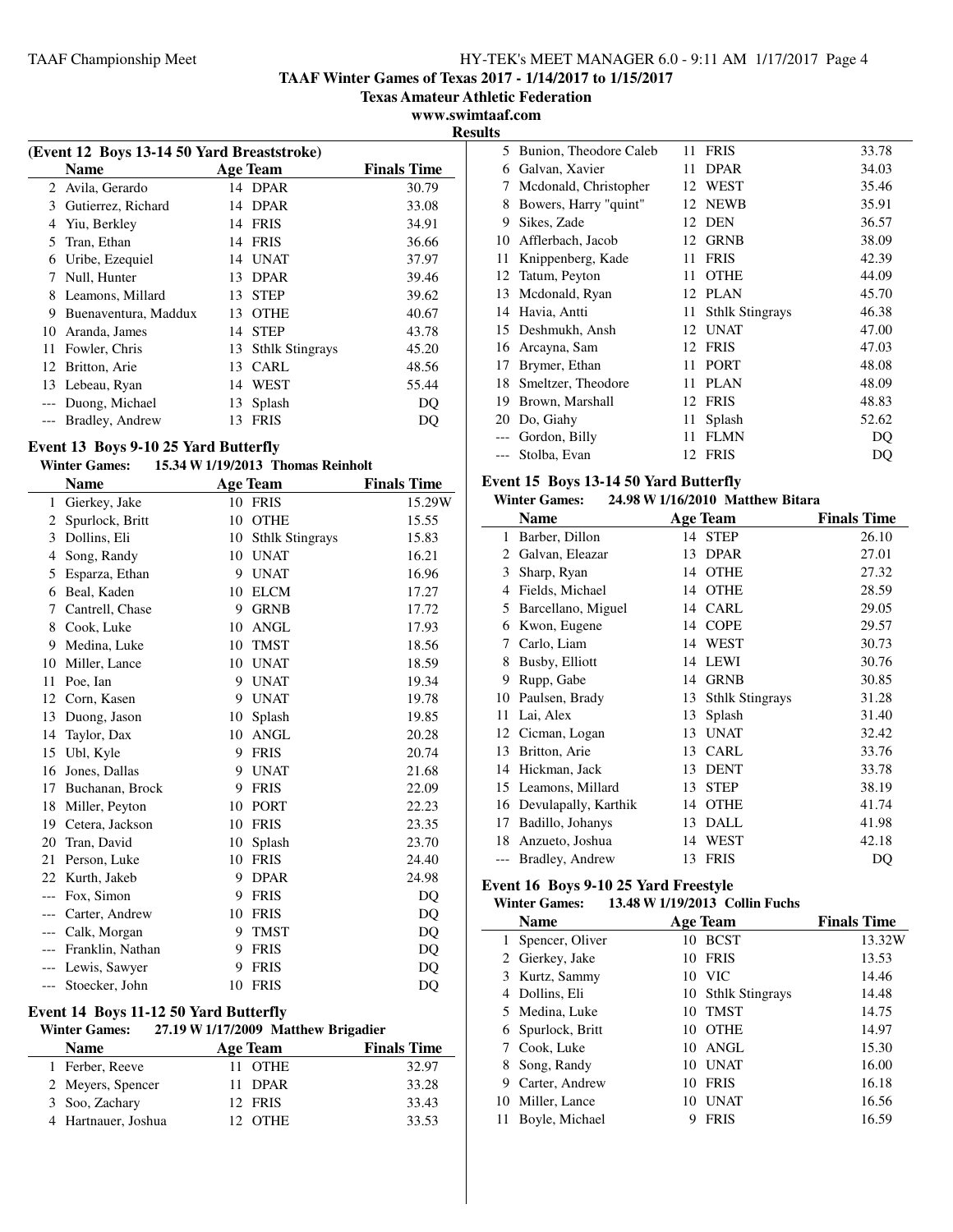## TAAF Winter Games of Texas 2017 - 1/14/2017 to 1/15/2017

**Texas Amateur Athletic Federation**

**www.swimtaaf.com**

**Results**

### (Event 12 Boys 13-14 50 Yard Breaststroke)

| | Name | Age | Team | Finals Time |
|---|---|---|---|---|
| 2 | Avila, Gerardo | 14 | DPAR | 30.79 |
| 3 | Gutierrez, Richard | 14 | DPAR | 33.08 |
| 4 | Yiu, Berkley | 14 | FRIS | 34.91 |
| 5 | Tran, Ethan | 14 | FRIS | 36.66 |
| 6 | Uribe, Ezequiel | 14 | UNAT | 37.97 |
| 7 | Null, Hunter | 13 | DPAR | 39.46 |
| 8 | Leamons, Millard | 13 | STEP | 39.62 |
| 9 | Buenaventura, Maddux | 13 | OTHE | 40.67 |
| 10 | Aranda, James | 14 | STEP | 43.78 |
| 11 | Fowler, Chris | 13 | Sthlk Stingrays | 45.20 |
| 12 | Britton, Arie | 13 | CARL | 48.56 |
| 13 | Lebeau, Ryan | 14 | WEST | 55.44 |
| --- | Duong, Michael | 13 | Splash | DQ |
| --- | Bradley, Andrew | 13 | FRIS | DQ |

### Event 13 Boys 9-10 25 Yard Butterfly

**Winter Games:** 15.34 W 1/19/2013 Thomas Reinholt

| | Name | Age | Team | Finals Time |
|---|---|---|---|---|
| 1 | Gierkey, Jake | 10 | FRIS | 15.29W |
| 2 | Spurlock, Britt | 10 | OTHE | 15.55 |
| 3 | Dollins, Eli | 10 | Sthlk Stingrays | 15.83 |
| 4 | Song, Randy | 10 | UNAT | 16.21 |
| 5 | Esparza, Ethan | 9 | UNAT | 16.96 |
| 6 | Beal, Kaden | 10 | ELCM | 17.27 |
| 7 | Cantrell, Chase | 9 | GRNB | 17.72 |
| 8 | Cook, Luke | 10 | ANGL | 17.93 |
| 9 | Medina, Luke | 10 | TMST | 18.56 |
| 10 | Miller, Lance | 10 | UNAT | 18.59 |
| 11 | Poe, Ian | 9 | UNAT | 19.34 |
| 12 | Corn, Kasen | 9 | UNAT | 19.78 |
| 13 | Duong, Jason | 10 | Splash | 19.85 |
| 14 | Taylor, Dax | 10 | ANGL | 20.28 |
| 15 | Ubl, Kyle | 9 | FRIS | 20.74 |
| 16 | Jones, Dallas | 9 | UNAT | 21.68 |
| 17 | Buchanan, Brock | 9 | FRIS | 22.09 |
| 18 | Miller, Peyton | 10 | PORT | 22.23 |
| 19 | Cetera, Jackson | 10 | FRIS | 23.35 |
| 20 | Tran, David | 10 | Splash | 23.70 |
| 21 | Person, Luke | 10 | FRIS | 24.40 |
| 22 | Kurth, Jakeb | 9 | DPAR | 24.98 |
| --- | Fox, Simon | 9 | FRIS | DQ |
| --- | Carter, Andrew | 10 | FRIS | DQ |
| --- | Calk, Morgan | 9 | TMST | DQ |
| --- | Franklin, Nathan | 9 | FRIS | DQ |
| --- | Lewis, Sawyer | 9 | FRIS | DQ |
| --- | Stoecker, John | 10 | FRIS | DQ |

### Event 14 Boys 11-12 50 Yard Butterfly

**Winter Games:** 27.19 W 1/17/2009 Matthew Brigadier

| | Name | Age | Team | Finals Time |
|---|---|---|---|---|
| 1 | Ferber, Reeve | 11 | OTHE | 32.97 |
| 2 | Meyers, Spencer | 11 | DPAR | 33.28 |
| 3 | Soo, Zachary | 12 | FRIS | 33.43 |
| 4 | Hartnauer, Joshua | 12 | OTHE | 33.53 |
| 5 | Bunion, Theodore Caleb | 11 | FRIS | 33.78 |
| 6 | Galvan, Xavier | 11 | DPAR | 34.03 |
| 7 | Mcdonald, Christopher | 12 | WEST | 35.46 |
| 8 | Bowers, Harry "quint" | 12 | NEWB | 35.91 |
| 9 | Sikes, Zade | 12 | DEN | 36.57 |
| 10 | Afflerbach, Jacob | 12 | GRNB | 38.09 |
| 11 | Knippenberg, Kade | 11 | FRIS | 42.39 |
| 12 | Tatum, Peyton | 11 | OTHE | 44.09 |
| 13 | Mcdonald, Ryan | 12 | PLAN | 45.70 |
| 14 | Havia, Antti | 11 | Sthlk Stingrays | 46.38 |
| 15 | Deshmukh, Ansh | 12 | UNAT | 47.00 |
| 16 | Arcayna, Sam | 12 | FRIS | 47.03 |
| 17 | Brymer, Ethan | 11 | PORT | 48.08 |
| 18 | Smeltzer, Theodore | 11 | PLAN | 48.09 |
| 19 | Brown, Marshall | 12 | FRIS | 48.83 |
| 20 | Do, Giahy | 11 | Splash | 52.62 |
| --- | Gordon, Billy | 11 | FLMN | DQ |
| --- | Stolba, Evan | 12 | FRIS | DQ |

### Event 15 Boys 13-14 50 Yard Butterfly

**Winter Games:** 24.98 W 1/16/2010 Matthew Bitara

| | Name | Age | Team | Finals Time |
|---|---|---|---|---|
| 1 | Barber, Dillon | 14 | STEP | 26.10 |
| 2 | Galvan, Eleazar | 13 | DPAR | 27.01 |
| 3 | Sharp, Ryan | 14 | OTHE | 27.32 |
| 4 | Fields, Michael | 14 | OTHE | 28.59 |
| 5 | Barcellano, Miguel | 14 | CARL | 29.05 |
| 6 | Kwon, Eugene | 14 | COPE | 29.57 |
| 7 | Carlo, Liam | 14 | WEST | 30.73 |
| 8 | Busby, Elliott | 14 | LEWI | 30.76 |
| 9 | Rupp, Gabe | 14 | GRNB | 30.85 |
| 10 | Paulsen, Brady | 13 | Sthlk Stingrays | 31.28 |
| 11 | Lai, Alex | 13 | Splash | 31.40 |
| 12 | Cicman, Logan | 13 | UNAT | 32.42 |
| 13 | Britton, Arie | 13 | CARL | 33.76 |
| 14 | Hickman, Jack | 13 | DENT | 33.78 |
| 15 | Leamons, Millard | 13 | STEP | 38.19 |
| 16 | Devulapally, Karthik | 14 | OTHE | 41.74 |
| 17 | Badillo, Johanys | 13 | DALL | 41.98 |
| 18 | Anzueto, Joshua | 14 | WEST | 42.18 |
| --- | Bradley, Andrew | 13 | FRIS | DQ |

### Event 16 Boys 9-10 25 Yard Freestyle

**Winter Games:** 13.48 W 1/19/2013 Collin Fuchs

| | Name | Age | Team | Finals Time |
|---|---|---|---|---|
| 1 | Spencer, Oliver | 10 | BCST | 13.32W |
| 2 | Gierkey, Jake | 10 | FRIS | 13.53 |
| 3 | Kurtz, Sammy | 10 | VIC | 14.46 |
| 4 | Dollins, Eli | 10 | Sthlk Stingrays | 14.48 |
| 5 | Medina, Luke | 10 | TMST | 14.75 |
| 6 | Spurlock, Britt | 10 | OTHE | 14.97 |
| 7 | Cook, Luke | 10 | ANGL | 15.30 |
| 8 | Song, Randy | 10 | UNAT | 16.00 |
| 9 | Carter, Andrew | 10 | FRIS | 16.18 |
| 10 | Miller, Lance | 10 | UNAT | 16.56 |
| 11 | Boyle, Michael | 9 | FRIS | 16.59 |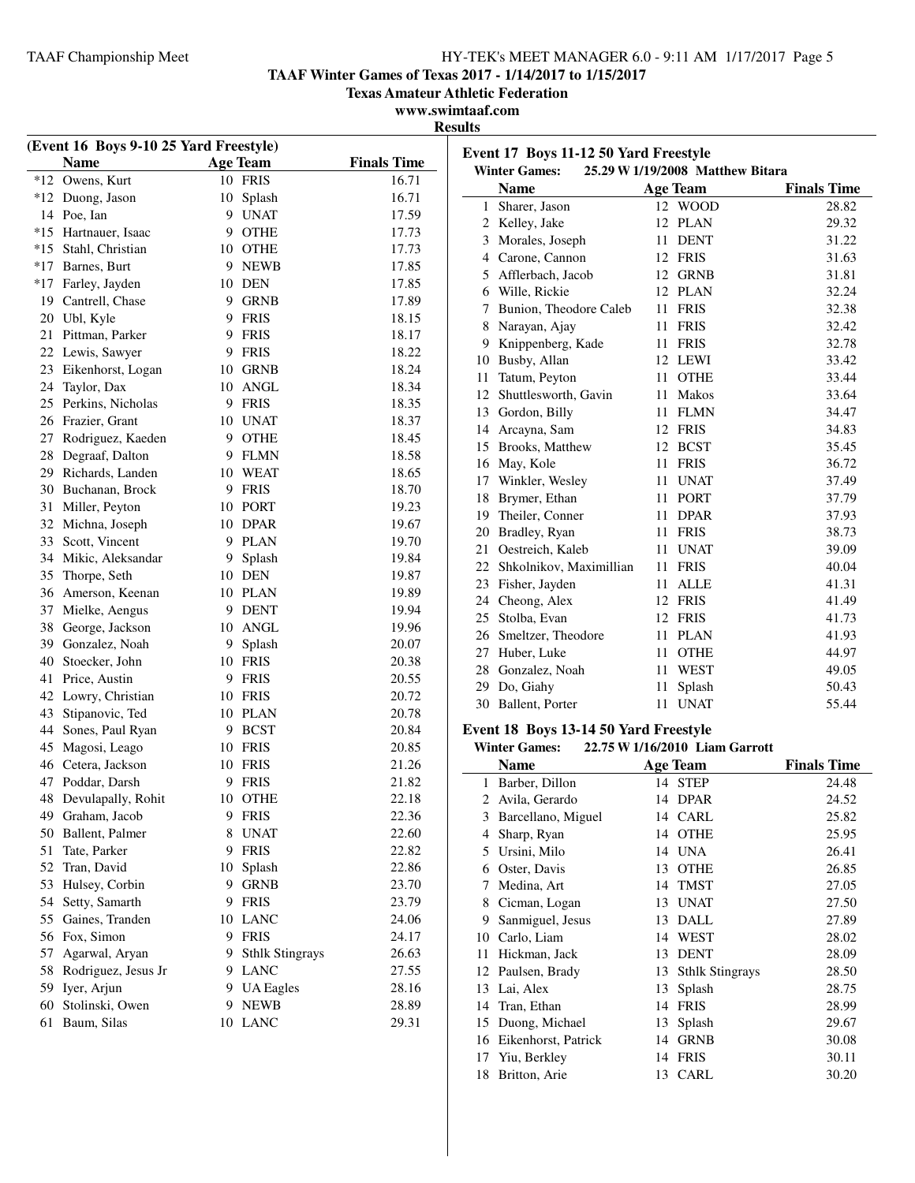TAAF Winter Games of Texas 2017 - 1/14/2017 to 1/15/2017

Texas Amateur Athletic Federation

www.swimtaaf.com

Results

### (Event 16 Boys 9-10 25 Yard Freestyle)

| | Name | Age | Team | Finals Time |
|---|---|---|---|---|
| *12 | Owens, Kurt | 10 | FRIS | 16.71 |
| *12 | Duong, Jason | 10 | Splash | 16.71 |
| 14 | Poe, Ian | 9 | UNAT | 17.59 |
| *15 | Hartnauer, Isaac | 9 | OTHE | 17.73 |
| *15 | Stahl, Christian | 10 | OTHE | 17.73 |
| *17 | Barnes, Burt | 9 | NEWB | 17.85 |
| *17 | Farley, Jayden | 10 | DEN | 17.85 |
| 19 | Cantrell, Chase | 9 | GRNB | 17.89 |
| 20 | Ubl, Kyle | 9 | FRIS | 18.15 |
| 21 | Pittman, Parker | 9 | FRIS | 18.17 |
| 22 | Lewis, Sawyer | 9 | FRIS | 18.22 |
| 23 | Eikenhorst, Logan | 10 | GRNB | 18.24 |
| 24 | Taylor, Dax | 10 | ANGL | 18.34 |
| 25 | Perkins, Nicholas | 9 | FRIS | 18.35 |
| 26 | Frazier, Grant | 10 | UNAT | 18.37 |
| 27 | Rodriguez, Kaeden | 9 | OTHE | 18.45 |
| 28 | Degraaf, Dalton | 9 | FLMN | 18.58 |
| 29 | Richards, Landen | 10 | WEAT | 18.65 |
| 30 | Buchanan, Brock | 9 | FRIS | 18.70 |
| 31 | Miller, Peyton | 10 | PORT | 19.23 |
| 32 | Michna, Joseph | 10 | DPAR | 19.67 |
| 33 | Scott, Vincent | 9 | PLAN | 19.70 |
| 34 | Mikic, Aleksandar | 9 | Splash | 19.84 |
| 35 | Thorpe, Seth | 10 | DEN | 19.87 |
| 36 | Amerson, Keenan | 10 | PLAN | 19.89 |
| 37 | Mielke, Aengus | 9 | DENT | 19.94 |
| 38 | George, Jackson | 10 | ANGL | 19.96 |
| 39 | Gonzalez, Noah | 9 | Splash | 20.07 |
| 40 | Stoecker, John | 10 | FRIS | 20.38 |
| 41 | Price, Austin | 9 | FRIS | 20.55 |
| 42 | Lowry, Christian | 10 | FRIS | 20.72 |
| 43 | Stipanovic, Ted | 10 | PLAN | 20.78 |
| 44 | Sones, Paul Ryan | 9 | BCST | 20.84 |
| 45 | Magosi, Leago | 10 | FRIS | 20.85 |
| 46 | Cetera, Jackson | 10 | FRIS | 21.26 |
| 47 | Poddar, Darsh | 9 | FRIS | 21.82 |
| 48 | Devulapally, Rohit | 10 | OTHE | 22.18 |
| 49 | Graham, Jacob | 9 | FRIS | 22.36 |
| 50 | Ballent, Palmer | 8 | UNAT | 22.60 |
| 51 | Tate, Parker | 9 | FRIS | 22.82 |
| 52 | Tran, David | 10 | Splash | 22.86 |
| 53 | Hulsey, Corbin | 9 | GRNB | 23.70 |
| 54 | Setty, Samarth | 9 | FRIS | 23.79 |
| 55 | Gaines, Tranden | 10 | LANC | 24.06 |
| 56 | Fox, Simon | 9 | FRIS | 24.17 |
| 57 | Agarwal, Aryan | 9 | Sthlk Stingrays | 26.63 |
| 58 | Rodriguez, Jesus Jr | 9 | LANC | 27.55 |
| 59 | Iyer, Arjun | 9 | UA Eagles | 28.16 |
| 60 | Stolinski, Owen | 9 | NEWB | 28.89 |
| 61 | Baum, Silas | 10 | LANC | 29.31 |

### Event 17 Boys 11-12 50 Yard Freestyle

**Winter Games:** 25.29 W 1/19/2008 Matthew Bitara

| | Name | Age | Team | Finals Time |
|---|---|---|---|---|
| 1 | Sharer, Jason | 12 | WOOD | 28.82 |
| 2 | Kelley, Jake | 12 | PLAN | 29.32 |
| 3 | Morales, Joseph | 11 | DENT | 31.22 |
| 4 | Carone, Cannon | 12 | FRIS | 31.63 |
| 5 | Afflerbach, Jacob | 12 | GRNB | 31.81 |
| 6 | Wille, Rickie | 12 | PLAN | 32.24 |
| 7 | Bunion, Theodore Caleb | 11 | FRIS | 32.38 |
| 8 | Narayan, Ajay | 11 | FRIS | 32.42 |
| 9 | Knippenberg, Kade | 11 | FRIS | 32.78 |
| 10 | Busby, Allan | 12 | LEWI | 33.42 |
| 11 | Tatum, Peyton | 11 | OTHE | 33.44 |
| 12 | Shuttlesworth, Gavin | 11 | Makos | 33.64 |
| 13 | Gordon, Billy | 11 | FLMN | 34.47 |
| 14 | Arcayna, Sam | 12 | FRIS | 34.83 |
| 15 | Brooks, Matthew | 12 | BCST | 35.45 |
| 16 | May, Kole | 11 | FRIS | 36.72 |
| 17 | Winkler, Wesley | 11 | UNAT | 37.49 |
| 18 | Brymer, Ethan | 11 | PORT | 37.79 |
| 19 | Theiler, Conner | 11 | DPAR | 37.93 |
| 20 | Bradley, Ryan | 11 | FRIS | 38.73 |
| 21 | Oestreich, Kaleb | 11 | UNAT | 39.09 |
| 22 | Shkolnikov, Maximillian | 11 | FRIS | 40.04 |
| 23 | Fisher, Jayden | 11 | ALLE | 41.31 |
| 24 | Cheong, Alex | 12 | FRIS | 41.49 |
| 25 | Stolba, Evan | 12 | FRIS | 41.73 |
| 26 | Smeltzer, Theodore | 11 | PLAN | 41.93 |
| 27 | Huber, Luke | 11 | OTHE | 44.97 |
| 28 | Gonzalez, Noah | 11 | WEST | 49.05 |
| 29 | Do, Giahy | 11 | Splash | 50.43 |
| 30 | Ballent, Porter | 11 | UNAT | 55.44 |

### Event 18 Boys 13-14 50 Yard Freestyle

**Winter Games:** 22.75 W 1/16/2010 Liam Garrott

| | Name | Age | Team | Finals Time |
|---|---|---|---|---|
| 1 | Barber, Dillon | 14 | STEP | 24.48 |
| 2 | Avila, Gerardo | 14 | DPAR | 24.52 |
| 3 | Barcellano, Miguel | 14 | CARL | 25.82 |
| 4 | Sharp, Ryan | 14 | OTHE | 25.95 |
| 5 | Ursini, Milo | 14 | UNA | 26.41 |
| 6 | Oster, Davis | 13 | OTHE | 26.85 |
| 7 | Medina, Art | 14 | TMST | 27.05 |
| 8 | Cicman, Logan | 13 | UNAT | 27.50 |
| 9 | Sanmiguel, Jesus | 13 | DALL | 27.89 |
| 10 | Carlo, Liam | 14 | WEST | 28.02 |
| 11 | Hickman, Jack | 13 | DENT | 28.09 |
| 12 | Paulsen, Brady | 13 | Sthlk Stingrays | 28.50 |
| 13 | Lai, Alex | 13 | Splash | 28.75 |
| 14 | Tran, Ethan | 14 | FRIS | 28.99 |
| 15 | Duong, Michael | 13 | Splash | 29.67 |
| 16 | Eikenhorst, Patrick | 14 | GRNB | 30.08 |
| 17 | Yiu, Berkley | 14 | FRIS | 30.11 |
| 18 | Britton, Arie | 13 | CARL | 30.20 |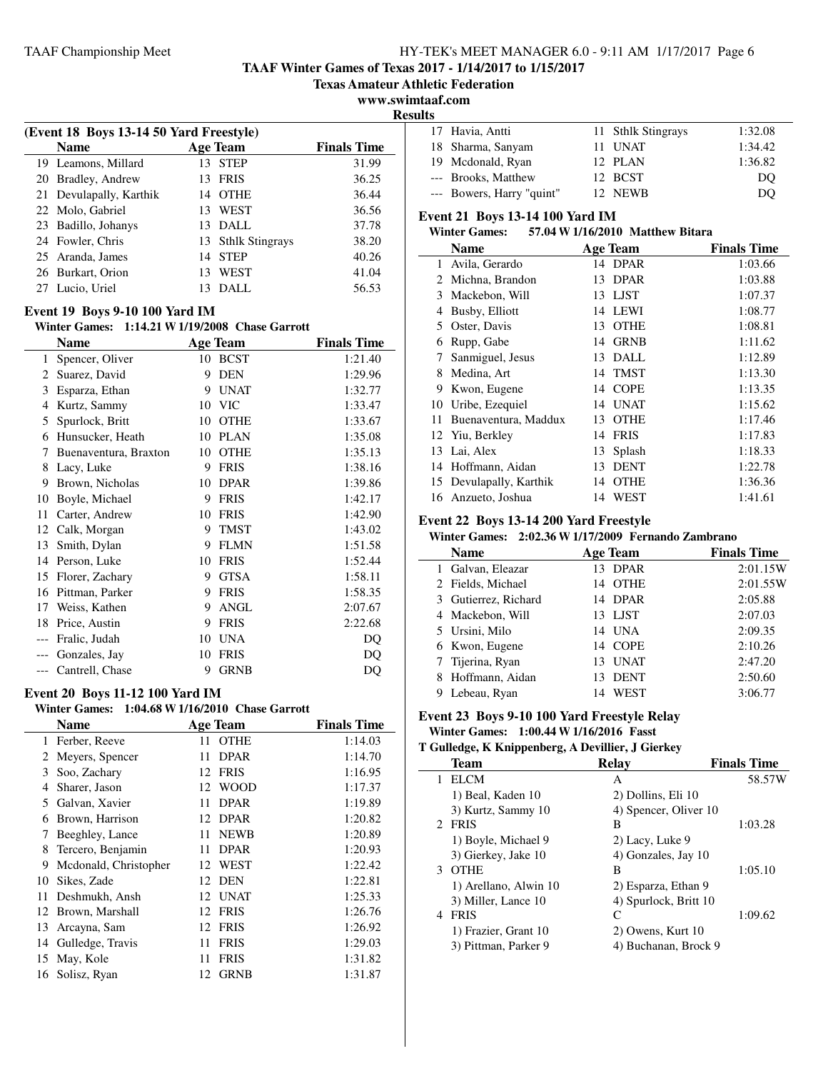TAAF Winter Games of Texas 2017 - 1/14/2017 to 1/15/2017

Texas Amateur Athletic Federation

www.swimtaaf.com

Results

**(Event 18 Boys 13-14 50 Yard Freestyle)**

| | Name | Age | Team | Finals Time |
|---|---|---|---|---|
| 19 | Leamons, Millard | 13 | STEP | 31.99 |
| 20 | Bradley, Andrew | 13 | FRIS | 36.25 |
| 21 | Devulapally, Karthik | 14 | OTHE | 36.44 |
| 22 | Molo, Gabriel | 13 | WEST | 36.56 |
| 23 | Badillo, Johanys | 13 | DALL | 37.78 |
| 24 | Fowler, Chris | 13 | Sthlk Stingrays | 38.20 |
| 25 | Aranda, James | 14 | STEP | 40.26 |
| 26 | Burkart, Orion | 13 | WEST | 41.04 |
| 27 | Lucio, Uriel | 13 | DALL | 56.53 |

### Event 19 Boys 9-10 100 Yard IM

**Winter Games: 1:14.21 W 1/19/2008 Chase Garrott**

| | Name | Age | Team | Finals Time |
|---|---|---|---|---|
| 1 | Spencer, Oliver | 10 | BCST | 1:21.40 |
| 2 | Suarez, David | 9 | DEN | 1:29.96 |
| 3 | Esparza, Ethan | 9 | UNAT | 1:32.77 |
| 4 | Kurtz, Sammy | 10 | VIC | 1:33.47 |
| 5 | Spurlock, Britt | 10 | OTHE | 1:33.67 |
| 6 | Hunsucker, Heath | 10 | PLAN | 1:35.08 |
| 7 | Buenaventura, Braxton | 10 | OTHE | 1:35.13 |
| 8 | Lacy, Luke | 9 | FRIS | 1:38.16 |
| 9 | Brown, Nicholas | 10 | DPAR | 1:39.86 |
| 10 | Boyle, Michael | 9 | FRIS | 1:42.17 |
| 11 | Carter, Andrew | 10 | FRIS | 1:42.90 |
| 12 | Calk, Morgan | 9 | TMST | 1:43.02 |
| 13 | Smith, Dylan | 9 | FLMN | 1:51.58 |
| 14 | Person, Luke | 10 | FRIS | 1:52.44 |
| 15 | Florer, Zachary | 9 | GTSA | 1:58.11 |
| 16 | Pittman, Parker | 9 | FRIS | 1:58.35 |
| 17 | Weiss, Kathen | 9 | ANGL | 2:07.67 |
| 18 | Price, Austin | 9 | FRIS | 2:22.68 |
| --- | Fralic, Judah | 10 | UNA | DQ |
| --- | Gonzales, Jay | 10 | FRIS | DQ |
| --- | Cantrell, Chase | 9 | GRNB | DQ |

### Event 20 Boys 11-12 100 Yard IM

**Winter Games: 1:04.68 W 1/16/2010 Chase Garrott**

| | Name | Age | Team | Finals Time |
|---|---|---|---|---|
| 1 | Ferber, Reeve | 11 | OTHE | 1:14.03 |
| 2 | Meyers, Spencer | 11 | DPAR | 1:14.70 |
| 3 | Soo, Zachary | 12 | FRIS | 1:16.95 |
| 4 | Sharer, Jason | 12 | WOOD | 1:17.37 |
| 5 | Galvan, Xavier | 11 | DPAR | 1:19.89 |
| 6 | Brown, Harrison | 12 | DPAR | 1:20.82 |
| 7 | Beeghley, Lance | 11 | NEWB | 1:20.89 |
| 8 | Tercero, Benjamin | 11 | DPAR | 1:20.93 |
| 9 | Mcdonald, Christopher | 12 | WEST | 1:22.42 |
| 10 | Sikes, Zade | 12 | DEN | 1:22.81 |
| 11 | Deshmukh, Ansh | 12 | UNAT | 1:25.33 |
| 12 | Brown, Marshall | 12 | FRIS | 1:26.76 |
| 13 | Arcayna, Sam | 12 | FRIS | 1:26.92 |
| 14 | Gulledge, Travis | 11 | FRIS | 1:29.03 |
| 15 | May, Kole | 11 | FRIS | 1:31.82 |
| 16 | Solisz, Ryan | 12 | GRNB | 1:31.87 |
| 17 | Havia, Antti | 11 | Sthlk Stingrays | 1:32.08 |
| 18 | Sharma, Sanyam | 11 | UNAT | 1:34.42 |
| 19 | Mcdonald, Ryan | 12 | PLAN | 1:36.82 |
| --- | Brooks, Matthew | 12 | BCST | DQ |
| --- | Bowers, Harry "quint" | 12 | NEWB | DQ |

### Event 21 Boys 13-14 100 Yard IM

**Winter Games: 57.04 W 1/16/2010 Matthew Bitara**

| | Name | Age | Team | Finals Time |
|---|---|---|---|---|
| 1 | Avila, Gerardo | 14 | DPAR | 1:03.66 |
| 2 | Michna, Brandon | 13 | DPAR | 1:03.88 |
| 3 | Mackebon, Will | 13 | LJST | 1:07.37 |
| 4 | Busby, Elliott | 14 | LEWI | 1:08.77 |
| 5 | Oster, Davis | 13 | OTHE | 1:08.81 |
| 6 | Rupp, Gabe | 14 | GRNB | 1:11.62 |
| 7 | Sanmiguel, Jesus | 13 | DALL | 1:12.89 |
| 8 | Medina, Art | 14 | TMST | 1:13.30 |
| 9 | Kwon, Eugene | 14 | COPE | 1:13.35 |
| 10 | Uribe, Ezequiel | 14 | UNAT | 1:15.62 |
| 11 | Buenaventura, Maddux | 13 | OTHE | 1:17.46 |
| 12 | Yiu, Berkley | 14 | FRIS | 1:17.83 |
| 13 | Lai, Alex | 13 | Splash | 1:18.33 |
| 14 | Hoffmann, Aidan | 13 | DENT | 1:22.78 |
| 15 | Devulapally, Karthik | 14 | OTHE | 1:36.36 |
| 16 | Anzueto, Joshua | 14 | WEST | 1:41.61 |

### Event 22 Boys 13-14 200 Yard Freestyle

**Winter Games: 2:02.36 W 1/17/2009 Fernando Zambrano**

| | Name | Age | Team | Finals Time |
|---|---|---|---|---|
| 1 | Galvan, Eleazar | 13 | DPAR | 2:01.15W |
| 2 | Fields, Michael | 14 | OTHE | 2:01.55W |
| 3 | Gutierrez, Richard | 14 | DPAR | 2:05.88 |
| 4 | Mackebon, Will | 13 | LJST | 2:07.03 |
| 5 | Ursini, Milo | 14 | UNA | 2:09.35 |
| 6 | Kwon, Eugene | 14 | COPE | 2:10.26 |
| 7 | Tijerina, Ryan | 13 | UNAT | 2:47.20 |
| 8 | Hoffmann, Aidan | 13 | DENT | 2:50.60 |
| 9 | Lebeau, Ryan | 14 | WEST | 3:06.77 |

### Event 23 Boys 9-10 100 Yard Freestyle Relay

**Winter Games: 1:00.44 W 1/16/2016 Fasst**

**T Gulledge, K Knippenberg, A Devillier, J Gierkey**

| | Team | Relay | Finals Time |
|---|---|---|---|
| 1 | ELCM | A | 58.57W |
| | 1) Beal, Kaden 10 | 2) Dollins, Eli 10 | |
| | 3) Kurtz, Sammy 10 | 4) Spencer, Oliver 10 | |
| 2 | FRIS | B | 1:03.28 |
| | 1) Boyle, Michael 9 | 2) Lacy, Luke 9 | |
| | 3) Gierkey, Jake 10 | 4) Gonzales, Jay 10 | |
| 3 | OTHE | B | 1:05.10 |
| | 1) Arellano, Alwin 10 | 2) Esparza, Ethan 9 | |
| | 3) Miller, Lance 10 | 4) Spurlock, Britt 10 | |
| 4 | FRIS | C | 1:09.62 |
| | 1) Frazier, Grant 10 | 2) Owens, Kurt 10 | |
| | 3) Pittman, Parker 9 | 4) Buchanan, Brock 9 | |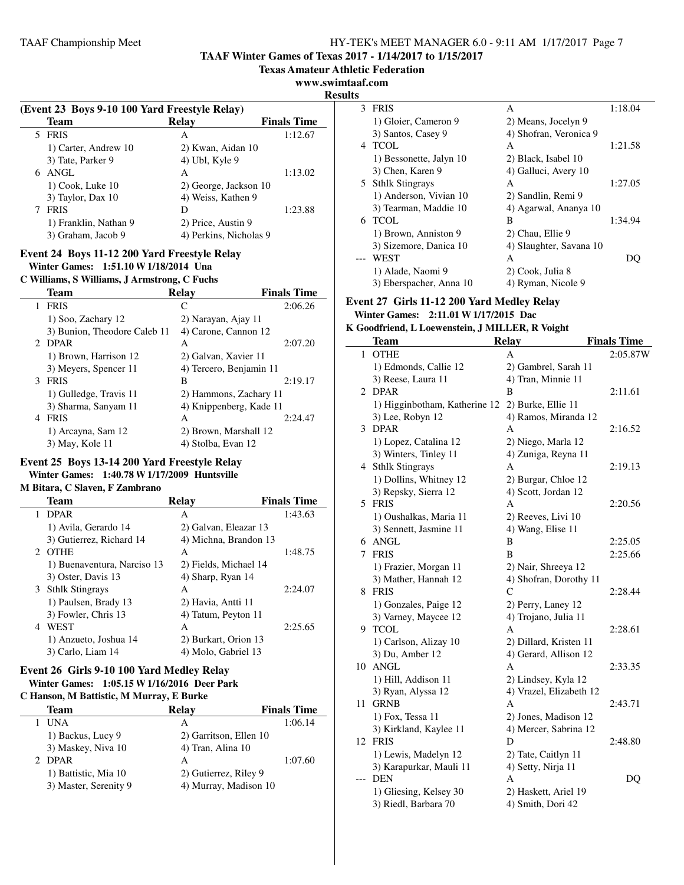**TAAF Winter Games of Texas 2017 - 1/14/2017 to 1/15/2017**

**Texas Amateur Athletic Federation**

**www.swimtaaf.com**

**Results**

### (Event 23 Boys 9-10 100 Yard Freestyle Relay)

| | Team | Relay | Finals Time |
|---|---|---|---|
| 5 | FRIS | A | 1:12.67 |
| | 1) Carter, Andrew 10 | 2) Kwan, Aidan 10 | |
| | 3) Tate, Parker 9 | 4) Ubl, Kyle 9 | |
| 6 | ANGL | A | 1:13.02 |
| | 1) Cook, Luke 10 | 2) George, Jackson 10 | |
| | 3) Taylor, Dax 10 | 4) Weiss, Kathen 9 | |
| 7 | FRIS | D | 1:23.88 |
| | 1) Franklin, Nathan 9 | 2) Price, Austin 9 | |
| | 3) Graham, Jacob 9 | 4) Perkins, Nicholas 9 | |

### Event 24 Boys 11-12 200 Yard Freestyle Relay

**Winter Games: 1:51.10 W 1/18/2014 Una**

**C Williams, S Williams, J Armstrong, C Fuchs**

| | Team | Relay | Finals Time |
|---|---|---|---|
| 1 | FRIS | C | 2:06.26 |
| | 1) Soo, Zachary 12 | 2) Narayan, Ajay 11 | |
| | 3) Bunion, Theodore Caleb 11 | 4) Carone, Cannon 12 | |
| 2 | DPAR | A | 2:07.20 |
| | 1) Brown, Harrison 12 | 2) Galvan, Xavier 11 | |
| | 3) Meyers, Spencer 11 | 4) Tercero, Benjamin 11 | |
| 3 | FRIS | B | 2:19.17 |
| | 1) Gulledge, Travis 11 | 2) Hammons, Zachary 11 | |
| | 3) Sharma, Sanyam 11 | 4) Knippenberg, Kade 11 | |
| 4 | FRIS | A | 2:24.47 |
| | 1) Arcayna, Sam 12 | 2) Brown, Marshall 12 | |
| | 3) May, Kole 11 | 4) Stolba, Evan 12 | |

### Event 25 Boys 13-14 200 Yard Freestyle Relay

**Winter Games: 1:40.78 W 1/17/2009 Huntsville**

**M Bitara, C Slaven, F Zambrano**

| | Team | Relay | Finals Time |
|---|---|---|---|
| 1 | DPAR | A | 1:43.63 |
| | 1) Avila, Gerardo 14 | 2) Galvan, Eleazar 13 | |
| | 3) Gutierrez, Richard 14 | 4) Michna, Brandon 13 | |
| 2 | OTHE | A | 1:48.75 |
| | 1) Buenaventura, Narciso 13 | 2) Fields, Michael 14 | |
| | 3) Oster, Davis 13 | 4) Sharp, Ryan 14 | |
| 3 | Sthlk Stingrays | A | 2:24.07 |
| | 1) Paulsen, Brady 13 | 2) Havia, Antti 11 | |
| | 3) Fowler, Chris 13 | 4) Tatum, Peyton 11 | |
| 4 | WEST | A | 2:25.65 |
| | 1) Anzueto, Joshua 14 | 2) Burkart, Orion 13 | |
| | 3) Carlo, Liam 14 | 4) Molo, Gabriel 13 | |

### Event 26 Girls 9-10 100 Yard Medley Relay

**Winter Games: 1:05.15 W 1/16/2016 Deer Park**

**C Hanson, M Battistic, M Murray, E Burke**

| | Team | Relay | Finals Time |
|---|---|---|---|
| 1 | UNA | A | 1:06.14 |
| | 1) Backus, Lucy 9 | 2) Garritson, Ellen 10 | |
| | 3) Maskey, Niva 10 | 4) Tran, Alina 10 | |
| 2 | DPAR | A | 1:07.60 |
| | 1) Battistic, Mia 10 | 2) Gutierrez, Riley 9 | |
| | 3) Master, Serenity 9 | 4) Murray, Madison 10 | |
| 3 | FRIS | A | 1:18.04 |
| | 1) Gloier, Cameron 9 | 2) Means, Jocelyn 9 | |
| | 3) Santos, Casey 9 | 4) Shofran, Veronica 9 | |
| 4 | TCOL | A | 1:21.58 |
| | 1) Bessonette, Jalyn 10 | 2) Black, Isabel 10 | |
| | 3) Chen, Karen 9 | 4) Galluci, Avery 10 | |
| 5 | Sthlk Stingrays | A | 1:27.05 |
| | 1) Anderson, Vivian 10 | 2) Sandlin, Remi 9 | |
| | 3) Tearman, Maddie 10 | 4) Agarwal, Ananya 10 | |
| 6 | TCOL | B | 1:34.94 |
| | 1) Brown, Anniston 9 | 2) Chau, Ellie 9 | |
| | 3) Sizemore, Danica 10 | 4) Slaughter, Savana 10 | |
| --- | WEST | A | DQ |
| | 1) Alade, Naomi 9 | 2) Cook, Julia 8 | |
| | 3) Eberspacher, Anna 10 | 4) Ryman, Nicole 9 | |

### Event 27 Girls 11-12 200 Yard Medley Relay

**Winter Games: 2:11.01 W 1/17/2015 Dac**

**K Goodfriend, L Loewenstein, J MILLER, R Voight**

| | Team | Relay | Finals Time |
|---|---|---|---|
| 1 | OTHE | A | 2:05.87W |
| | 1) Edmonds, Callie 12 | 2) Gambrel, Sarah 11 | |
| | 3) Reese, Laura 11 | 4) Tran, Minnie 11 | |
| 2 | DPAR | B | 2:11.61 |
| | 1) Higginbotham, Katherine 12 | 2) Burke, Ellie 11 | |
| | 3) Lee, Robyn 12 | 4) Ramos, Miranda 12 | |
| 3 | DPAR | A | 2:16.52 |
| | 1) Lopez, Catalina 12 | 2) Niego, Marla 12 | |
| | 3) Winters, Tinley 11 | 4) Zuniga, Reyna 11 | |
| 4 | Sthlk Stingrays | A | 2:19.13 |
| | 1) Dollins, Whitney 12 | 2) Burgar, Chloe 12 | |
| | 3) Repsky, Sierra 12 | 4) Scott, Jordan 12 | |
| 5 | FRIS | A | 2:20.56 |
| | 1) Oushalkas, Maria 11 | 2) Reeves, Livi 10 | |
| | 3) Sennett, Jasmine 11 | 4) Wang, Elise 11 | |
| 6 | ANGL | B | 2:25.05 |
| 7 | FRIS | B | 2:25.66 |
| | 1) Frazier, Morgan 11 | 2) Nair, Shreeya 12 | |
| | 3) Mather, Hannah 12 | 4) Shofran, Dorothy 11 | |
| 8 | FRIS | C | 2:28.44 |
| | 1) Gonzales, Paige 12 | 2) Perry, Laney 12 | |
| | 3) Varney, Maycee 12 | 4) Trojano, Julia 11 | |
| 9 | TCOL | A | 2:28.61 |
| | 1) Carlson, Alizay 10 | 2) Dillard, Kristen 11 | |
| | 3) Du, Amber 12 | 4) Gerard, Allison 12 | |
| 10 | ANGL | A | 2:33.35 |
| | 1) Hill, Addison 11 | 2) Lindsey, Kyla 12 | |
| | 3) Ryan, Alyssa 12 | 4) Vrazel, Elizabeth 12 | |
| 11 | GRNB | A | 2:43.71 |
| | 1) Fox, Tessa 11 | 2) Jones, Madison 12 | |
| | 3) Kirkland, Kaylee 11 | 4) Mercer, Sabrina 12 | |
| 12 | FRIS | D | 2:48.80 |
| | 1) Lewis, Madelyn 12 | 2) Tate, Caitlyn 11 | |
| | 3) Karapurkar, Mauli 11 | 4) Setty, Nirja 11 | |
| --- | DEN | A | DQ |
| | 1) Gliesing, Kelsey 30 | 2) Haskett, Ariel 19 | |
| | 3) Riedl, Barbara 70 | 4) Smith, Dori 42 | |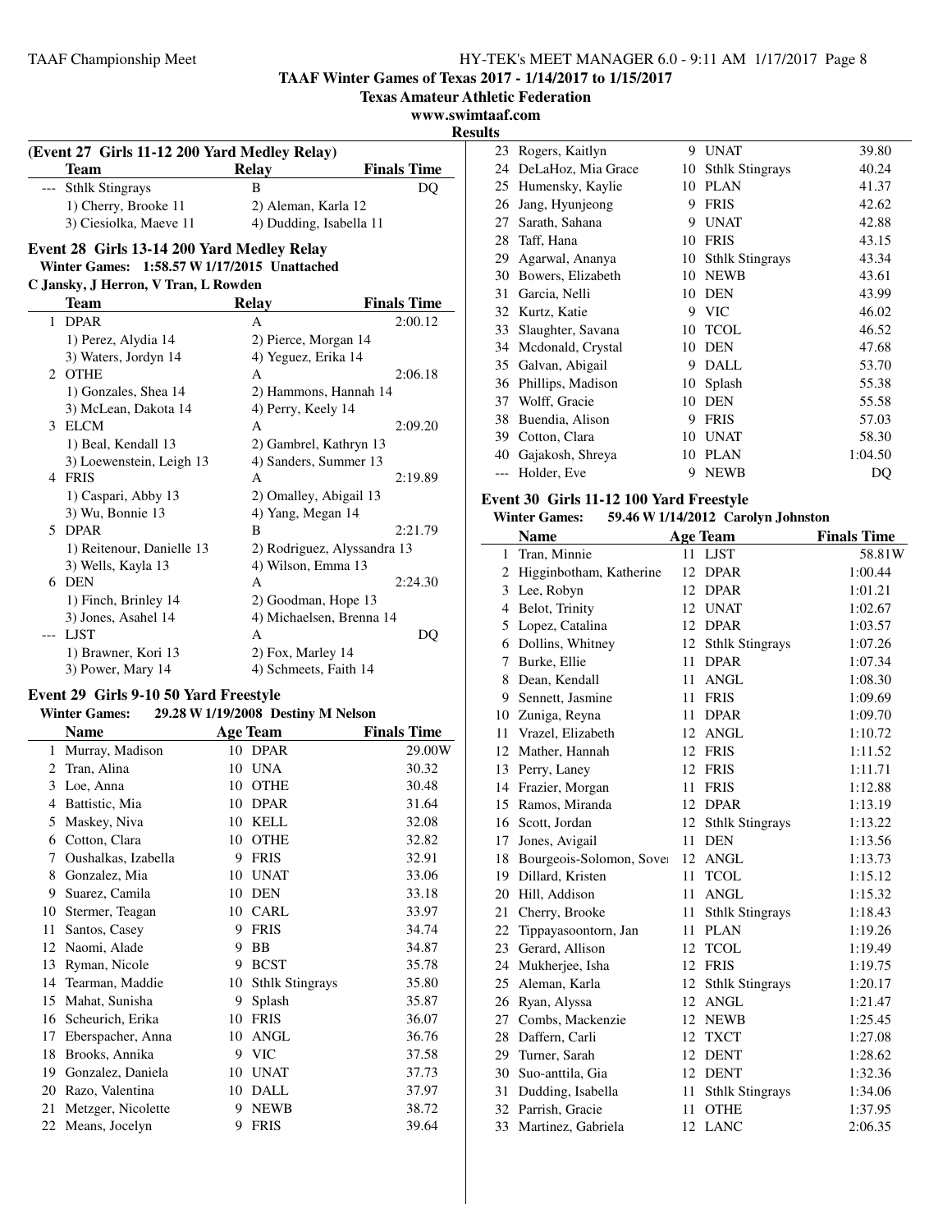## TAAF Winter Games of Texas 2017 - 1/14/2017 to 1/15/2017

**Texas Amateur Athletic Federation**

**www.swimtaaf.com**

**Results**

### (Event 27 Girls 11-12 200 Yard Medley Relay)

| | Team | Relay | Finals Time |
|---|---|---|---|
| --- | Sthlk Stingrays | B | DQ |
| | 1) Cherry, Brooke 11 | 2) Aleman, Karla 12 | |
| | 3) Ciesiolka, Maeve 11 | 4) Dudding, Isabella 11 | |

### Event 28 Girls 13-14 200 Yard Medley Relay

**Winter Games: 1:58.57 W 1/17/2015 Unattached**

**C Jansky, J Herron, V Tran, L Rowden**

| | Team | Relay | Finals Time |
|---|---|---|---|
| 1 | DPAR | A | 2:00.12 |
| | 1) Perez, Alydia 14 | 2) Pierce, Morgan 14 | |
| | 3) Waters, Jordyn 14 | 4) Yeguez, Erika 14 | |
| 2 | OTHE | A | 2:06.18 |
| | 1) Gonzales, Shea 14 | 2) Hammons, Hannah 14 | |
| | 3) McLean, Dakota 14 | 4) Perry, Keely 14 | |
| 3 | ELCM | A | 2:09.20 |
| | 1) Beal, Kendall 13 | 2) Gambrel, Kathryn 13 | |
| | 3) Loewenstein, Leigh 13 | 4) Sanders, Summer 13 | |
| 4 | FRIS | A | 2:19.89 |
| | 1) Caspari, Abby 13 | 2) Omalley, Abigail 13 | |
| | 3) Wu, Bonnie 13 | 4) Yang, Megan 14 | |
| 5 | DPAR | B | 2:21.79 |
| | 1) Reitenour, Danielle 13 | 2) Rodriguez, Alyssandra 13 | |
| | 3) Wells, Kayla 13 | 4) Wilson, Emma 13 | |
| 6 | DEN | A | 2:24.30 |
| | 1) Finch, Brinley 14 | 2) Goodman, Hope 13 | |
| | 3) Jones, Asahel 14 | 4) Michaelsen, Brenna 14 | |
| --- | LJST | A | DQ |
| | 1) Brawner, Kori 13 | 2) Fox, Marley 14 | |
| | 3) Power, Mary 14 | 4) Schmeets, Faith 14 | |

### Event 29 Girls 9-10 50 Yard Freestyle

**Winter Games: 29.28 W 1/19/2008 Destiny M Nelson**

| | Name | Age | Team | Finals Time |
|---|---|---|---|---|
| 1 | Murray, Madison | 10 | DPAR | 29.00W |
| 2 | Tran, Alina | 10 | UNA | 30.32 |
| 3 | Loe, Anna | 10 | OTHE | 30.48 |
| 4 | Battistic, Mia | 10 | DPAR | 31.64 |
| 5 | Maskey, Niva | 10 | KELL | 32.08 |
| 6 | Cotton, Clara | 10 | OTHE | 32.82 |
| 7 | Oushalkas, Izabella | 9 | FRIS | 32.91 |
| 8 | Gonzalez, Mia | 10 | UNAT | 33.06 |
| 9 | Suarez, Camila | 10 | DEN | 33.18 |
| 10 | Stermer, Teagan | 10 | CARL | 33.97 |
| 11 | Santos, Casey | 9 | FRIS | 34.74 |
| 12 | Naomi, Alade | 9 | BB | 34.87 |
| 13 | Ryman, Nicole | 9 | BCST | 35.78 |
| 14 | Tearman, Maddie | 10 | Sthlk Stingrays | 35.80 |
| 15 | Mahat, Sunisha | 9 | Splash | 35.87 |
| 16 | Scheurich, Erika | 10 | FRIS | 36.07 |
| 17 | Eberspacher, Anna | 10 | ANGL | 36.76 |
| 18 | Brooks, Annika | 9 | VIC | 37.58 |
| 19 | Gonzalez, Daniela | 10 | UNAT | 37.73 |
| 20 | Razo, Valentina | 10 | DALL | 37.97 |
| 21 | Metzger, Nicolette | 9 | NEWB | 38.72 |
| 22 | Means, Jocelyn | 9 | FRIS | 39.64 |
| 23 | Rogers, Kaitlyn | 9 | UNAT | 39.80 |
| 24 | DeLaHoz, Mia Grace | 10 | Sthlk Stingrays | 40.24 |
| 25 | Humensky, Kaylie | 10 | PLAN | 41.37 |
| 26 | Jang, Hyunjeong | 9 | FRIS | 42.62 |
| 27 | Sarath, Sahana | 9 | UNAT | 42.88 |
| 28 | Taff, Hana | 10 | FRIS | 43.15 |
| 29 | Agarwal, Ananya | 10 | Sthlk Stingrays | 43.34 |
| 30 | Bowers, Elizabeth | 10 | NEWB | 43.61 |
| 31 | Garcia, Nelli | 10 | DEN | 43.99 |
| 32 | Kurtz, Katie | 9 | VIC | 46.02 |
| 33 | Slaughter, Savana | 10 | TCOL | 46.52 |
| 34 | Mcdonald, Crystal | 10 | DEN | 47.68 |
| 35 | Galvan, Abigail | 9 | DALL | 53.70 |
| 36 | Phillips, Madison | 10 | Splash | 55.38 |
| 37 | Wolff, Gracie | 10 | DEN | 55.58 |
| 38 | Buendia, Alison | 9 | FRIS | 57.03 |
| 39 | Cotton, Clara | 10 | UNAT | 58.30 |
| 40 | Gajakosh, Shreya | 10 | PLAN | 1:04.50 |
| --- | Holder, Eve | 9 | NEWB | DQ |

### Event 30 Girls 11-12 100 Yard Freestyle

**Winter Games: 59.46 W 1/14/2012 Carolyn Johnston**

| | Name | Age | Team | Finals Time |
|---|---|---|---|---|
| 1 | Tran, Minnie | 11 | LJST | 58.81W |
| 2 | Higginbotham, Katherine | 12 | DPAR | 1:00.44 |
| 3 | Lee, Robyn | 12 | DPAR | 1:01.21 |
| 4 | Belot, Trinity | 12 | UNAT | 1:02.67 |
| 5 | Lopez, Catalina | 12 | DPAR | 1:03.57 |
| 6 | Dollins, Whitney | 12 | Sthlk Stingrays | 1:07.26 |
| 7 | Burke, Ellie | 11 | DPAR | 1:07.34 |
| 8 | Dean, Kendall | 11 | ANGL | 1:08.30 |
| 9 | Sennett, Jasmine | 11 | FRIS | 1:09.69 |
| 10 | Zuniga, Reyna | 11 | DPAR | 1:09.70 |
| 11 | Vrazel, Elizabeth | 12 | ANGL | 1:10.72 |
| 12 | Mather, Hannah | 12 | FRIS | 1:11.52 |
| 13 | Perry, Laney | 12 | FRIS | 1:11.71 |
| 14 | Frazier, Morgan | 11 | FRIS | 1:12.88 |
| 15 | Ramos, Miranda | 12 | DPAR | 1:13.19 |
| 16 | Scott, Jordan | 12 | Sthlk Stingrays | 1:13.22 |
| 17 | Jones, Avigail | 11 | DEN | 1:13.56 |
| 18 | Bourgeois-Solomon, Sove | 12 | ANGL | 1:13.73 |
| 19 | Dillard, Kristen | 11 | TCOL | 1:15.12 |
| 20 | Hill, Addison | 11 | ANGL | 1:15.32 |
| 21 | Cherry, Brooke | 11 | Sthlk Stingrays | 1:18.43 |
| 22 | Tippayasoontorn, Jan | 11 | PLAN | 1:19.26 |
| 23 | Gerard, Allison | 12 | TCOL | 1:19.49 |
| 24 | Mukherjee, Isha | 12 | FRIS | 1:19.75 |
| 25 | Aleman, Karla | 12 | Sthlk Stingrays | 1:20.17 |
| 26 | Ryan, Alyssa | 12 | ANGL | 1:21.47 |
| 27 | Combs, Mackenzie | 12 | NEWB | 1:25.45 |
| 28 | Daffern, Carli | 12 | TXCT | 1:27.08 |
| 29 | Turner, Sarah | 12 | DENT | 1:28.62 |
| 30 | Suo-anttila, Gia | 12 | DENT | 1:32.36 |
| 31 | Dudding, Isabella | 11 | Sthlk Stingrays | 1:34.06 |
| 32 | Parrish, Gracie | 11 | OTHE | 1:37.95 |
| 33 | Martinez, Gabriela | 12 | LANC | 2:06.35 |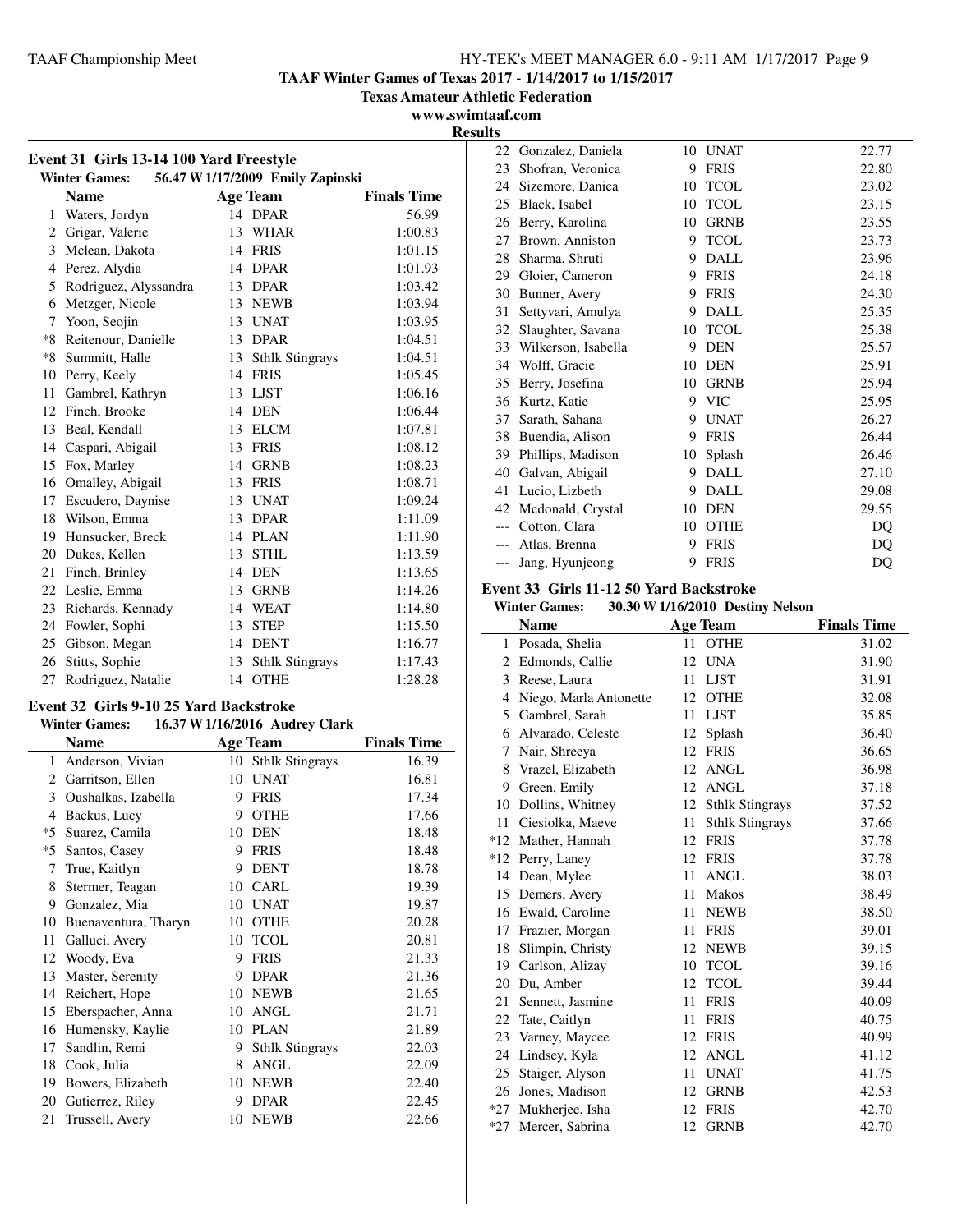## TAAF Winter Games of Texas 2017 - 1/14/2017 to 1/15/2017

**Texas Amateur Athletic Federation**

**www.swimtaaf.com**

**Results**

### Event 31 Girls 13-14 100 Yard Freestyle

**Winter Games: 56.47 W 1/17/2009 Emily Zapinski**

| | Name | Age | Team | Finals Time |
|---|---|---|---|---|
| 1 | Waters, Jordyn | 14 | DPAR | 56.99 |
| 2 | Grigar, Valerie | 13 | WHAR | 1:00.83 |
| 3 | Mclean, Dakota | 14 | FRIS | 1:01.15 |
| 4 | Perez, Alydia | 14 | DPAR | 1:01.93 |
| 5 | Rodriguez, Alyssandra | 13 | DPAR | 1:03.42 |
| 6 | Metzger, Nicole | 13 | NEWB | 1:03.94 |
| 7 | Yoon, Seojin | 13 | UNAT | 1:03.95 |
| *8 | Reitenour, Danielle | 13 | DPAR | 1:04.51 |
| *8 | Summitt, Halle | 13 | Sthlk Stingrays | 1:04.51 |
| 10 | Perry, Keely | 14 | FRIS | 1:05.45 |
| 11 | Gambrel, Kathryn | 13 | LJST | 1:06.16 |
| 12 | Finch, Brooke | 14 | DEN | 1:06.44 |
| 13 | Beal, Kendall | 13 | ELCM | 1:07.81 |
| 14 | Caspari, Abigail | 13 | FRIS | 1:08.12 |
| 15 | Fox, Marley | 14 | GRNB | 1:08.23 |
| 16 | Omalley, Abigail | 13 | FRIS | 1:08.71 |
| 17 | Escudero, Daynise | 13 | UNAT | 1:09.24 |
| 18 | Wilson, Emma | 13 | DPAR | 1:11.09 |
| 19 | Hunsucker, Breck | 14 | PLAN | 1:11.90 |
| 20 | Dukes, Kellen | 13 | STHL | 1:13.59 |
| 21 | Finch, Brinley | 14 | DEN | 1:13.65 |
| 22 | Leslie, Emma | 13 | GRNB | 1:14.26 |
| 23 | Richards, Kennady | 14 | WEAT | 1:14.80 |
| 24 | Fowler, Sophi | 13 | STEP | 1:15.50 |
| 25 | Gibson, Megan | 14 | DENT | 1:16.77 |
| 26 | Stitts, Sophie | 13 | Sthlk Stingrays | 1:17.43 |
| 27 | Rodriguez, Natalie | 14 | OTHE | 1:28.28 |

### Event 32 Girls 9-10 25 Yard Backstroke

**Winter Games: 16.37 W 1/16/2016 Audrey Clark**

| | Name | Age | Team | Finals Time |
|---|---|---|---|---|
| 1 | Anderson, Vivian | 10 | Sthlk Stingrays | 16.39 |
| 2 | Garritson, Ellen | 10 | UNAT | 16.81 |
| 3 | Oushalkas, Izabella | 9 | FRIS | 17.34 |
| 4 | Backus, Lucy | 9 | OTHE | 17.66 |
| *5 | Suarez, Camila | 10 | DEN | 18.48 |
| *5 | Santos, Casey | 9 | FRIS | 18.48 |
| 7 | True, Kaitlyn | 9 | DENT | 18.78 |
| 8 | Stermer, Teagan | 10 | CARL | 19.39 |
| 9 | Gonzalez, Mia | 10 | UNAT | 19.87 |
| 10 | Buenaventura, Tharyn | 10 | OTHE | 20.28 |
| 11 | Galluci, Avery | 10 | TCOL | 20.81 |
| 12 | Woody, Eva | 9 | FRIS | 21.33 |
| 13 | Master, Serenity | 9 | DPAR | 21.36 |
| 14 | Reichert, Hope | 10 | NEWB | 21.65 |
| 15 | Eberspacher, Anna | 10 | ANGL | 21.71 |
| 16 | Humensky, Kaylie | 10 | PLAN | 21.89 |
| 17 | Sandlin, Remi | 9 | Sthlk Stingrays | 22.03 |
| 18 | Cook, Julia | 8 | ANGL | 22.09 |
| 19 | Bowers, Elizabeth | 10 | NEWB | 22.40 |
| 20 | Gutierrez, Riley | 9 | DPAR | 22.45 |
| 21 | Trussell, Avery | 10 | NEWB | 22.66 |
| 22 | Gonzalez, Daniela | 10 | UNAT | 22.77 |
| 23 | Shofran, Veronica | 9 | FRIS | 22.80 |
| 24 | Sizemore, Danica | 10 | TCOL | 23.02 |
| 25 | Black, Isabel | 10 | TCOL | 23.15 |
| 26 | Berry, Karolina | 10 | GRNB | 23.55 |
| 27 | Brown, Anniston | 9 | TCOL | 23.73 |
| 28 | Sharma, Shruti | 9 | DALL | 23.96 |
| 29 | Gloier, Cameron | 9 | FRIS | 24.18 |
| 30 | Bunner, Avery | 9 | FRIS | 24.30 |
| 31 | Settyvari, Amulya | 9 | DALL | 25.35 |
| 32 | Slaughter, Savana | 10 | TCOL | 25.38 |
| 33 | Wilkerson, Isabella | 9 | DEN | 25.57 |
| 34 | Wolff, Gracie | 10 | DEN | 25.91 |
| 35 | Berry, Josefina | 10 | GRNB | 25.94 |
| 36 | Kurtz, Katie | 9 | VIC | 25.95 |
| 37 | Sarath, Sahana | 9 | UNAT | 26.27 |
| 38 | Buendia, Alison | 9 | FRIS | 26.44 |
| 39 | Phillips, Madison | 10 | Splash | 26.46 |
| 40 | Galvan, Abigail | 9 | DALL | 27.10 |
| 41 | Lucio, Lizbeth | 9 | DALL | 29.08 |
| 42 | Mcdonald, Crystal | 10 | DEN | 29.55 |
| --- | Cotton, Clara | 10 | OTHE | DQ |
| --- | Atlas, Brenna | 9 | FRIS | DQ |
| --- | Jang, Hyunjeong | 9 | FRIS | DQ |

### Event 33 Girls 11-12 50 Yard Backstroke

**Winter Games: 30.30 W 1/16/2010 Destiny Nelson**

| | Name | Age | Team | Finals Time |
|---|---|---|---|---|
| 1 | Posada, Shelia | 11 | OTHE | 31.02 |
| 2 | Edmonds, Callie | 12 | UNA | 31.90 |
| 3 | Reese, Laura | 11 | LJST | 31.91 |
| 4 | Niego, Marla Antonette | 12 | OTHE | 32.08 |
| 5 | Gambrel, Sarah | 11 | LJST | 35.85 |
| 6 | Alvarado, Celeste | 12 | Splash | 36.40 |
| 7 | Nair, Shreeya | 12 | FRIS | 36.65 |
| 8 | Vrazel, Elizabeth | 12 | ANGL | 36.98 |
| 9 | Green, Emily | 12 | ANGL | 37.18 |
| 10 | Dollins, Whitney | 12 | Sthlk Stingrays | 37.52 |
| 11 | Ciesiolka, Maeve | 11 | Sthlk Stingrays | 37.66 |
| *12 | Mather, Hannah | 12 | FRIS | 37.78 |
| *12 | Perry, Laney | 12 | FRIS | 37.78 |
| 14 | Dean, Mylee | 11 | ANGL | 38.03 |
| 15 | Demers, Avery | 11 | Makos | 38.49 |
| 16 | Ewald, Caroline | 11 | NEWB | 38.50 |
| 17 | Frazier, Morgan | 11 | FRIS | 39.01 |
| 18 | Slimpin, Christy | 12 | NEWB | 39.15 |
| 19 | Carlson, Alizay | 10 | TCOL | 39.16 |
| 20 | Du, Amber | 12 | TCOL | 39.44 |
| 21 | Sennett, Jasmine | 11 | FRIS | 40.09 |
| 22 | Tate, Caitlyn | 11 | FRIS | 40.75 |
| 23 | Varney, Maycee | 12 | FRIS | 40.99 |
| 24 | Lindsey, Kyla | 12 | ANGL | 41.12 |
| 25 | Staiger, Alyson | 11 | UNAT | 41.75 |
| 26 | Jones, Madison | 12 | GRNB | 42.53 |
| *27 | Mukherjee, Isha | 12 | FRIS | 42.70 |
| *27 | Mercer, Sabrina | 12 | GRNB | 42.70 |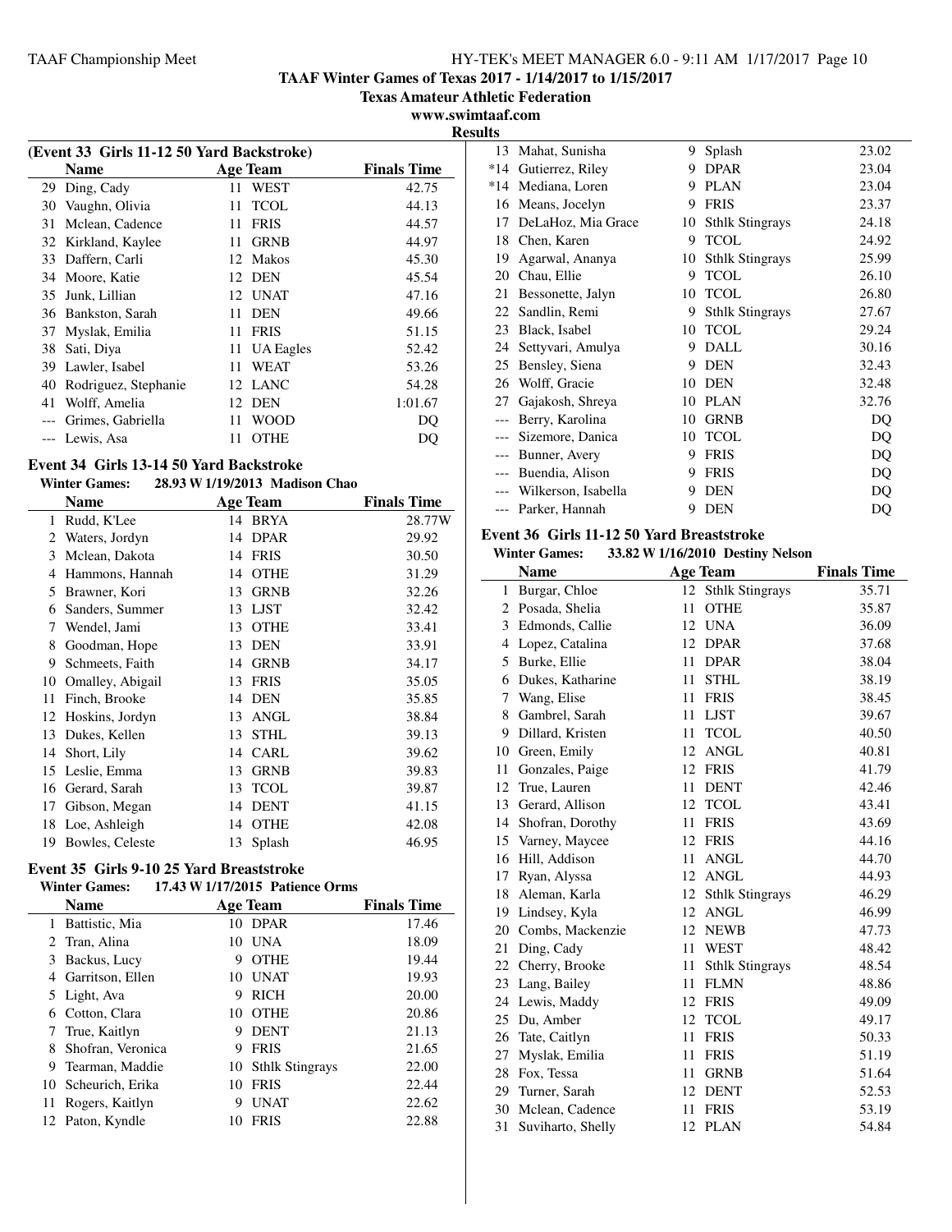## TAAF Winter Games of Texas 2017 - 1/14/2017 to 1/15/2017

**Texas Amateur Athletic Federation**

**www.swimtaaf.com**

**Results**

### (Event 33 Girls 11-12 50 Yard Backstroke)

| | Name | Age | Team | Finals Time |
|---|---|---|---|---|
| 29 | Ding, Cady | 11 | WEST | 42.75 |
| 30 | Vaughn, Olivia | 11 | TCOL | 44.13 |
| 31 | Mclean, Cadence | 11 | FRIS | 44.57 |
| 32 | Kirkland, Kaylee | 11 | GRNB | 44.97 |
| 33 | Daffern, Carli | 12 | Makos | 45.30 |
| 34 | Moore, Katie | 12 | DEN | 45.54 |
| 35 | Junk, Lillian | 12 | UNAT | 47.16 |
| 36 | Bankston, Sarah | 11 | DEN | 49.66 |
| 37 | Myslak, Emilia | 11 | FRIS | 51.15 |
| 38 | Sati, Diya | 11 | UA Eagles | 52.42 |
| 39 | Lawler, Isabel | 11 | WEAT | 53.26 |
| 40 | Rodriguez, Stephanie | 12 | LANC | 54.28 |
| 41 | Wolff, Amelia | 12 | DEN | 1:01.67 |
| --- | Grimes, Gabriella | 11 | WOOD | DQ |
| --- | Lewis, Asa | 11 | OTHE | DQ |

### Event 34 Girls 13-14 50 Yard Backstroke

**Winter Games:** 28.93 W 1/19/2013 Madison Chao

| | Name | Age | Team | Finals Time |
|---|---|---|---|---|
| 1 | Rudd, K'Lee | 14 | BRYA | 28.77W |
| 2 | Waters, Jordyn | 14 | DPAR | 29.92 |
| 3 | Mclean, Dakota | 14 | FRIS | 30.50 |
| 4 | Hammons, Hannah | 14 | OTHE | 31.29 |
| 5 | Brawner, Kori | 13 | GRNB | 32.26 |
| 6 | Sanders, Summer | 13 | LJST | 32.42 |
| 7 | Wendel, Jami | 13 | OTHE | 33.41 |
| 8 | Goodman, Hope | 13 | DEN | 33.91 |
| 9 | Schmeets, Faith | 14 | GRNB | 34.17 |
| 10 | Omalley, Abigail | 13 | FRIS | 35.05 |
| 11 | Finch, Brooke | 14 | DEN | 35.85 |
| 12 | Hoskins, Jordyn | 13 | ANGL | 38.84 |
| 13 | Dukes, Kellen | 13 | STHL | 39.13 |
| 14 | Short, Lily | 14 | CARL | 39.62 |
| 15 | Leslie, Emma | 13 | GRNB | 39.83 |
| 16 | Gerard, Sarah | 13 | TCOL | 39.87 |
| 17 | Gibson, Megan | 14 | DENT | 41.15 |
| 18 | Loe, Ashleigh | 14 | OTHE | 42.08 |
| 19 | Bowles, Celeste | 13 | Splash | 46.95 |

### Event 35 Girls 9-10 25 Yard Breaststroke

**Winter Games:** 17.43 W 1/17/2015 Patience Orms

| | Name | Age | Team | Finals Time |
|---|---|---|---|---|
| 1 | Battistic, Mia | 10 | DPAR | 17.46 |
| 2 | Tran, Alina | 10 | UNA | 18.09 |
| 3 | Backus, Lucy | 9 | OTHE | 19.44 |
| 4 | Garritson, Ellen | 10 | UNAT | 19.93 |
| 5 | Light, Ava | 9 | RICH | 20.00 |
| 6 | Cotton, Clara | 10 | OTHE | 20.86 |
| 7 | True, Kaitlyn | 9 | DENT | 21.13 |
| 8 | Shofran, Veronica | 9 | FRIS | 21.65 |
| 9 | Tearman, Maddie | 10 | Sthlk Stingrays | 22.00 |
| 10 | Scheurich, Erika | 10 | FRIS | 22.44 |
| 11 | Rogers, Kaitlyn | 9 | UNAT | 22.62 |
| 12 | Paton, Kyndle | 10 | FRIS | 22.88 |
| 13 | Mahat, Sunisha | 9 | Splash | 23.02 |
| *14 | Gutierrez, Riley | 9 | DPAR | 23.04 |
| *14 | Mediana, Loren | 9 | PLAN | 23.04 |
| 16 | Means, Jocelyn | 9 | FRIS | 23.37 |
| 17 | DeLaHoz, Mia Grace | 10 | Sthlk Stingrays | 24.18 |
| 18 | Chen, Karen | 9 | TCOL | 24.92 |
| 19 | Agarwal, Ananya | 10 | Sthlk Stingrays | 25.99 |
| 20 | Chau, Ellie | 9 | TCOL | 26.10 |
| 21 | Bessonette, Jalyn | 10 | TCOL | 26.80 |
| 22 | Sandlin, Remi | 9 | Sthlk Stingrays | 27.67 |
| 23 | Black, Isabel | 10 | TCOL | 29.24 |
| 24 | Settyvari, Amulya | 9 | DALL | 30.16 |
| 25 | Bensley, Siena | 9 | DEN | 32.43 |
| 26 | Wolff, Gracie | 10 | DEN | 32.48 |
| 27 | Gajakosh, Shreya | 10 | PLAN | 32.76 |
| --- | Berry, Karolina | 10 | GRNB | DQ |
| --- | Sizemore, Danica | 10 | TCOL | DQ |
| --- | Bunner, Avery | 9 | FRIS | DQ |
| --- | Buendia, Alison | 9 | FRIS | DQ |
| --- | Wilkerson, Isabella | 9 | DEN | DQ |
| --- | Parker, Hannah | 9 | DEN | DQ |

### Event 36 Girls 11-12 50 Yard Breaststroke

**Winter Games:** 33.82 W 1/16/2010 Destiny Nelson

| | Name | Age | Team | Finals Time |
|---|---|---|---|---|
| 1 | Burgar, Chloe | 12 | Sthlk Stingrays | 35.71 |
| 2 | Posada, Shelia | 11 | OTHE | 35.87 |
| 3 | Edmonds, Callie | 12 | UNA | 36.09 |
| 4 | Lopez, Catalina | 12 | DPAR | 37.68 |
| 5 | Burke, Ellie | 11 | DPAR | 38.04 |
| 6 | Dukes, Katharine | 11 | STHL | 38.19 |
| 7 | Wang, Elise | 11 | FRIS | 38.45 |
| 8 | Gambrel, Sarah | 11 | LJST | 39.67 |
| 9 | Dillard, Kristen | 11 | TCOL | 40.50 |
| 10 | Green, Emily | 12 | ANGL | 40.81 |
| 11 | Gonzales, Paige | 12 | FRIS | 41.79 |
| 12 | True, Lauren | 11 | DENT | 42.46 |
| 13 | Gerard, Allison | 12 | TCOL | 43.41 |
| 14 | Shofran, Dorothy | 11 | FRIS | 43.69 |
| 15 | Varney, Maycee | 12 | FRIS | 44.16 |
| 16 | Hill, Addison | 11 | ANGL | 44.70 |
| 17 | Ryan, Alyssa | 12 | ANGL | 44.93 |
| 18 | Aleman, Karla | 12 | Sthlk Stingrays | 46.29 |
| 19 | Lindsey, Kyla | 12 | ANGL | 46.99 |
| 20 | Combs, Mackenzie | 12 | NEWB | 47.73 |
| 21 | Ding, Cady | 11 | WEST | 48.42 |
| 22 | Cherry, Brooke | 11 | Sthlk Stingrays | 48.54 |
| 23 | Lang, Bailey | 11 | FLMN | 48.86 |
| 24 | Lewis, Maddy | 12 | FRIS | 49.09 |
| 25 | Du, Amber | 12 | TCOL | 49.17 |
| 26 | Tate, Caitlyn | 11 | FRIS | 50.33 |
| 27 | Myslak, Emilia | 11 | FRIS | 51.19 |
| 28 | Fox, Tessa | 11 | GRNB | 51.64 |
| 29 | Turner, Sarah | 12 | DENT | 52.53 |
| 30 | Mclean, Cadence | 11 | FRIS | 53.19 |
| 31 | Suviharto, Shelly | 12 | PLAN | 54.84 |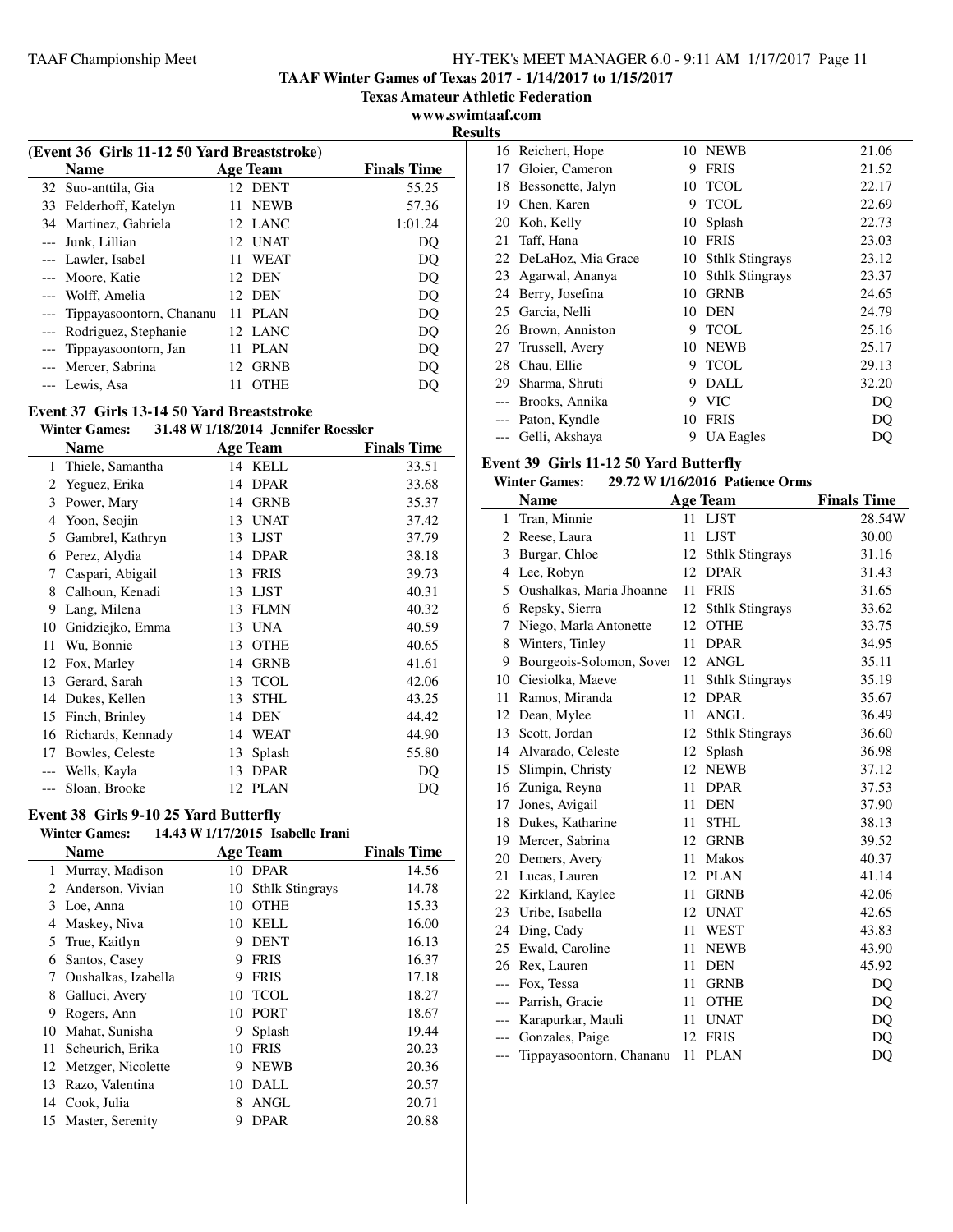**TAAF Winter Games of Texas 2017 - 1/14/2017 to 1/15/2017**

**Texas Amateur Athletic Federation**

**www.swimtaaf.com**

**Results**

### (Event 36 Girls 11-12 50 Yard Breaststroke)

| | Name | Age | Team | Finals Time |
|---|---|---|---|---|
| 32 | Suo-anttila, Gia | 12 | DENT | 55.25 |
| 33 | Felderhoff, Katelyn | 11 | NEWB | 57.36 |
| 34 | Martinez, Gabriela | 12 | LANC | 1:01.24 |
| --- | Junk, Lillian | 12 | UNAT | DQ |
| --- | Lawler, Isabel | 11 | WEAT | DQ |
| --- | Moore, Katie | 12 | DEN | DQ |
| --- | Wolff, Amelia | 12 | DEN | DQ |
| --- | Tippayasoontorn, Chananu | 11 | PLAN | DQ |
| --- | Rodriguez, Stephanie | 12 | LANC | DQ |
| --- | Tippayasoontorn, Jan | 11 | PLAN | DQ |
| --- | Mercer, Sabrina | 12 | GRNB | DQ |
| --- | Lewis, Asa | 11 | OTHE | DQ |

### Event 37 Girls 13-14 50 Yard Breaststroke

**Winter Games:** 31.48 W 1/18/2014 Jennifer Roessler

| | Name | Age | Team | Finals Time |
|---|---|---|---|---|
| 1 | Thiele, Samantha | 14 | KELL | 33.51 |
| 2 | Yeguez, Erika | 14 | DPAR | 33.68 |
| 3 | Power, Mary | 14 | GRNB | 35.37 |
| 4 | Yoon, Seojin | 13 | UNAT | 37.42 |
| 5 | Gambrel, Kathryn | 13 | LJST | 37.79 |
| 6 | Perez, Alydia | 14 | DPAR | 38.18 |
| 7 | Caspari, Abigail | 13 | FRIS | 39.73 |
| 8 | Calhoun, Kenadi | 13 | LJST | 40.31 |
| 9 | Lang, Milena | 13 | FLMN | 40.32 |
| 10 | Gnidziejko, Emma | 13 | UNA | 40.59 |
| 11 | Wu, Bonnie | 13 | OTHE | 40.65 |
| 12 | Fox, Marley | 14 | GRNB | 41.61 |
| 13 | Gerard, Sarah | 13 | TCOL | 42.06 |
| 14 | Dukes, Kellen | 13 | STHL | 43.25 |
| 15 | Finch, Brinley | 14 | DEN | 44.42 |
| 16 | Richards, Kennady | 14 | WEAT | 44.90 |
| 17 | Bowles, Celeste | 13 | Splash | 55.80 |
| --- | Wells, Kayla | 13 | DPAR | DQ |
| --- | Sloan, Brooke | 12 | PLAN | DQ |

### Event 38 Girls 9-10 25 Yard Butterfly

**Winter Games:** 14.43 W 1/17/2015 Isabelle Irani

| | Name | Age | Team | Finals Time |
|---|---|---|---|---|
| 1 | Murray, Madison | 10 | DPAR | 14.56 |
| 2 | Anderson, Vivian | 10 | Sthlk Stingrays | 14.78 |
| 3 | Loe, Anna | 10 | OTHE | 15.33 |
| 4 | Maskey, Niva | 10 | KELL | 16.00 |
| 5 | True, Kaitlyn | 9 | DENT | 16.13 |
| 6 | Santos, Casey | 9 | FRIS | 16.37 |
| 7 | Oushalkas, Izabella | 9 | FRIS | 17.18 |
| 8 | Galluci, Avery | 10 | TCOL | 18.27 |
| 9 | Rogers, Ann | 10 | PORT | 18.67 |
| 10 | Mahat, Sunisha | 9 | Splash | 19.44 |
| 11 | Scheurich, Erika | 10 | FRIS | 20.23 |
| 12 | Metzger, Nicolette | 9 | NEWB | 20.36 |
| 13 | Razo, Valentina | 10 | DALL | 20.57 |
| 14 | Cook, Julia | 8 | ANGL | 20.71 |
| 15 | Master, Serenity | 9 | DPAR | 20.88 |
| 16 | Reichert, Hope | 10 | NEWB | 21.06 |
| 17 | Gloier, Cameron | 9 | FRIS | 21.52 |
| 18 | Bessonette, Jalyn | 10 | TCOL | 22.17 |
| 19 | Chen, Karen | 9 | TCOL | 22.69 |
| 20 | Koh, Kelly | 10 | Splash | 22.73 |
| 21 | Taff, Hana | 10 | FRIS | 23.03 |
| 22 | DeLaHoz, Mia Grace | 10 | Sthlk Stingrays | 23.12 |
| 23 | Agarwal, Ananya | 10 | Sthlk Stingrays | 23.37 |
| 24 | Berry, Josefina | 10 | GRNB | 24.65 |
| 25 | Garcia, Nelli | 10 | DEN | 24.79 |
| 26 | Brown, Anniston | 9 | TCOL | 25.16 |
| 27 | Trussell, Avery | 10 | NEWB | 25.17 |
| 28 | Chau, Ellie | 9 | TCOL | 29.13 |
| 29 | Sharma, Shruti | 9 | DALL | 32.20 |
| --- | Brooks, Annika | 9 | VIC | DQ |
| --- | Paton, Kyndle | 10 | FRIS | DQ |
| --- | Gelli, Akshaya | 9 | UA Eagles | DQ |

### Event 39 Girls 11-12 50 Yard Butterfly

**Winter Games:** 29.72 W 1/16/2016 Patience Orms

| | Name | Age | Team | Finals Time |
|---|---|---|---|---|
| 1 | Tran, Minnie | 11 | LJST | 28.54W |
| 2 | Reese, Laura | 11 | LJST | 30.00 |
| 3 | Burgar, Chloe | 12 | Sthlk Stingrays | 31.16 |
| 4 | Lee, Robyn | 12 | DPAR | 31.43 |
| 5 | Oushalkas, Maria Jhoanne | 11 | FRIS | 31.65 |
| 6 | Repsky, Sierra | 12 | Sthlk Stingrays | 33.62 |
| 7 | Niego, Marla Antonette | 12 | OTHE | 33.75 |
| 8 | Winters, Tinley | 11 | DPAR | 34.95 |
| 9 | Bourgeois-Solomon, Sover | 12 | ANGL | 35.11 |
| 10 | Ciesiolka, Maeve | 11 | Sthlk Stingrays | 35.19 |
| 11 | Ramos, Miranda | 12 | DPAR | 35.67 |
| 12 | Dean, Mylee | 11 | ANGL | 36.49 |
| 13 | Scott, Jordan | 12 | Sthlk Stingrays | 36.60 |
| 14 | Alvarado, Celeste | 12 | Splash | 36.98 |
| 15 | Slimpin, Christy | 12 | NEWB | 37.12 |
| 16 | Zuniga, Reyna | 11 | DPAR | 37.53 |
| 17 | Jones, Avigail | 11 | DEN | 37.90 |
| 18 | Dukes, Katharine | 11 | STHL | 38.13 |
| 19 | Mercer, Sabrina | 12 | GRNB | 39.52 |
| 20 | Demers, Avery | 11 | Makos | 40.37 |
| 21 | Lucas, Lauren | 12 | PLAN | 41.14 |
| 22 | Kirkland, Kaylee | 11 | GRNB | 42.06 |
| 23 | Uribe, Isabella | 12 | UNAT | 42.65 |
| 24 | Ding, Cady | 11 | WEST | 43.83 |
| 25 | Ewald, Caroline | 11 | NEWB | 43.90 |
| 26 | Rex, Lauren | 11 | DEN | 45.92 |
| --- | Fox, Tessa | 11 | GRNB | DQ |
| --- | Parrish, Gracie | 11 | OTHE | DQ |
| --- | Karapurkar, Mauli | 11 | UNAT | DQ |
| --- | Gonzales, Paige | 12 | FRIS | DQ |
| --- | Tippayasoontorn, Chananu | 11 | PLAN | DQ |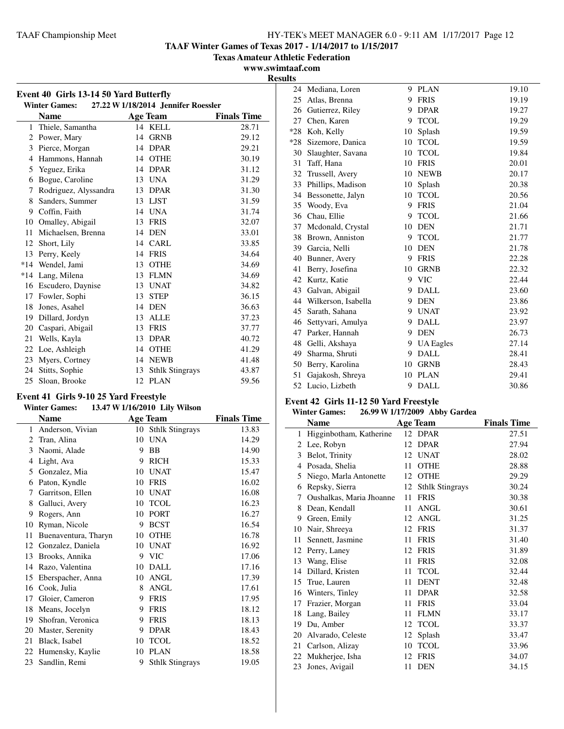TAAF Winter Games of Texas 2017 - 1/14/2017 to 1/15/2017

Texas Amateur Athletic Federation

www.swimtaaf.com

Results

## Event 40 Girls 13-14 50 Yard Butterfly

Winter Games: 27.22 W 1/18/2014 Jennifer Roessler

| | Name | Age | Team | Finals Time |
|---|---|---|---|---|
| 1 | Thiele, Samantha | 14 | KELL | 28.71 |
| 2 | Power, Mary | 14 | GRNB | 29.12 |
| 3 | Pierce, Morgan | 14 | DPAR | 29.21 |
| 4 | Hammons, Hannah | 14 | OTHE | 30.19 |
| 5 | Yeguez, Erika | 14 | DPAR | 31.12 |
| 6 | Bogue, Caroline | 13 | UNA | 31.29 |
| 7 | Rodriguez, Alyssandra | 13 | DPAR | 31.30 |
| 8 | Sanders, Summer | 13 | LJST | 31.59 |
| 9 | Coffin, Faith | 14 | UNA | 31.74 |
| 10 | Omalley, Abigail | 13 | FRIS | 32.07 |
| 11 | Michaelsen, Brenna | 14 | DEN | 33.01 |
| 12 | Short, Lily | 14 | CARL | 33.85 |
| 13 | Perry, Keely | 14 | FRIS | 34.64 |
| *14 | Wendel, Jami | 13 | OTHE | 34.69 |
| *14 | Lang, Milena | 13 | FLMN | 34.69 |
| 16 | Escudero, Daynise | 13 | UNAT | 34.82 |
| 17 | Fowler, Sophi | 13 | STEP | 36.15 |
| 18 | Jones, Asahel | 14 | DEN | 36.63 |
| 19 | Dillard, Jordyn | 13 | ALLE | 37.23 |
| 20 | Caspari, Abigail | 13 | FRIS | 37.77 |
| 21 | Wells, Kayla | 13 | DPAR | 40.72 |
| 22 | Loe, Ashleigh | 14 | OTHE | 41.29 |
| 23 | Myers, Cortney | 14 | NEWB | 41.48 |
| 24 | Stitts, Sophie | 13 | Sthlk Stingrays | 43.87 |
| 25 | Sloan, Brooke | 12 | PLAN | 59.56 |

## Event 41 Girls 9-10 25 Yard Freestyle

Winter Games: 13.47 W 1/16/2010 Lily Wilson

| | Name | Age | Team | Finals Time |
|---|---|---|---|---|
| 1 | Anderson, Vivian | 10 | Sthlk Stingrays | 13.83 |
| 2 | Tran, Alina | 10 | UNA | 14.29 |
| 3 | Naomi, Alade | 9 | BB | 14.90 |
| 4 | Light, Ava | 9 | RICH | 15.33 |
| 5 | Gonzalez, Mia | 10 | UNAT | 15.47 |
| 6 | Paton, Kyndle | 10 | FRIS | 16.02 |
| 7 | Garritson, Ellen | 10 | UNAT | 16.08 |
| 8 | Galluci, Avery | 10 | TCOL | 16.23 |
| 9 | Rogers, Ann | 10 | PORT | 16.27 |
| 10 | Ryman, Nicole | 9 | BCST | 16.54 |
| 11 | Buenaventura, Tharyn | 10 | OTHE | 16.78 |
| 12 | Gonzalez, Daniela | 10 | UNAT | 16.92 |
| 13 | Brooks, Annika | 9 | VIC | 17.06 |
| 14 | Razo, Valentina | 10 | DALL | 17.16 |
| 15 | Eberspacher, Anna | 10 | ANGL | 17.39 |
| 16 | Cook, Julia | 8 | ANGL | 17.61 |
| 17 | Gloier, Cameron | 9 | FRIS | 17.95 |
| 18 | Means, Jocelyn | 9 | FRIS | 18.12 |
| 19 | Shofran, Veronica | 9 | FRIS | 18.13 |
| 20 | Master, Serenity | 9 | DPAR | 18.43 |
| 21 | Black, Isabel | 10 | TCOL | 18.52 |
| 22 | Humensky, Kaylie | 10 | PLAN | 18.58 |
| 23 | Sandlin, Remi | 9 | Sthlk Stingrays | 19.05 |
| 24 | Mediana, Loren | 9 | PLAN | 19.10 |
| 25 | Atlas, Brenna | 9 | FRIS | 19.19 |
| 26 | Gutierrez, Riley | 9 | DPAR | 19.27 |
| 27 | Chen, Karen | 9 | TCOL | 19.29 |
| *28 | Koh, Kelly | 10 | Splash | 19.59 |
| *28 | Sizemore, Danica | 10 | TCOL | 19.59 |
| 30 | Slaughter, Savana | 10 | TCOL | 19.84 |
| 31 | Taff, Hana | 10 | FRIS | 20.01 |
| 32 | Trussell, Avery | 10 | NEWB | 20.17 |
| 33 | Phillips, Madison | 10 | Splash | 20.38 |
| 34 | Bessonette, Jalyn | 10 | TCOL | 20.56 |
| 35 | Woody, Eva | 9 | FRIS | 21.04 |
| 36 | Chau, Ellie | 9 | TCOL | 21.66 |
| 37 | Mcdonald, Crystal | 10 | DEN | 21.71 |
| 38 | Brown, Anniston | 9 | TCOL | 21.77 |
| 39 | Garcia, Nelli | 10 | DEN | 21.78 |
| 40 | Bunner, Avery | 9 | FRIS | 22.28 |
| 41 | Berry, Josefina | 10 | GRNB | 22.32 |
| 42 | Kurtz, Katie | 9 | VIC | 22.44 |
| 43 | Galvan, Abigail | 9 | DALL | 23.60 |
| 44 | Wilkerson, Isabella | 9 | DEN | 23.86 |
| 45 | Sarath, Sahana | 9 | UNAT | 23.92 |
| 46 | Settyvari, Amulya | 9 | DALL | 23.97 |
| 47 | Parker, Hannah | 9 | DEN | 26.73 |
| 48 | Gelli, Akshaya | 9 | UA Eagles | 27.14 |
| 49 | Sharma, Shruti | 9 | DALL | 28.41 |
| 50 | Berry, Karolina | 10 | GRNB | 28.43 |
| 51 | Gajakosh, Shreya | 10 | PLAN | 29.41 |
| 52 | Lucio, Lizbeth | 9 | DALL | 30.86 |

## Event 42 Girls 11-12 50 Yard Freestyle

Winter Games: 26.99 W 1/17/2009 Abby Gardea

| | Name | Age | Team | Finals Time |
|---|---|---|---|---|
| 1 | Higginbotham, Katherine | 12 | DPAR | 27.51 |
| 2 | Lee, Robyn | 12 | DPAR | 27.94 |
| 3 | Belot, Trinity | 12 | UNAT | 28.02 |
| 4 | Posada, Shelia | 11 | OTHE | 28.88 |
| 5 | Niego, Marla Antonette | 12 | OTHE | 29.29 |
| 6 | Repsky, Sierra | 12 | Sthlk Stingrays | 30.24 |
| 7 | Oushalkas, Maria Jhoanne | 11 | FRIS | 30.38 |
| 8 | Dean, Kendall | 11 | ANGL | 30.61 |
| 9 | Green, Emily | 12 | ANGL | 31.25 |
| 10 | Nair, Shreeya | 12 | FRIS | 31.37 |
| 11 | Sennett, Jasmine | 11 | FRIS | 31.40 |
| 12 | Perry, Laney | 12 | FRIS | 31.89 |
| 13 | Wang, Elise | 11 | FRIS | 32.08 |
| 14 | Dillard, Kristen | 11 | TCOL | 32.44 |
| 15 | True, Lauren | 11 | DENT | 32.48 |
| 16 | Winters, Tinley | 11 | DPAR | 32.58 |
| 17 | Frazier, Morgan | 11 | FRIS | 33.04 |
| 18 | Lang, Bailey | 11 | FLMN | 33.17 |
| 19 | Du, Amber | 12 | TCOL | 33.37 |
| 20 | Alvarado, Celeste | 12 | Splash | 33.47 |
| 21 | Carlson, Alizay | 10 | TCOL | 33.96 |
| 22 | Mukherjee, Isha | 12 | FRIS | 34.07 |
| 23 | Jones, Avigail | 11 | DEN | 34.15 |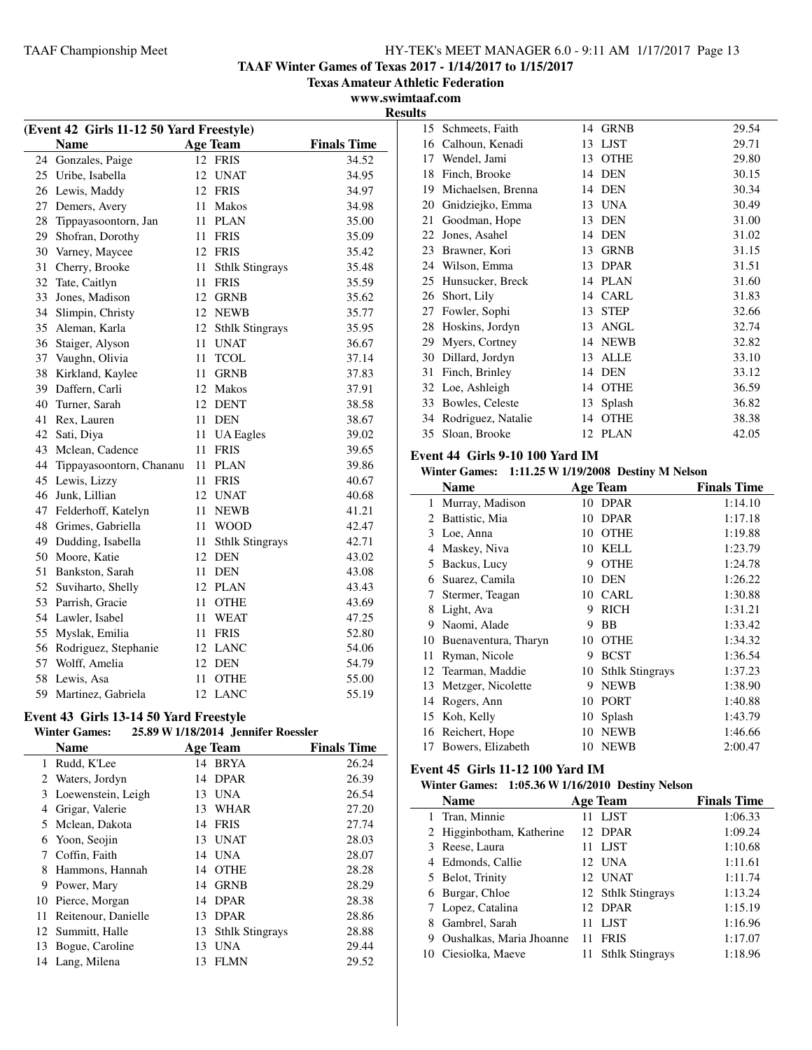TAAF Winter Games of Texas 2017 - 1/14/2017 to 1/15/2017

Texas Amateur Athletic Federation

www.swimtaaf.com

Results

### (Event 42 Girls 11-12 50 Yard Freestyle)

| | Name | Age | Team | Finals Time |
|---|---|---|---|---|
| 24 | Gonzales, Paige | 12 | FRIS | 34.52 |
| 25 | Uribe, Isabella | 12 | UNAT | 34.95 |
| 26 | Lewis, Maddy | 12 | FRIS | 34.97 |
| 27 | Demers, Avery | 11 | Makos | 34.98 |
| 28 | Tippayasoontorn, Jan | 11 | PLAN | 35.00 |
| 29 | Shofran, Dorothy | 11 | FRIS | 35.09 |
| 30 | Varney, Maycee | 12 | FRIS | 35.42 |
| 31 | Cherry, Brooke | 11 | Sthlk Stingrays | 35.48 |
| 32 | Tate, Caitlyn | 11 | FRIS | 35.59 |
| 33 | Jones, Madison | 12 | GRNB | 35.62 |
| 34 | Slimpin, Christy | 12 | NEWB | 35.77 |
| 35 | Aleman, Karla | 12 | Sthlk Stingrays | 35.95 |
| 36 | Staiger, Alyson | 11 | UNAT | 36.67 |
| 37 | Vaughn, Olivia | 11 | TCOL | 37.14 |
| 38 | Kirkland, Kaylee | 11 | GRNB | 37.83 |
| 39 | Daffern, Carli | 12 | Makos | 37.91 |
| 40 | Turner, Sarah | 12 | DENT | 38.58 |
| 41 | Rex, Lauren | 11 | DEN | 38.67 |
| 42 | Sati, Diya | 11 | UA Eagles | 39.02 |
| 43 | Mclean, Cadence | 11 | FRIS | 39.65 |
| 44 | Tippayasoontorn, Chananu | 11 | PLAN | 39.86 |
| 45 | Lewis, Lizzy | 11 | FRIS | 40.67 |
| 46 | Junk, Lillian | 12 | UNAT | 40.68 |
| 47 | Felderhoff, Katelyn | 11 | NEWB | 41.21 |
| 48 | Grimes, Gabriella | 11 | WOOD | 42.47 |
| 49 | Dudding, Isabella | 11 | Sthlk Stingrays | 42.71 |
| 50 | Moore, Katie | 12 | DEN | 43.02 |
| 51 | Bankston, Sarah | 11 | DEN | 43.08 |
| 52 | Suviharto, Shelly | 12 | PLAN | 43.43 |
| 53 | Parrish, Gracie | 11 | OTHE | 43.69 |
| 54 | Lawler, Isabel | 11 | WEAT | 47.25 |
| 55 | Myslak, Emilia | 11 | FRIS | 52.80 |
| 56 | Rodriguez, Stephanie | 12 | LANC | 54.06 |
| 57 | Wolff, Amelia | 12 | DEN | 54.79 |
| 58 | Lewis, Asa | 11 | OTHE | 55.00 |
| 59 | Martinez, Gabriela | 12 | LANC | 55.19 |

### Event 43 Girls 13-14 50 Yard Freestyle

**Winter Games: 25.89 W 1/18/2014 Jennifer Roessler**

| | Name | Age | Team | Finals Time |
|---|---|---|---|---|
| 1 | Rudd, K'Lee | 14 | BRYA | 26.24 |
| 2 | Waters, Jordyn | 14 | DPAR | 26.39 |
| 3 | Loewenstein, Leigh | 13 | UNA | 26.54 |
| 4 | Grigar, Valerie | 13 | WHAR | 27.20 |
| 5 | Mclean, Dakota | 14 | FRIS | 27.74 |
| 6 | Yoon, Seojin | 13 | UNAT | 28.03 |
| 7 | Coffin, Faith | 14 | UNA | 28.07 |
| 8 | Hammons, Hannah | 14 | OTHE | 28.28 |
| 9 | Power, Mary | 14 | GRNB | 28.29 |
| 10 | Pierce, Morgan | 14 | DPAR | 28.38 |
| 11 | Reitenour, Danielle | 13 | DPAR | 28.86 |
| 12 | Summitt, Halle | 13 | Sthlk Stingrays | 28.88 |
| 13 | Bogue, Caroline | 13 | UNA | 29.44 |
| 14 | Lang, Milena | 13 | FLMN | 29.52 |
| 15 | Schmeets, Faith | 14 | GRNB | 29.54 |
| 16 | Calhoun, Kenadi | 13 | LJST | 29.71 |
| 17 | Wendel, Jami | 13 | OTHE | 29.80 |
| 18 | Finch, Brooke | 14 | DEN | 30.15 |
| 19 | Michaelsen, Brenna | 14 | DEN | 30.34 |
| 20 | Gnidziejko, Emma | 13 | UNA | 30.49 |
| 21 | Goodman, Hope | 13 | DEN | 31.00 |
| 22 | Jones, Asahel | 14 | DEN | 31.02 |
| 23 | Brawner, Kori | 13 | GRNB | 31.15 |
| 24 | Wilson, Emma | 13 | DPAR | 31.51 |
| 25 | Hunsucker, Breck | 14 | PLAN | 31.60 |
| 26 | Short, Lily | 14 | CARL | 31.83 |
| 27 | Fowler, Sophi | 13 | STEP | 32.66 |
| 28 | Hoskins, Jordyn | 13 | ANGL | 32.74 |
| 29 | Myers, Cortney | 14 | NEWB | 32.82 |
| 30 | Dillard, Jordyn | 13 | ALLE | 33.10 |
| 31 | Finch, Brinley | 14 | DEN | 33.12 |
| 32 | Loe, Ashleigh | 14 | OTHE | 36.59 |
| 33 | Bowles, Celeste | 13 | Splash | 36.82 |
| 34 | Rodriguez, Natalie | 14 | OTHE | 38.38 |
| 35 | Sloan, Brooke | 12 | PLAN | 42.05 |

### Event 44 Girls 9-10 100 Yard IM

**Winter Games: 1:11.25 W 1/19/2008 Destiny M Nelson**

| | Name | Age | Team | Finals Time |
|---|---|---|---|---|
| 1 | Murray, Madison | 10 | DPAR | 1:14.10 |
| 2 | Battistic, Mia | 10 | DPAR | 1:17.18 |
| 3 | Loe, Anna | 10 | OTHE | 1:19.88 |
| 4 | Maskey, Niva | 10 | KELL | 1:23.79 |
| 5 | Backus, Lucy | 9 | OTHE | 1:24.78 |
| 6 | Suarez, Camila | 10 | DEN | 1:26.22 |
| 7 | Stermer, Teagan | 10 | CARL | 1:30.88 |
| 8 | Light, Ava | 9 | RICH | 1:31.21 |
| 9 | Naomi, Alade | 9 | BB | 1:33.42 |
| 10 | Buenaventura, Tharyn | 10 | OTHE | 1:34.32 |
| 11 | Ryman, Nicole | 9 | BCST | 1:36.54 |
| 12 | Tearman, Maddie | 10 | Sthlk Stingrays | 1:37.23 |
| 13 | Metzger, Nicolette | 9 | NEWB | 1:38.90 |
| 14 | Rogers, Ann | 10 | PORT | 1:40.88 |
| 15 | Koh, Kelly | 10 | Splash | 1:43.79 |
| 16 | Reichert, Hope | 10 | NEWB | 1:46.66 |
| 17 | Bowers, Elizabeth | 10 | NEWB | 2:00.47 |

### Event 45 Girls 11-12 100 Yard IM

**Winter Games: 1:05.36 W 1/16/2010 Destiny Nelson**

| | Name | Age | Team | Finals Time |
|---|---|---|---|---|
| 1 | Tran, Minnie | 11 | LJST | 1:06.33 |
| 2 | Higginbotham, Katherine | 12 | DPAR | 1:09.24 |
| 3 | Reese, Laura | 11 | LJST | 1:10.68 |
| 4 | Edmonds, Callie | 12 | UNA | 1:11.61 |
| 5 | Belot, Trinity | 12 | UNAT | 1:11.74 |
| 6 | Burgar, Chloe | 12 | Sthlk Stingrays | 1:13.24 |
| 7 | Lopez, Catalina | 12 | DPAR | 1:15.19 |
| 8 | Gambrel, Sarah | 11 | LJST | 1:16.96 |
| 9 | Oushalkas, Maria Jhoanne | 11 | FRIS | 1:17.07 |
| 10 | Ciesiolka, Maeve | 11 | Sthlk Stingrays | 1:18.96 |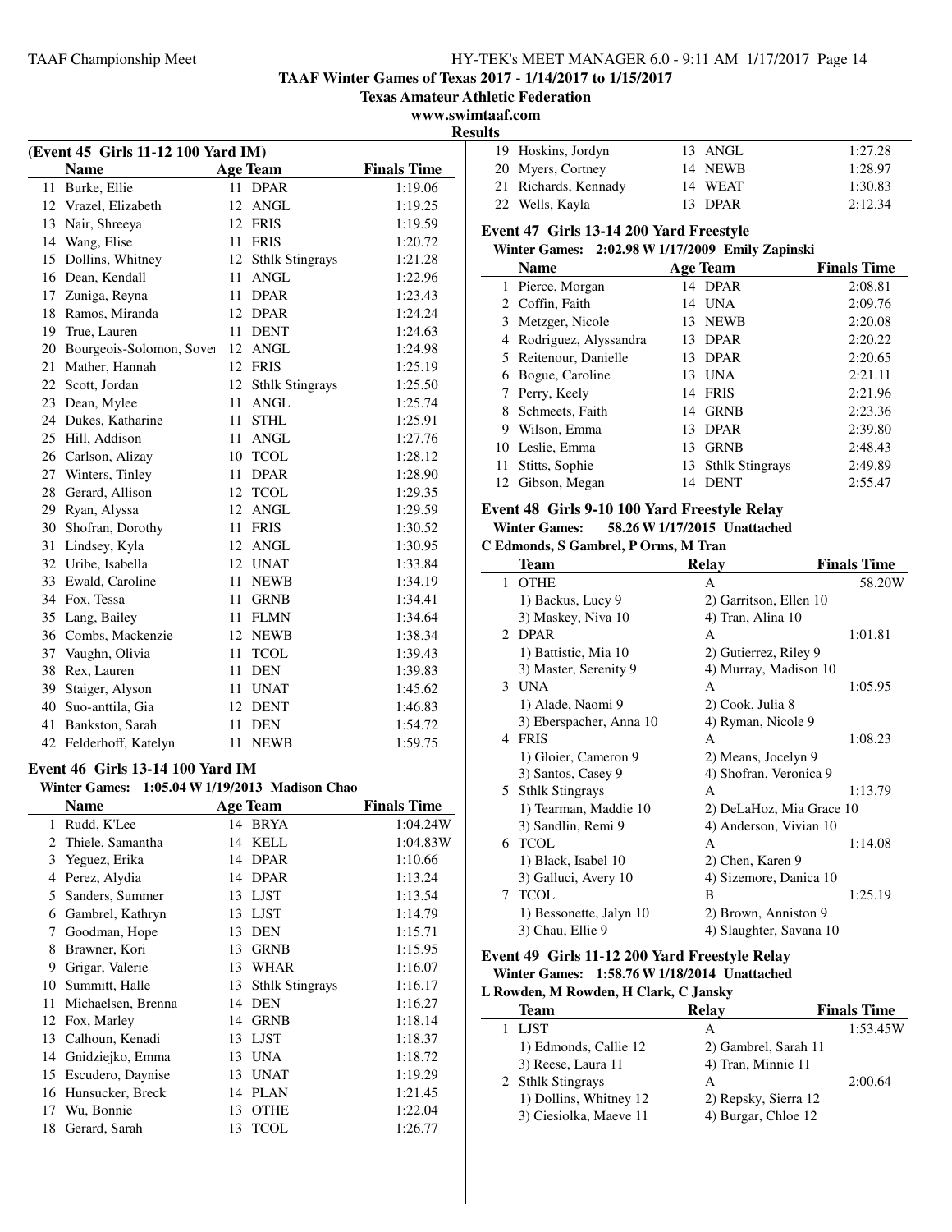## TAAF Winter Games of Texas 2017 - 1/14/2017 to 1/15/2017

**Texas Amateur Athletic Federation**

**www.swimtaaf.com**

**Results**

### (Event 45 Girls 11-12 100 Yard IM)

| | Name | Age | Team | Finals Time |
|---|---|---|---|---|
| 11 | Burke, Ellie | 11 | DPAR | 1:19.06 |
| 12 | Vrazel, Elizabeth | 12 | ANGL | 1:19.25 |
| 13 | Nair, Shreeya | 12 | FRIS | 1:19.59 |
| 14 | Wang, Elise | 11 | FRIS | 1:20.72 |
| 15 | Dollins, Whitney | 12 | Sthlk Stingrays | 1:21.28 |
| 16 | Dean, Kendall | 11 | ANGL | 1:22.96 |
| 17 | Zuniga, Reyna | 11 | DPAR | 1:23.43 |
| 18 | Ramos, Miranda | 12 | DPAR | 1:24.24 |
| 19 | True, Lauren | 11 | DENT | 1:24.63 |
| 20 | Bourgeois-Solomon, Sover | 12 | ANGL | 1:24.98 |
| 21 | Mather, Hannah | 12 | FRIS | 1:25.19 |
| 22 | Scott, Jordan | 12 | Sthlk Stingrays | 1:25.50 |
| 23 | Dean, Mylee | 11 | ANGL | 1:25.74 |
| 24 | Dukes, Katharine | 11 | STHL | 1:25.91 |
| 25 | Hill, Addison | 11 | ANGL | 1:27.76 |
| 26 | Carlson, Alizay | 10 | TCOL | 1:28.12 |
| 27 | Winters, Tinley | 11 | DPAR | 1:28.90 |
| 28 | Gerard, Allison | 12 | TCOL | 1:29.35 |
| 29 | Ryan, Alyssa | 12 | ANGL | 1:29.59 |
| 30 | Shofran, Dorothy | 11 | FRIS | 1:30.52 |
| 31 | Lindsey, Kyla | 12 | ANGL | 1:30.95 |
| 32 | Uribe, Isabella | 12 | UNAT | 1:33.84 |
| 33 | Ewald, Caroline | 11 | NEWB | 1:34.19 |
| 34 | Fox, Tessa | 11 | GRNB | 1:34.41 |
| 35 | Lang, Bailey | 11 | FLMN | 1:34.64 |
| 36 | Combs, Mackenzie | 12 | NEWB | 1:38.34 |
| 37 | Vaughn, Olivia | 11 | TCOL | 1:39.43 |
| 38 | Rex, Lauren | 11 | DEN | 1:39.83 |
| 39 | Staiger, Alyson | 11 | UNAT | 1:45.62 |
| 40 | Suo-anttila, Gia | 12 | DENT | 1:46.83 |
| 41 | Bankston, Sarah | 11 | DEN | 1:54.72 |
| 42 | Felderhoff, Katelyn | 11 | NEWB | 1:59.75 |

### Event 46 Girls 13-14 100 Yard IM

**Winter Games: 1:05.04 W 1/19/2013 Madison Chao**

| | Name | Age | Team | Finals Time |
|---|---|---|---|---|
| 1 | Rudd, K'Lee | 14 | BRYA | 1:04.24W |
| 2 | Thiele, Samantha | 14 | KELL | 1:04.83W |
| 3 | Yeguez, Erika | 14 | DPAR | 1:10.66 |
| 4 | Perez, Alydia | 14 | DPAR | 1:13.24 |
| 5 | Sanders, Summer | 13 | LJST | 1:13.54 |
| 6 | Gambrel, Kathryn | 13 | LJST | 1:14.79 |
| 7 | Goodman, Hope | 13 | DEN | 1:15.71 |
| 8 | Brawner, Kori | 13 | GRNB | 1:15.95 |
| 9 | Grigar, Valerie | 13 | WHAR | 1:16.07 |
| 10 | Summitt, Halle | 13 | Sthlk Stingrays | 1:16.17 |
| 11 | Michaelsen, Brenna | 14 | DEN | 1:16.27 |
| 12 | Fox, Marley | 14 | GRNB | 1:18.14 |
| 13 | Calhoun, Kenadi | 13 | LJST | 1:18.37 |
| 14 | Gnidziejko, Emma | 13 | UNA | 1:18.72 |
| 15 | Escudero, Daynise | 13 | UNAT | 1:19.29 |
| 16 | Hunsucker, Breck | 14 | PLAN | 1:21.45 |
| 17 | Wu, Bonnie | 13 | OTHE | 1:22.04 |
| 18 | Gerard, Sarah | 13 | TCOL | 1:26.77 |
| 19 | Hoskins, Jordyn | 13 | ANGL | 1:27.28 |
| 20 | Myers, Cortney | 14 | NEWB | 1:28.97 |
| 21 | Richards, Kennady | 14 | WEAT | 1:30.83 |
| 22 | Wells, Kayla | 13 | DPAR | 2:12.34 |

### Event 47 Girls 13-14 200 Yard Freestyle

**Winter Games: 2:02.98 W 1/17/2009 Emily Zapinski**

| | Name | Age | Team | Finals Time |
|---|---|---|---|---|
| 1 | Pierce, Morgan | 14 | DPAR | 2:08.81 |
| 2 | Coffin, Faith | 14 | UNA | 2:09.76 |
| 3 | Metzger, Nicole | 13 | NEWB | 2:20.08 |
| 4 | Rodriguez, Alyssandra | 13 | DPAR | 2:20.22 |
| 5 | Reitenour, Danielle | 13 | DPAR | 2:20.65 |
| 6 | Bogue, Caroline | 13 | UNA | 2:21.11 |
| 7 | Perry, Keely | 14 | FRIS | 2:21.96 |
| 8 | Schmeets, Faith | 14 | GRNB | 2:23.36 |
| 9 | Wilson, Emma | 13 | DPAR | 2:39.80 |
| 10 | Leslie, Emma | 13 | GRNB | 2:48.43 |
| 11 | Stitts, Sophie | 13 | Sthlk Stingrays | 2:49.89 |
| 12 | Gibson, Megan | 14 | DENT | 2:55.47 |

### Event 48 Girls 9-10 100 Yard Freestyle Relay

**Winter Games: 58.26 W 1/17/2015 Unattached**

**C Edmonds, S Gambrel, P Orms, M Tran**

| | Team | Relay | Finals Time |
|---|---|---|---|
| 1 | OTHE | A | 58.20W |
| | 1) Backus, Lucy 9 | 2) Garritson, Ellen 10 | |
| | 3) Maskey, Niva 10 | 4) Tran, Alina 10 | |
| 2 | DPAR | A | 1:01.81 |
| | 1) Battistic, Mia 10 | 2) Gutierrez, Riley 9 | |
| | 3) Master, Serenity 9 | 4) Murray, Madison 10 | |
| 3 | UNA | A | 1:05.95 |
| | 1) Alade, Naomi 9 | 2) Cook, Julia 8 | |
| | 3) Eberspacher, Anna 10 | 4) Ryman, Nicole 9 | |
| 4 | FRIS | A | 1:08.23 |
| | 1) Gloier, Cameron 9 | 2) Means, Jocelyn 9 | |
| | 3) Santos, Casey 9 | 4) Shofran, Veronica 9 | |
| 5 | Sthlk Stingrays | A | 1:13.79 |
| | 1) Tearman, Maddie 10 | 2) DeLaHoz, Mia Grace 10 | |
| | 3) Sandlin, Remi 9 | 4) Anderson, Vivian 10 | |
| 6 | TCOL | A | 1:14.08 |
| | 1) Black, Isabel 10 | 2) Chen, Karen 9 | |
| | 3) Galluci, Avery 10 | 4) Sizemore, Danica 10 | |
| 7 | TCOL | B | 1:25.19 |
| | 1) Bessonette, Jalyn 10 | 2) Brown, Anniston 9 | |
| | 3) Chau, Ellie 9 | 4) Slaughter, Savana 10 | |

### Event 49 Girls 11-12 200 Yard Freestyle Relay

**Winter Games: 1:58.76 W 1/18/2014 Unattached**

**L Rowden, M Rowden, H Clark, C Jansky**

| | Team | Relay | Finals Time |
|---|---|---|---|
| 1 | LJST | A | 1:53.45W |
| | 1) Edmonds, Callie 12 | 2) Gambrel, Sarah 11 | |
| | 3) Reese, Laura 11 | 4) Tran, Minnie 11 | |
| 2 | Sthlk Stingrays | A | 2:00.64 |
| | 1) Dollins, Whitney 12 | 2) Repsky, Sierra 12 | |
| | 3) Ciesiolka, Maeve 11 | 4) Burgar, Chloe 12 | |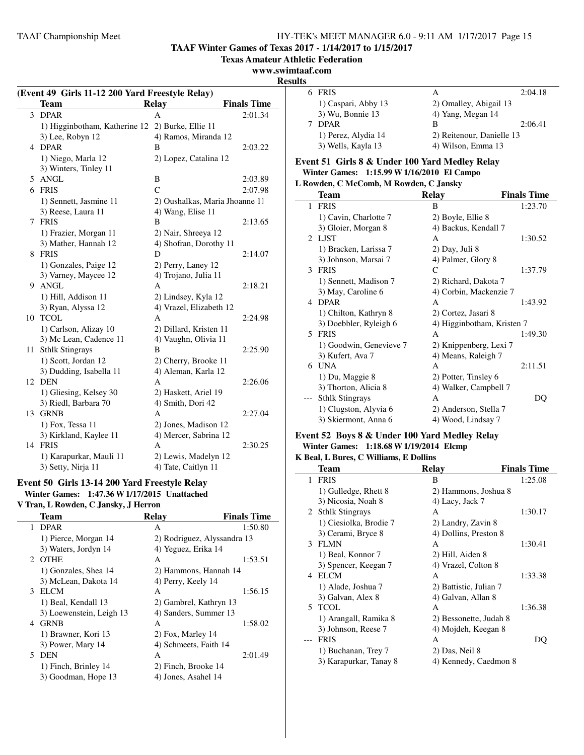TAAF Winter Games of Texas 2017 - 1/14/2017 to 1/15/2017

Texas Amateur Athletic Federation

www.swimtaaf.com

Results

**(Event 49 Girls 11-12 200 Yard Freestyle Relay)**

| | Team | Relay | Finals Time |
|---|---|---|---|
| 3 | DPAR | A | 2:01.34 |
| | 1) Higginbotham, Katherine 12 | 2) Burke, Ellie 11 | |
| | 3) Lee, Robyn 12 | 4) Ramos, Miranda 12 | |
| 4 | DPAR | B | 2:03.22 |
| | 1) Niego, Marla 12 | 2) Lopez, Catalina 12 | |
| | 3) Winters, Tinley 11 | | |
| 5 | ANGL | B | 2:03.89 |
| 6 | FRIS | C | 2:07.98 |
| | 1) Sennett, Jasmine 11 | 2) Oushalkas, Maria Jhoanne 11 | |
| | 3) Reese, Laura 11 | 4) Wang, Elise 11 | |
| 7 | FRIS | B | 2:13.65 |
| | 1) Frazier, Morgan 11 | 2) Nair, Shreeya 12 | |
| | 3) Mather, Hannah 12 | 4) Shofran, Dorothy 11 | |
| 8 | FRIS | D | 2:14.07 |
| | 1) Gonzales, Paige 12 | 2) Perry, Laney 12 | |
| | 3) Varney, Maycee 12 | 4) Trojano, Julia 11 | |
| 9 | ANGL | A | 2:18.21 |
| | 1) Hill, Addison 11 | 2) Lindsey, Kyla 12 | |
| | 3) Ryan, Alyssa 12 | 4) Vrazel, Elizabeth 12 | |
| 10 | TCOL | A | 2:24.98 |
| | 1) Carlson, Alizay 10 | 2) Dillard, Kristen 11 | |
| | 3) Mc Lean, Cadence 11 | 4) Vaughn, Olivia 11 | |
| 11 | Sthlk Stingrays | B | 2:25.90 |
| | 1) Scott, Jordan 12 | 2) Cherry, Brooke 11 | |
| | 3) Dudding, Isabella 11 | 4) Aleman, Karla 12 | |
| 12 | DEN | A | 2:26.06 |
| | 1) Gliesing, Kelsey 30 | 2) Haskett, Ariel 19 | |
| | 3) Riedl, Barbara 70 | 4) Smith, Dori 42 | |
| 13 | GRNB | A | 2:27.04 |
| | 1) Fox, Tessa 11 | 2) Jones, Madison 12 | |
| | 3) Kirkland, Kaylee 11 | 4) Mercer, Sabrina 12 | |
| 14 | FRIS | A | 2:30.25 |
| | 1) Karapurkar, Mauli 11 | 2) Lewis, Madelyn 12 | |
| | 3) Setty, Nirja 11 | 4) Tate, Caitlyn 11 | |

**Event 50 Girls 13-14 200 Yard Freestyle Relay**

**Winter Games: 1:47.36 W 1/17/2015 Unattached**

**V Tran, L Rowden, C Jansky, J Herron**

| | Team | Relay | Finals Time |
|---|---|---|---|
| 1 | DPAR | A | 1:50.80 |
| | 1) Pierce, Morgan 14 | 2) Rodriguez, Alyssandra 13 | |
| | 3) Waters, Jordyn 14 | 4) Yeguez, Erika 14 | |
| 2 | OTHE | A | 1:53.51 |
| | 1) Gonzales, Shea 14 | 2) Hammons, Hannah 14 | |
| | 3) McLean, Dakota 14 | 4) Perry, Keely 14 | |
| 3 | ELCM | A | 1:56.15 |
| | 1) Beal, Kendall 13 | 2) Gambrel, Kathryn 13 | |
| | 3) Loewenstein, Leigh 13 | 4) Sanders, Summer 13 | |
| 4 | GRNB | A | 1:58.02 |
| | 1) Brawner, Kori 13 | 2) Fox, Marley 14 | |
| | 3) Power, Mary 14 | 4) Schmeets, Faith 14 | |
| 5 | DEN | A | 2:01.49 |
| | 1) Finch, Brinley 14 | 2) Finch, Brooke 14 | |
| | 3) Goodman, Hope 13 | 4) Jones, Asahel 14 | |
| 6 | FRIS | A | 2:04.18 |
| | 1) Caspari, Abby 13 | 2) Omalley, Abigail 13 | |
| | 3) Wu, Bonnie 13 | 4) Yang, Megan 14 | |
| 7 | DPAR | B | 2:06.41 |
| | 1) Perez, Alydia 14 | 2) Reitenour, Danielle 13 | |
| | 3) Wells, Kayla 13 | 4) Wilson, Emma 13 | |

**Event 51 Girls 8 & Under 100 Yard Medley Relay**

**Winter Games: 1:15.99 W 1/16/2010 El Campo**

**L Rowden, C McComb, M Rowden, C Jansky**

| | Team | Relay | Finals Time |
|---|---|---|---|
| 1 | FRIS | B | 1:23.70 |
| | 1) Cavin, Charlotte 7 | 2) Boyle, Ellie 8 | |
| | 3) Gloier, Morgan 8 | 4) Backus, Kendall 7 | |
| 2 | LJST | A | 1:30.52 |
| | 1) Bracken, Larissa 7 | 2) Day, Juli 8 | |
| | 3) Johnson, Marsai 7 | 4) Palmer, Glory 8 | |
| 3 | FRIS | C | 1:37.79 |
| | 1) Sennett, Madison 7 | 2) Richard, Dakota 7 | |
| | 3) May, Caroline 6 | 4) Corbin, Mackenzie 7 | |
| 4 | DPAR | A | 1:43.92 |
| | 1) Chilton, Kathryn 8 | 2) Cortez, Jasari 8 | |
| | 3) Doebbler, Ryleigh 6 | 4) Higginbotham, Kristen 7 | |
| 5 | FRIS | A | 1:49.30 |
| | 1) Goodwin, Genevieve 7 | 2) Knippenberg, Lexi 7 | |
| | 3) Kufert, Ava 7 | 4) Means, Raleigh 7 | |
| 6 | UNA | A | 2:11.51 |
| | 1) Du, Maggie 8 | 2) Potter, Tinsley 6 | |
| | 3) Thorton, Alicia 8 | 4) Walker, Campbell 7 | |
| --- | Sthlk Stingrays | A | DQ |
| | 1) Clugston, Alyvia 6 | 2) Anderson, Stella 7 | |
| | 3) Skiermont, Anna 6 | 4) Wood, Lindsay 7 | |

**Event 52 Boys 8 & Under 100 Yard Medley Relay**

**Winter Games: 1:18.68 W 1/19/2014 Elcmp**

**K Beal, L Bures, C Williams, E Dollins**

| | Team | Relay | Finals Time |
|---|---|---|---|
| 1 | FRIS | B | 1:25.08 |
| | 1) Gulledge, Rhett 8 | 2) Hammons, Joshua 8 | |
| | 3) Nicosia, Noah 8 | 4) Lacy, Jack 7 | |
| 2 | Sthlk Stingrays | A | 1:30.17 |
| | 1) Ciesiolka, Brodie 7 | 2) Landry, Zavin 8 | |
| | 3) Cerami, Bryce 8 | 4) Dollins, Preston 8 | |
| 3 | FLMN | A | 1:30.41 |
| | 1) Beal, Konnor 7 | 2) Hill, Aiden 8 | |
| | 3) Spencer, Keegan 7 | 4) Vrazel, Colton 8 | |
| 4 | ELCM | A | 1:33.38 |
| | 1) Alade, Joshua 7 | 2) Battistic, Julian 7 | |
| | 3) Galvan, Alex 8 | 4) Galvan, Allan 8 | |
| 5 | TCOL | A | 1:36.38 |
| | 1) Arangall, Ramika 8 | 2) Bessonette, Judah 8 | |
| | 3) Johnson, Reese 7 | 4) Mojdeh, Keegan 8 | |
| --- | FRIS | A | DQ |
| | 1) Buchanan, Trey 7 | 2) Das, Neil 8 | |
| | 3) Karapurkar, Tanay 8 | 4) Kennedy, Caedmon 8 | |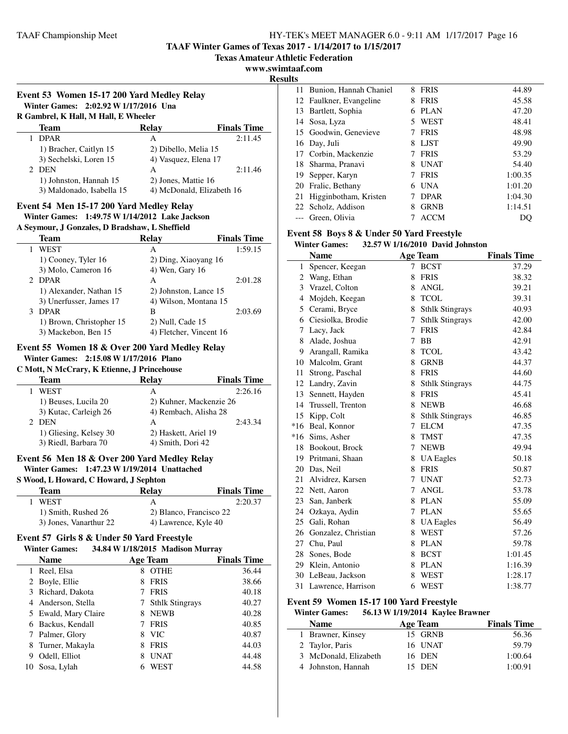## Results

### Event 53 Women 15-17 200 Yard Medley Relay

**Winter Games: 2:02.92 W 1/17/2016 Una**
**R Gambrel, K Hall, M Hall, E Wheeler**

| | Team | Relay | Finals Time |
|---|---|---|---|
| 1 | DPAR | A | 2:11.45 |
| | 1) Bracher, Caitlyn 15 | 2) Dibello, Melia 15 | |
| | 3) Sechelski, Loren 15 | 4) Vasquez, Elena 17 | |
| 2 | DEN | A | 2:11.46 |
| | 1) Johnston, Hannah 15 | 2) Jones, Mattie 16 | |
| | 3) Maldonado, Isabella 15 | 4) McDonald, Elizabeth 16 | |

### Event 54 Men 15-17 200 Yard Medley Relay

**Winter Games: 1:49.75 W 1/14/2012 Lake Jackson**
**A Seymour, J Gonzales, D Bradshaw, L Sheffield**

| | Team | Relay | Finals Time |
|---|---|---|---|
| 1 | WEST | A | 1:59.15 |
| | 1) Cooney, Tyler 16 | 2) Ding, Xiaoyang 16 | |
| | 3) Molo, Cameron 16 | 4) Wen, Gary 16 | |
| 2 | DPAR | A | 2:01.28 |
| | 1) Alexander, Nathan 15 | 2) Johnston, Lance 15 | |
| | 3) Unerfusser, James 17 | 4) Wilson, Montana 15 | |
| 3 | DPAR | B | 2:03.69 |
| | 1) Brown, Christopher 15 | 2) Null, Cade 15 | |
| | 3) Mackebon, Ben 15 | 4) Fletcher, Vincent 16 | |

### Event 55 Women 18 & Over 200 Yard Medley Relay

**Winter Games: 2:15.08 W 1/17/2016 Plano**
**C Mott, N McCrary, K Etienne, J Princehouse**

| | Team | Relay | Finals Time |
|---|---|---|---|
| 1 | WEST | A | 2:26.16 |
| | 1) Beuses, Lucila 20 | 2) Kuhner, Mackenzie 26 | |
| | 3) Kutac, Carleigh 26 | 4) Rembach, Alisha 28 | |
| 2 | DEN | A | 2:43.34 |
| | 1) Gliesing, Kelsey 30 | 2) Haskett, Ariel 19 | |
| | 3) Riedl, Barbara 70 | 4) Smith, Dori 42 | |

### Event 56 Men 18 & Over 200 Yard Medley Relay

**Winter Games: 1:47.23 W 1/19/2014 Unattached**
**S Wood, L Howard, C Howard, J Sephton**

| | Team | Relay | Finals Time |
|---|---|---|---|
| 1 | WEST | A | 2:20.37 |
| | 1) Smith, Rushed 26 | 2) Blanco, Francisco 22 | |
| | 3) Jones, Vanarthur 22 | 4) Lawrence, Kyle 40 | |

### Event 57 Girls 8 & Under 50 Yard Freestyle

**Winter Games: 34.84 W 1/18/2015 Madison Murray**

| | Name | Age | Team | Finals Time |
|---|---|---|---|---|
| 1 | Reel, Elsa | 8 | OTHE | 36.44 |
| 2 | Boyle, Ellie | 8 | FRIS | 38.66 |
| 3 | Richard, Dakota | 7 | FRIS | 40.18 |
| 4 | Anderson, Stella | 7 | Sthlk Stingrays | 40.27 |
| 5 | Ewald, Mary Claire | 8 | NEWB | 40.28 |
| 6 | Backus, Kendall | 7 | FRIS | 40.85 |
| 7 | Palmer, Glory | 8 | VIC | 40.87 |
| 8 | Turner, Makayla | 8 | FRIS | 44.03 |
| 9 | Odell, Elliot | 8 | UNAT | 44.48 |
| 10 | Sosa, Lylah | 6 | WEST | 44.58 |
| 11 | Bunion, Hannah Chaniel | 8 | FRIS | 44.89 |
| 12 | Faulkner, Evangeline | 8 | FRIS | 45.58 |
| 13 | Bartlett, Sophia | 6 | PLAN | 47.20 |
| 14 | Sosa, Lyza | 5 | WEST | 48.41 |
| 15 | Goodwin, Genevieve | 7 | FRIS | 48.98 |
| 16 | Day, Juli | 8 | LJST | 49.90 |
| 17 | Corbin, Mackenzie | 7 | FRIS | 53.29 |
| 18 | Sharma, Pranavi | 8 | UNAT | 54.40 |
| 19 | Sepper, Karyn | 7 | FRIS | 1:00.35 |
| 20 | Fralic, Bethany | 6 | UNA | 1:01.20 |
| 21 | Higginbotham, Kristen | 7 | DPAR | 1:04.30 |
| 22 | Scholz, Addison | 8 | GRNB | 1:14.51 |
| --- | Green, Olivia | 7 | ACCM | DQ |

### Event 58 Boys 8 & Under 50 Yard Freestyle

**Winter Games: 32.57 W 1/16/2010 David Johnston**

| | Name | Age | Team | Finals Time |
|---|---|---|---|---|
| 1 | Spencer, Keegan | 7 | BCST | 37.29 |
| 2 | Wang, Ethan | 8 | FRIS | 38.32 |
| 3 | Vrazel, Colton | 8 | ANGL | 39.21 |
| 4 | Mojdeh, Keegan | 8 | TCOL | 39.31 |
| 5 | Cerami, Bryce | 8 | Sthlk Stingrays | 40.93 |
| 6 | Ciesiolka, Brodie | 7 | Sthlk Stingrays | 42.00 |
| 7 | Lacy, Jack | 7 | FRIS | 42.84 |
| 8 | Alade, Joshua | 7 | BB | 42.91 |
| 9 | Arangall, Ramika | 8 | TCOL | 43.42 |
| 10 | Malcolm, Grant | 8 | GRNB | 44.37 |
| 11 | Strong, Paschal | 8 | FRIS | 44.60 |
| 12 | Landry, Zavin | 8 | Sthlk Stingrays | 44.75 |
| 13 | Sennett, Hayden | 8 | FRIS | 45.41 |
| 14 | Trussell, Trenton | 8 | NEWB | 46.68 |
| 15 | Kipp, Colt | 8 | Sthlk Stingrays | 46.85 |
| *16 | Beal, Konnor | 7 | ELCM | 47.35 |
| *16 | Sims, Asher | 8 | TMST | 47.35 |
| 18 | Bookout, Brock | 7 | NEWB | 49.94 |
| 19 | Pritmani, Shaan | 8 | UA Eagles | 50.18 |
| 20 | Das, Neil | 8 | FRIS | 50.87 |
| 21 | Alvidrez, Karsen | 7 | UNAT | 52.73 |
| 22 | Nett, Aaron | 7 | ANGL | 53.78 |
| 23 | San, Janberk | 8 | PLAN | 55.09 |
| 24 | Ozkaya, Aydin | 7 | PLAN | 55.65 |
| 25 | Gali, Rohan | 8 | UA Eagles | 56.49 |
| 26 | Gonzalez, Christian | 8 | WEST | 57.26 |
| 27 | Chu, Paul | 8 | PLAN | 59.78 |
| 28 | Sones, Bode | 8 | BCST | 1:01.45 |
| 29 | Klein, Antonio | 8 | PLAN | 1:16.39 |
| 30 | LeBeau, Jackson | 8 | WEST | 1:28.17 |
| 31 | Lawrence, Harrison | 6 | WEST | 1:38.77 |

### Event 59 Women 15-17 100 Yard Freestyle

**Winter Games: 56.13 W 1/19/2014 Kaylee Brawner**

| | Name | Age | Team | Finals Time |
|---|---|---|---|---|
| 1 | Brawner, Kinsey | 15 | GRNB | 56.36 |
| 2 | Taylor, Paris | 16 | UNAT | 59.79 |
| 3 | McDonald, Elizabeth | 16 | DEN | 1:00.64 |
| 4 | Johnston, Hannah | 15 | DEN | 1:00.91 |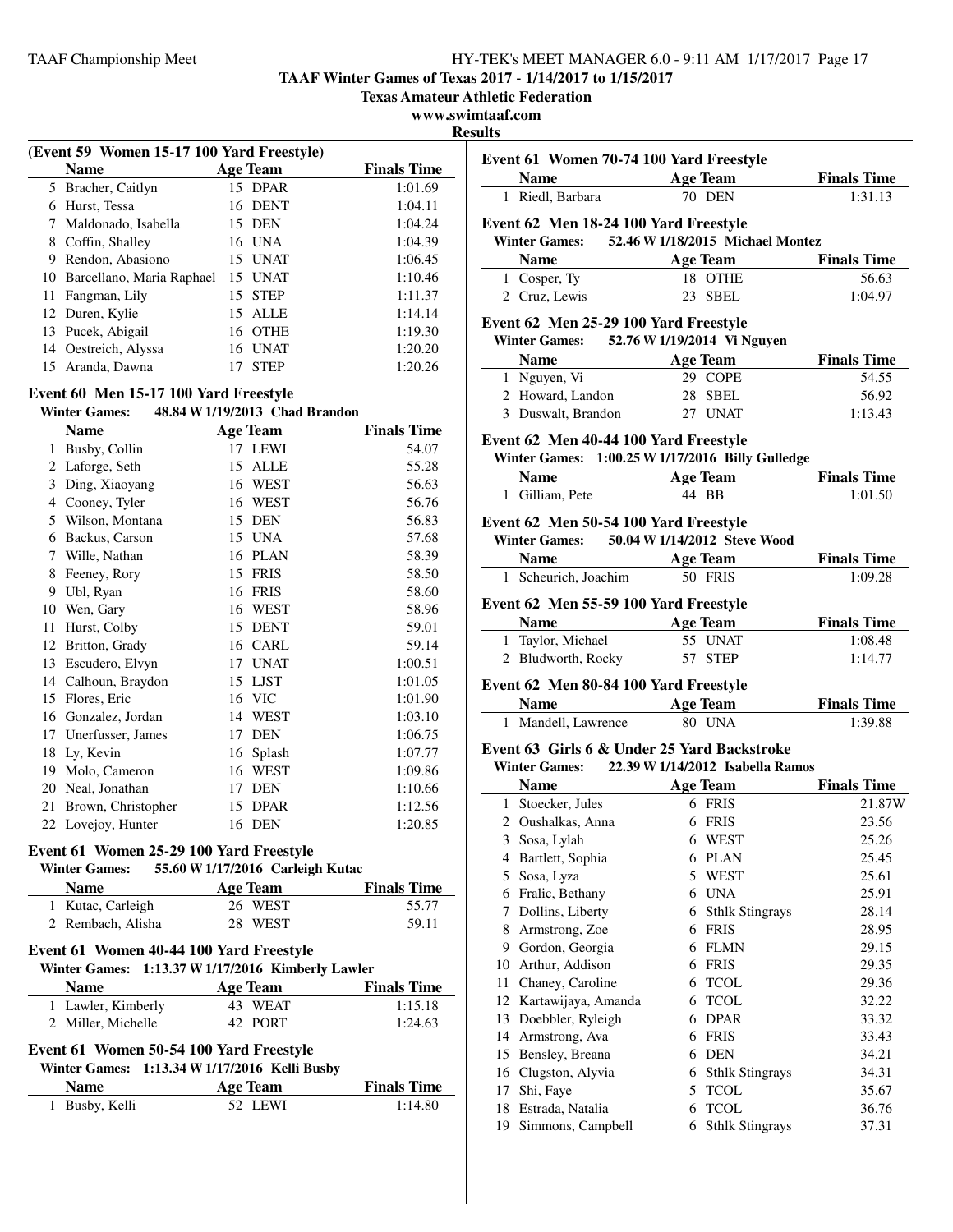TAAF Winter Games of Texas 2017 - 1/14/2017 to 1/15/2017

Texas Amateur Athletic Federation

www.swimtaaf.com

Results

### (Event 59 Women 15-17 100 Yard Freestyle)

| | Name | Age | Team | Finals Time |
|---|---|---|---|---|
| 5 | Bracher, Caitlyn | 15 | DPAR | 1:01.69 |
| 6 | Hurst, Tessa | 16 | DENT | 1:04.11 |
| 7 | Maldonado, Isabella | 15 | DEN | 1:04.24 |
| 8 | Coffin, Shalley | 16 | UNA | 1:04.39 |
| 9 | Rendon, Abasiono | 15 | UNAT | 1:06.45 |
| 10 | Barcellano, Maria Raphael | 15 | UNAT | 1:10.46 |
| 11 | Fangman, Lily | 15 | STEP | 1:11.37 |
| 12 | Duren, Kylie | 15 | ALLE | 1:14.14 |
| 13 | Pucek, Abigail | 16 | OTHE | 1:19.30 |
| 14 | Oestreich, Alyssa | 16 | UNAT | 1:20.20 |
| 15 | Aranda, Dawna | 17 | STEP | 1:20.26 |

### Event 60 Men 15-17 100 Yard Freestyle

Winter Games: 48.84 W 1/19/2013 Chad Brandon

| | Name | Age | Team | Finals Time |
|---|---|---|---|---|
| 1 | Busby, Collin | 17 | LEWI | 54.07 |
| 2 | Laforge, Seth | 15 | ALLE | 55.28 |
| 3 | Ding, Xiaoyang | 16 | WEST | 56.63 |
| 4 | Cooney, Tyler | 16 | WEST | 56.76 |
| 5 | Wilson, Montana | 15 | DEN | 56.83 |
| 6 | Backus, Carson | 15 | UNA | 57.68 |
| 7 | Wille, Nathan | 16 | PLAN | 58.39 |
| 8 | Feeney, Rory | 15 | FRIS | 58.50 |
| 9 | Ubl, Ryan | 16 | FRIS | 58.60 |
| 10 | Wen, Gary | 16 | WEST | 58.96 |
| 11 | Hurst, Colby | 15 | DENT | 59.01 |
| 12 | Britton, Grady | 16 | CARL | 59.14 |
| 13 | Escudero, Elvyn | 17 | UNAT | 1:00.51 |
| 14 | Calhoun, Braydon | 15 | LJST | 1:01.05 |
| 15 | Flores, Eric | 16 | VIC | 1:01.90 |
| 16 | Gonzalez, Jordan | 14 | WEST | 1:03.10 |
| 17 | Unerfusser, James | 17 | DEN | 1:06.75 |
| 18 | Ly, Kevin | 16 | Splash | 1:07.77 |
| 19 | Molo, Cameron | 16 | WEST | 1:09.86 |
| 20 | Neal, Jonathan | 17 | DEN | 1:10.66 |
| 21 | Brown, Christopher | 15 | DPAR | 1:12.56 |
| 22 | Lovejoy, Hunter | 16 | DEN | 1:20.85 |

### Event 61 Women 25-29 100 Yard Freestyle

Winter Games: 55.60 W 1/17/2016 Carleigh Kutac

| | Name | Age | Team | Finals Time |
|---|---|---|---|---|
| 1 | Kutac, Carleigh | 26 | WEST | 55.77 |
| 2 | Rembach, Alisha | 28 | WEST | 59.11 |

### Event 61 Women 40-44 100 Yard Freestyle

Winter Games: 1:13.37 W 1/17/2016 Kimberly Lawler

| | Name | Age | Team | Finals Time |
|---|---|---|---|---|
| 1 | Lawler, Kimberly | 43 | WEAT | 1:15.18 |
| 2 | Miller, Michelle | 42 | PORT | 1:24.63 |

### Event 61 Women 50-54 100 Yard Freestyle

Winter Games: 1:13.34 W 1/17/2016 Kelli Busby

| | Name | Age | Team | Finals Time |
|---|---|---|---|---|
| 1 | Busby, Kelli | 52 | LEWI | 1:14.80 |

### Event 61 Women 70-74 100 Yard Freestyle

| | Name | Age | Team | Finals Time |
|---|---|---|---|---|
| 1 | Riedl, Barbara | 70 | DEN | 1:31.13 |

### Event 62 Men 18-24 100 Yard Freestyle

Winter Games: 52.46 W 1/18/2015 Michael Montez

| | Name | Age | Team | Finals Time |
|---|---|---|---|---|
| 1 | Cosper, Ty | 18 | OTHE | 56.63 |
| 2 | Cruz, Lewis | 23 | SBEL | 1:04.97 |

### Event 62 Men 25-29 100 Yard Freestyle

Winter Games: 52.76 W 1/19/2014 Vi Nguyen

| | Name | Age | Team | Finals Time |
|---|---|---|---|---|
| 1 | Nguyen, Vi | 29 | COPE | 54.55 |
| 2 | Howard, Landon | 28 | SBEL | 56.92 |
| 3 | Duswalt, Brandon | 27 | UNAT | 1:13.43 |

### Event 62 Men 40-44 100 Yard Freestyle

Winter Games: 1:00.25 W 1/17/2016 Billy Gulledge

| | Name | Age | Team | Finals Time |
|---|---|---|---|---|
| 1 | Gilliam, Pete | 44 | BB | 1:01.50 |

### Event 62 Men 50-54 100 Yard Freestyle

Winter Games: 50.04 W 1/14/2012 Steve Wood

| | Name | Age | Team | Finals Time |
|---|---|---|---|---|
| 1 | Scheurich, Joachim | 50 | FRIS | 1:09.28 |

### Event 62 Men 55-59 100 Yard Freestyle

| | Name | Age | Team | Finals Time |
|---|---|---|---|---|
| 1 | Taylor, Michael | 55 | UNAT | 1:08.48 |
| 2 | Bludworth, Rocky | 57 | STEP | 1:14.77 |

### Event 62 Men 80-84 100 Yard Freestyle

| | Name | Age | Team | Finals Time |
|---|---|---|---|---|
| 1 | Mandell, Lawrence | 80 | UNA | 1:39.88 |

### Event 63 Girls 6 & Under 25 Yard Backstroke

Winter Games: 22.39 W 1/14/2012 Isabella Ramos

| | Name | Age | Team | Finals Time |
|---|---|---|---|---|
| 1 | Stoecker, Jules | 6 | FRIS | 21.87W |
| 2 | Oushalkas, Anna | 6 | FRIS | 23.56 |
| 3 | Sosa, Lylah | 6 | WEST | 25.26 |
| 4 | Bartlett, Sophia | 6 | PLAN | 25.45 |
| 5 | Sosa, Lyza | 5 | WEST | 25.61 |
| 6 | Fralic, Bethany | 6 | UNA | 25.91 |
| 7 | Dollins, Liberty | 6 | Sthlk Stingrays | 28.14 |
| 8 | Armstrong, Zoe | 6 | FRIS | 28.95 |
| 9 | Gordon, Georgia | 6 | FLMN | 29.15 |
| 10 | Arthur, Addison | 6 | FRIS | 29.35 |
| 11 | Chaney, Caroline | 6 | TCOL | 29.36 |
| 12 | Kartawijaya, Amanda | 6 | TCOL | 32.22 |
| 13 | Doebbler, Ryleigh | 6 | DPAR | 33.32 |
| 14 | Armstrong, Ava | 6 | FRIS | 33.43 |
| 15 | Bensley, Breana | 6 | DEN | 34.21 |
| 16 | Clugston, Alyvia | 6 | Sthlk Stingrays | 34.31 |
| 17 | Shi, Faye | 5 | TCOL | 35.67 |
| 18 | Estrada, Natalia | 6 | TCOL | 36.76 |
| 19 | Simmons, Campbell | 6 | Sthlk Stingrays | 37.31 |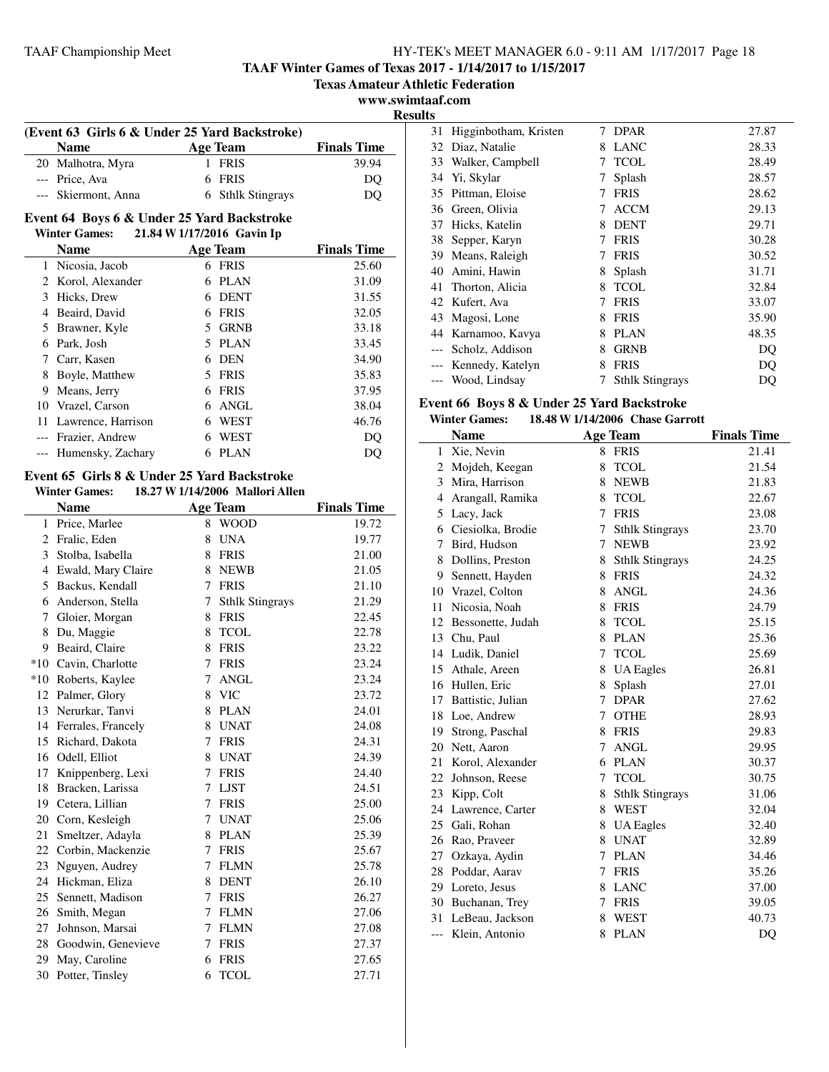**TAAF Winter Games of Texas 2017 - 1/14/2017 to 1/15/2017**
**Texas Amateur Athletic Federation**
**www.swimtaaf.com**
**Results**

**(Event 63 Girls 6 & Under 25 Yard Backstroke)**

| | Name | Age | Team | Finals Time |
|---|---|---|---|---|
| 20 | Malhotra, Myra | 1 | FRIS | 39.94 |
| --- | Price, Ava | 6 | FRIS | DQ |
| --- | Skiermont, Anna | 6 | Sthlk Stingrays | DQ |

## Event 64 Boys 6 & Under 25 Yard Backstroke

Winter Games: 21.84 W 1/17/2016 Gavin Ip

| | Name | Age | Team | Finals Time |
|---|---|---|---|---|
| 1 | Nicosia, Jacob | 6 | FRIS | 25.60 |
| 2 | Korol, Alexander | 6 | PLAN | 31.09 |
| 3 | Hicks, Drew | 6 | DENT | 31.55 |
| 4 | Beaird, David | 6 | FRIS | 32.05 |
| 5 | Brawner, Kyle | 5 | GRNB | 33.18 |
| 6 | Park, Josh | 5 | PLAN | 33.45 |
| 7 | Carr, Kasen | 6 | DEN | 34.90 |
| 8 | Boyle, Matthew | 5 | FRIS | 35.83 |
| 9 | Means, Jerry | 6 | FRIS | 37.95 |
| 10 | Vrazel, Carson | 6 | ANGL | 38.04 |
| 11 | Lawrence, Harrison | 6 | WEST | 46.76 |
| --- | Frazier, Andrew | 6 | WEST | DQ |
| --- | Humensky, Zachary | 6 | PLAN | DQ |

## Event 65 Girls 8 & Under 25 Yard Backstroke

Winter Games: 18.27 W 1/14/2006 Mallori Allen

| | Name | Age | Team | Finals Time |
|---|---|---|---|---|
| 1 | Price, Marlee | 8 | WOOD | 19.72 |
| 2 | Fralic, Eden | 8 | UNA | 19.77 |
| 3 | Stolba, Isabella | 8 | FRIS | 21.00 |
| 4 | Ewald, Mary Claire | 8 | NEWB | 21.05 |
| 5 | Backus, Kendall | 7 | FRIS | 21.10 |
| 6 | Anderson, Stella | 7 | Sthlk Stingrays | 21.29 |
| 7 | Gloier, Morgan | 8 | FRIS | 22.45 |
| 8 | Du, Maggie | 8 | TCOL | 22.78 |
| 9 | Beaird, Claire | 8 | FRIS | 23.22 |
| *10 | Cavin, Charlotte | 7 | FRIS | 23.24 |
| *10 | Roberts, Kaylee | 7 | ANGL | 23.24 |
| 12 | Palmer, Glory | 8 | VIC | 23.72 |
| 13 | Nerurkar, Tanvi | 8 | PLAN | 24.01 |
| 14 | Ferrales, Francely | 8 | UNAT | 24.08 |
| 15 | Richard, Dakota | 7 | FRIS | 24.31 |
| 16 | Odell, Elliot | 8 | UNAT | 24.39 |
| 17 | Knippenberg, Lexi | 7 | FRIS | 24.40 |
| 18 | Bracken, Larissa | 7 | LJST | 24.51 |
| 19 | Cetera, Lillian | 7 | FRIS | 25.00 |
| 20 | Corn, Kesleigh | 7 | UNAT | 25.06 |
| 21 | Smeltzer, Adayla | 8 | PLAN | 25.39 |
| 22 | Corbin, Mackenzie | 7 | FRIS | 25.67 |
| 23 | Nguyen, Audrey | 7 | FLMN | 25.78 |
| 24 | Hickman, Eliza | 8 | DENT | 26.10 |
| 25 | Sennett, Madison | 7 | FRIS | 26.27 |
| 26 | Smith, Megan | 7 | FLMN | 27.06 |
| 27 | Johnson, Marsai | 7 | FLMN | 27.08 |
| 28 | Goodwin, Genevieve | 7 | FRIS | 27.37 |
| 29 | May, Caroline | 6 | FRIS | 27.65 |
| 30 | Potter, Tinsley | 6 | TCOL | 27.71 |
| 31 | Higginbotham, Kristen | 7 | DPAR | 27.87 |
| 32 | Diaz, Natalie | 8 | LANC | 28.33 |
| 33 | Walker, Campbell | 7 | TCOL | 28.49 |
| 34 | Yi, Skylar | 7 | Splash | 28.57 |
| 35 | Pittman, Eloise | 7 | FRIS | 28.62 |
| 36 | Green, Olivia | 7 | ACCM | 29.13 |
| 37 | Hicks, Katelin | 8 | DENT | 29.71 |
| 38 | Sepper, Karyn | 7 | FRIS | 30.28 |
| 39 | Means, Raleigh | 7 | FRIS | 30.52 |
| 40 | Amini, Hawin | 8 | Splash | 31.71 |
| 41 | Thorton, Alicia | 8 | TCOL | 32.84 |
| 42 | Kufert, Ava | 7 | FRIS | 33.07 |
| 43 | Magosi, Lone | 8 | FRIS | 35.90 |
| 44 | Karnamoo, Kavya | 8 | PLAN | 48.35 |
| --- | Scholz, Addison | 8 | GRNB | DQ |
| --- | Kennedy, Katelyn | 8 | FRIS | DQ |
| --- | Wood, Lindsay | 7 | Sthlk Stingrays | DQ |

## Event 66 Boys 8 & Under 25 Yard Backstroke

Winter Games: 18.48 W 1/14/2006 Chase Garrott

| | Name | Age | Team | Finals Time |
|---|---|---|---|---|
| 1 | Xie, Nevin | 8 | FRIS | 21.41 |
| 2 | Mojdeh, Keegan | 8 | TCOL | 21.54 |
| 3 | Mira, Harrison | 8 | NEWB | 21.83 |
| 4 | Arangall, Ramika | 8 | TCOL | 22.67 |
| 5 | Lacy, Jack | 7 | FRIS | 23.08 |
| 6 | Ciesiolka, Brodie | 7 | Sthlk Stingrays | 23.70 |
| 7 | Bird, Hudson | 7 | NEWB | 23.92 |
| 8 | Dollins, Preston | 8 | Sthlk Stingrays | 24.25 |
| 9 | Sennett, Hayden | 8 | FRIS | 24.32 |
| 10 | Vrazel, Colton | 8 | ANGL | 24.36 |
| 11 | Nicosia, Noah | 8 | FRIS | 24.79 |
| 12 | Bessonette, Judah | 8 | TCOL | 25.15 |
| 13 | Chu, Paul | 8 | PLAN | 25.36 |
| 14 | Ludik, Daniel | 7 | TCOL | 25.69 |
| 15 | Athale, Areen | 8 | UA Eagles | 26.81 |
| 16 | Hullen, Eric | 8 | Splash | 27.01 |
| 17 | Battistic, Julian | 7 | DPAR | 27.62 |
| 18 | Loe, Andrew | 7 | OTHE | 28.93 |
| 19 | Strong, Paschal | 8 | FRIS | 29.83 |
| 20 | Nett, Aaron | 7 | ANGL | 29.95 |
| 21 | Korol, Alexander | 6 | PLAN | 30.37 |
| 22 | Johnson, Reese | 7 | TCOL | 30.75 |
| 23 | Kipp, Colt | 8 | Sthlk Stingrays | 31.06 |
| 24 | Lawrence, Carter | 8 | WEST | 32.04 |
| 25 | Gali, Rohan | 8 | UA Eagles | 32.40 |
| 26 | Rao, Praveer | 8 | UNAT | 32.89 |
| 27 | Ozkaya, Aydin | 7 | PLAN | 34.46 |
| 28 | Poddar, Aarav | 7 | FRIS | 35.26 |
| 29 | Loreto, Jesus | 8 | LANC | 37.00 |
| 30 | Buchanan, Trey | 7 | FRIS | 39.05 |
| 31 | LeBeau, Jackson | 8 | WEST | 40.73 |
| --- | Klein, Antonio | 8 | PLAN | DQ |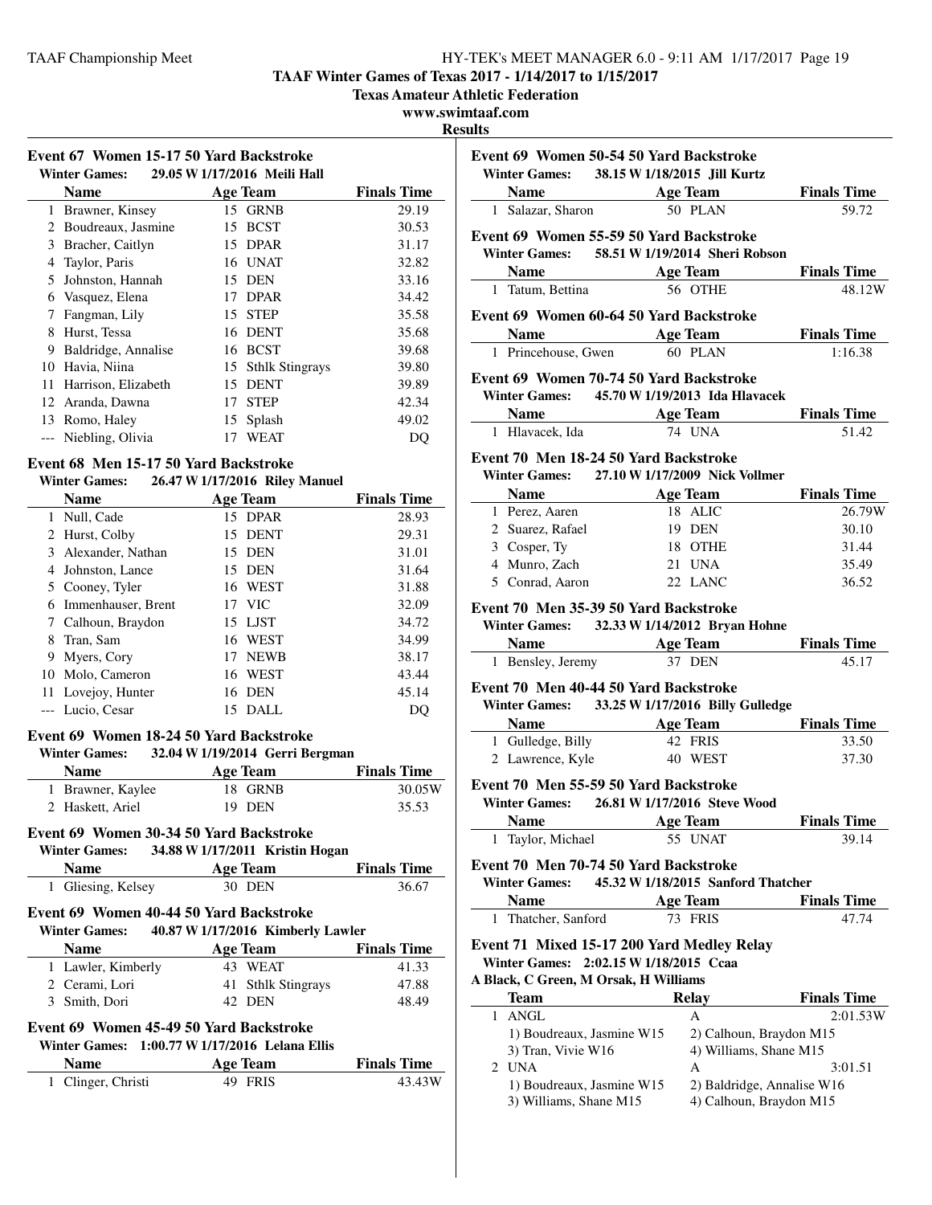**TAAF Winter Games of Texas 2017 - 1/14/2017 to 1/15/2017**

**Texas Amateur Athletic Federation**

**www.swimtaaf.com**

**Results**

### Event 67 Women 15-17 50 Yard Backstroke

**Winter Games:** 29.05 W 1/17/2016 Meili Hall

| | Name | Age | Team | Finals Time |
|---|---|---|---|---|
| 1 | Brawner, Kinsey | 15 | GRNB | 29.19 |
| 2 | Boudreaux, Jasmine | 15 | BCST | 30.53 |
| 3 | Bracher, Caitlyn | 15 | DPAR | 31.17 |
| 4 | Taylor, Paris | 16 | UNAT | 32.82 |
| 5 | Johnston, Hannah | 15 | DEN | 33.16 |
| 6 | Vasquez, Elena | 17 | DPAR | 34.42 |
| 7 | Fangman, Lily | 15 | STEP | 35.58 |
| 8 | Hurst, Tessa | 16 | DENT | 35.68 |
| 9 | Baldridge, Annalise | 16 | BCST | 39.68 |
| 10 | Havia, Niina | 15 | Sthlk Stingrays | 39.80 |
| 11 | Harrison, Elizabeth | 15 | DENT | 39.89 |
| 12 | Aranda, Dawna | 17 | STEP | 42.34 |
| 13 | Romo, Haley | 15 | Splash | 49.02 |
| --- | Niebling, Olivia | 17 | WEAT | DQ |

### Event 68 Men 15-17 50 Yard Backstroke

**Winter Games:** 26.47 W 1/17/2016 Riley Manuel

| | Name | Age | Team | Finals Time |
|---|---|---|---|---|
| 1 | Null, Cade | 15 | DPAR | 28.93 |
| 2 | Hurst, Colby | 15 | DENT | 29.31 |
| 3 | Alexander, Nathan | 15 | DEN | 31.01 |
| 4 | Johnston, Lance | 15 | DEN | 31.64 |
| 5 | Cooney, Tyler | 16 | WEST | 31.88 |
| 6 | Immenhauser, Brent | 17 | VIC | 32.09 |
| 7 | Calhoun, Braydon | 15 | LJST | 34.72 |
| 8 | Tran, Sam | 16 | WEST | 34.99 |
| 9 | Myers, Cory | 17 | NEWB | 38.17 |
| 10 | Molo, Cameron | 16 | WEST | 43.44 |
| 11 | Lovejoy, Hunter | 16 | DEN | 45.14 |
| --- | Lucio, Cesar | 15 | DALL | DQ |

### Event 69 Women 18-24 50 Yard Backstroke

**Winter Games:** 32.04 W 1/19/2014 Gerri Bergman

| | Name | Age | Team | Finals Time |
|---|---|---|---|---|
| 1 | Brawner, Kaylee | 18 | GRNB | 30.05W |
| 2 | Haskett, Ariel | 19 | DEN | 35.53 |

### Event 69 Women 30-34 50 Yard Backstroke

**Winter Games:** 34.88 W 1/17/2011 Kristin Hogan

| | Name | Age | Team | Finals Time |
|---|---|---|---|---|
| 1 | Gliesing, Kelsey | 30 | DEN | 36.67 |

### Event 69 Women 40-44 50 Yard Backstroke

**Winter Games:** 40.87 W 1/17/2016 Kimberly Lawler

| | Name | Age | Team | Finals Time |
|---|---|---|---|---|
| 1 | Lawler, Kimberly | 43 | WEAT | 41.33 |
| 2 | Cerami, Lori | 41 | Sthlk Stingrays | 47.88 |
| 3 | Smith, Dori | 42 | DEN | 48.49 |

### Event 69 Women 45-49 50 Yard Backstroke

**Winter Games:** 1:00.77 W 1/17/2016 Lelana Ellis

| | Name | Age | Team | Finals Time |
|---|---|---|---|---|
| 1 | Clinger, Christi | 49 | FRIS | 43.43W |

### Event 69 Women 50-54 50 Yard Backstroke

**Winter Games:** 38.15 W 1/18/2015 Jill Kurtz

| | Name | Age | Team | Finals Time |
|---|---|---|---|---|
| 1 | Salazar, Sharon | 50 | PLAN | 59.72 |

### Event 69 Women 55-59 50 Yard Backstroke

**Winter Games:** 58.51 W 1/19/2014 Sheri Robson

| | Name | Age | Team | Finals Time |
|---|---|---|---|---|
| 1 | Tatum, Bettina | 56 | OTHE | 48.12W |

### Event 69 Women 60-64 50 Yard Backstroke

| | Name | Age | Team | Finals Time |
|---|---|---|---|---|
| 1 | Princehouse, Gwen | 60 | PLAN | 1:16.38 |

### Event 69 Women 70-74 50 Yard Backstroke

**Winter Games:** 45.70 W 1/19/2013 Ida Hlavacek

| | Name | Age | Team | Finals Time |
|---|---|---|---|---|
| 1 | Hlavacek, Ida | 74 | UNA | 51.42 |

### Event 70 Men 18-24 50 Yard Backstroke

**Winter Games:** 27.10 W 1/17/2009 Nick Vollmer

| | Name | Age | Team | Finals Time |
|---|---|---|---|---|
| 1 | Perez, Aaren | 18 | ALIC | 26.79W |
| 2 | Suarez, Rafael | 19 | DEN | 30.10 |
| 3 | Cosper, Ty | 18 | OTHE | 31.44 |
| 4 | Munro, Zach | 21 | UNA | 35.49 |
| 5 | Conrad, Aaron | 22 | LANC | 36.52 |

### Event 70 Men 35-39 50 Yard Backstroke

**Winter Games:** 32.33 W 1/14/2012 Bryan Hohne

| | Name | Age | Team | Finals Time |
|---|---|---|---|---|
| 1 | Bensley, Jeremy | 37 | DEN | 45.17 |

### Event 70 Men 40-44 50 Yard Backstroke

**Winter Games:** 33.25 W 1/17/2016 Billy Gulledge

| | Name | Age | Team | Finals Time |
|---|---|---|---|---|
| 1 | Gulledge, Billy | 42 | FRIS | 33.50 |
| 2 | Lawrence, Kyle | 40 | WEST | 37.30 |

### Event 70 Men 55-59 50 Yard Backstroke

**Winter Games:** 26.81 W 1/17/2016 Steve Wood

| | Name | Age | Team | Finals Time |
|---|---|---|---|---|
| 1 | Taylor, Michael | 55 | UNAT | 39.14 |

### Event 70 Men 70-74 50 Yard Backstroke

**Winter Games:** 45.32 W 1/18/2015 Sanford Thatcher

| | Name | Age | Team | Finals Time |
|---|---|---|---|---|
| 1 | Thatcher, Sanford | 73 | FRIS | 47.74 |

### Event 71 Mixed 15-17 200 Yard Medley Relay

**Winter Games:** 2:02.15 W 1/18/2015 Ccaa

A Black, C Green, M Orsak, H Williams

| | Team | Relay | Finals Time |
|---|---|---|---|
| 1 | ANGL | A | 2:01.53W |
| | 1) Boudreaux, Jasmine W15 | 2) Calhoun, Braydon M15 | |
| | 3) Tran, Vivie W16 | 4) Williams, Shane M15 | |
| 2 | UNA | A | 3:01.51 |
| | 1) Boudreaux, Jasmine W15 | 2) Baldridge, Annalise W16 | |
| | 3) Williams, Shane M15 | 4) Calhoun, Braydon M15 | |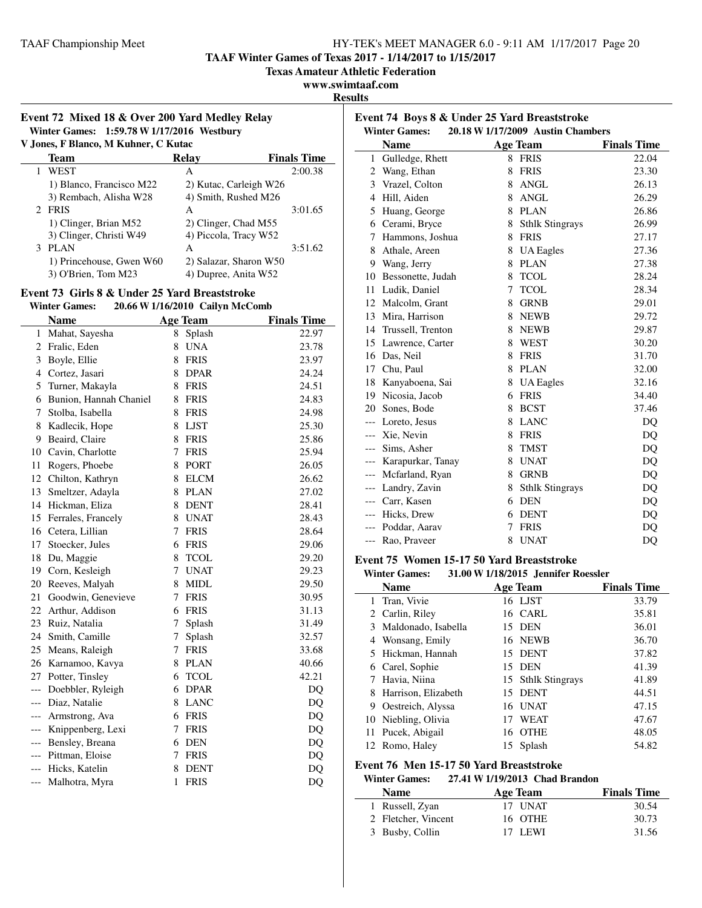**TAAF Winter Games of Texas 2017 - 1/14/2017 to 1/15/2017**
**Texas Amateur Athletic Federation**
**www.swimtaaf.com**
**Results**

### Event 72 Mixed 18 & Over 200 Yard Medley Relay

**Winter Games: 1:59.78 W 1/17/2016 Westbury**
**V Jones, F Blanco, M Kuhner, C Kutac**

| | Team | Relay | Finals Time |
|---|---|---|---|
| 1 | WEST | A | 2:00.38 |
| | 1) Blanco, Francisco M22 | 2) Kutac, Carleigh W26 | |
| | 3) Rembach, Alisha W28 | 4) Smith, Rushed M26 | |
| 2 | FRIS | A | 3:01.65 |
| | 1) Clinger, Brian M52 | 2) Clinger, Chad M55 | |
| | 3) Clinger, Christi W49 | 4) Piccola, Tracy W52 | |
| 3 | PLAN | A | 3:51.62 |
| | 1) Princehouse, Gwen W60 | 2) Salazar, Sharon W50 | |
| | 3) O'Brien, Tom M23 | 4) Dupree, Anita W52 | |

### Event 73 Girls 8 & Under 25 Yard Breaststroke

**Winter Games: 20.66 W 1/16/2010 Cailyn McComb**

| | Name | Age | Team | Finals Time |
|---|---|---|---|---|
| 1 | Mahat, Sayesha | 8 | Splash | 22.97 |
| 2 | Fralic, Eden | 8 | UNA | 23.78 |
| 3 | Boyle, Ellie | 8 | FRIS | 23.97 |
| 4 | Cortez, Jasari | 8 | DPAR | 24.24 |
| 5 | Turner, Makayla | 8 | FRIS | 24.51 |
| 6 | Bunion, Hannah Chaniel | 8 | FRIS | 24.83 |
| 7 | Stolba, Isabella | 8 | FRIS | 24.98 |
| 8 | Kadlecik, Hope | 8 | LJST | 25.30 |
| 9 | Beaird, Claire | 8 | FRIS | 25.86 |
| 10 | Cavin, Charlotte | 7 | FRIS | 25.94 |
| 11 | Rogers, Phoebe | 8 | PORT | 26.05 |
| 12 | Chilton, Kathryn | 8 | ELCM | 26.62 |
| 13 | Smeltzer, Adayla | 8 | PLAN | 27.02 |
| 14 | Hickman, Eliza | 8 | DENT | 28.41 |
| 15 | Ferrales, Francely | 8 | UNAT | 28.43 |
| 16 | Cetera, Lillian | 7 | FRIS | 28.64 |
| 17 | Stoecker, Jules | 6 | FRIS | 29.06 |
| 18 | Du, Maggie | 8 | TCOL | 29.20 |
| 19 | Corn, Kesleigh | 7 | UNAT | 29.23 |
| 20 | Reeves, Malyah | 8 | MIDL | 29.50 |
| 21 | Goodwin, Genevieve | 7 | FRIS | 30.95 |
| 22 | Arthur, Addison | 6 | FRIS | 31.13 |
| 23 | Ruiz, Natalia | 7 | Splash | 31.49 |
| 24 | Smith, Camille | 7 | Splash | 32.57 |
| 25 | Means, Raleigh | 7 | FRIS | 33.68 |
| 26 | Karnamoo, Kavya | 8 | PLAN | 40.66 |
| 27 | Potter, Tinsley | 6 | TCOL | 42.21 |
| --- | Doebbler, Ryleigh | 6 | DPAR | DQ |
| --- | Diaz, Natalie | 8 | LANC | DQ |
| --- | Armstrong, Ava | 6 | FRIS | DQ |
| --- | Knippenberg, Lexi | 7 | FRIS | DQ |
| --- | Bensley, Breana | 6 | DEN | DQ |
| --- | Pittman, Eloise | 7 | FRIS | DQ |
| --- | Hicks, Katelin | 8 | DENT | DQ |
| --- | Malhotra, Myra | 1 | FRIS | DQ |

### Event 74 Boys 8 & Under 25 Yard Breaststroke

**Winter Games: 20.18 W 1/17/2009 Austin Chambers**

| | Name | Age | Team | Finals Time |
|---|---|---|---|---|
| 1 | Gulledge, Rhett | 8 | FRIS | 22.04 |
| 2 | Wang, Ethan | 8 | FRIS | 23.30 |
| 3 | Vrazel, Colton | 8 | ANGL | 26.13 |
| 4 | Hill, Aiden | 8 | ANGL | 26.29 |
| 5 | Huang, George | 8 | PLAN | 26.86 |
| 6 | Cerami, Bryce | 8 | Sthlk Stingrays | 26.99 |
| 7 | Hammons, Joshua | 8 | FRIS | 27.17 |
| 8 | Athale, Areen | 8 | UA Eagles | 27.36 |
| 9 | Wang, Jerry | 8 | PLAN | 27.38 |
| 10 | Bessonette, Judah | 8 | TCOL | 28.24 |
| 11 | Ludik, Daniel | 7 | TCOL | 28.34 |
| 12 | Malcolm, Grant | 8 | GRNB | 29.01 |
| 13 | Mira, Harrison | 8 | NEWB | 29.72 |
| 14 | Trussell, Trenton | 8 | NEWB | 29.87 |
| 15 | Lawrence, Carter | 8 | WEST | 30.20 |
| 16 | Das, Neil | 8 | FRIS | 31.70 |
| 17 | Chu, Paul | 8 | PLAN | 32.00 |
| 18 | Kanyaboena, Sai | 8 | UA Eagles | 32.16 |
| 19 | Nicosia, Jacob | 6 | FRIS | 34.40 |
| 20 | Sones, Bode | 8 | BCST | 37.46 |
| --- | Loreto, Jesus | 8 | LANC | DQ |
| --- | Xie, Nevin | 8 | FRIS | DQ |
| --- | Sims, Asher | 8 | TMST | DQ |
| --- | Karapurkar, Tanay | 8 | UNAT | DQ |
| --- | Mcfarland, Ryan | 8 | GRNB | DQ |
| --- | Landry, Zavin | 8 | Sthlk Stingrays | DQ |
| --- | Carr, Kasen | 6 | DEN | DQ |
| --- | Hicks, Drew | 6 | DENT | DQ |
| --- | Poddar, Aarav | 7 | FRIS | DQ |
| --- | Rao, Praveer | 8 | UNAT | DQ |

### Event 75 Women 15-17 50 Yard Breaststroke

**Winter Games: 31.00 W 1/18/2015 Jennifer Roessler**

| | Name | Age | Team | Finals Time |
|---|---|---|---|---|
| 1 | Tran, Vivie | 16 | LJST | 33.79 |
| 2 | Carlin, Riley | 16 | CARL | 35.81 |
| 3 | Maldonado, Isabella | 15 | DEN | 36.01 |
| 4 | Wonsang, Emily | 16 | NEWB | 36.70 |
| 5 | Hickman, Hannah | 15 | DENT | 37.82 |
| 6 | Carel, Sophie | 15 | DEN | 41.39 |
| 7 | Havia, Niina | 15 | Sthlk Stingrays | 41.89 |
| 8 | Harrison, Elizabeth | 15 | DENT | 44.51 |
| 9 | Oestreich, Alyssa | 16 | UNAT | 47.15 |
| 10 | Niebling, Olivia | 17 | WEAT | 47.67 |
| 11 | Pucek, Abigail | 16 | OTHE | 48.05 |
| 12 | Romo, Haley | 15 | Splash | 54.82 |

### Event 76 Men 15-17 50 Yard Breaststroke

**Winter Games: 27.41 W 1/19/2013 Chad Brandon**

| | Name | Age | Team | Finals Time |
|---|---|---|---|---|
| 1 | Russell, Zyan | 17 | UNAT | 30.54 |
| 2 | Fletcher, Vincent | 16 | OTHE | 30.73 |
| 3 | Busby, Collin | 17 | LEWI | 31.56 |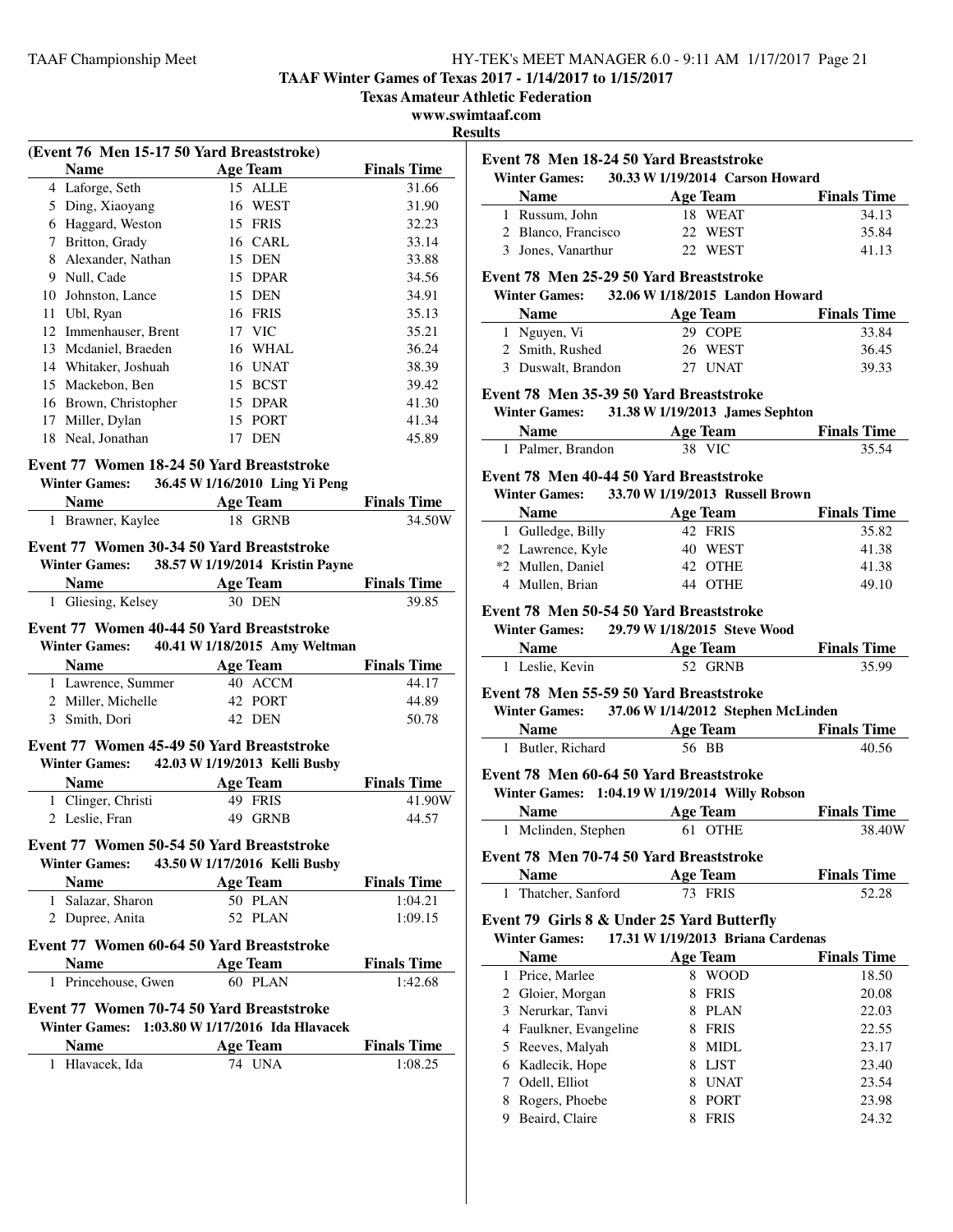# TAAF Winter Games of Texas 2017 - 1/14/2017 to 1/15/2017

**Texas Amateur Athletic Federation**

**www.swimtaaf.com**

**Results**

### (Event 76 Men 15-17 50 Yard Breaststroke)

| | Name | Age | Team | Finals Time |
|---|---|---|---|---|
| 4 | Laforge, Seth | 15 | ALLE | 31.66 |
| 5 | Ding, Xiaoyang | 16 | WEST | 31.90 |
| 6 | Haggard, Weston | 15 | FRIS | 32.23 |
| 7 | Britton, Grady | 16 | CARL | 33.14 |
| 8 | Alexander, Nathan | 15 | DEN | 33.88 |
| 9 | Null, Cade | 15 | DPAR | 34.56 |
| 10 | Johnston, Lance | 15 | DEN | 34.91 |
| 11 | Ubl, Ryan | 16 | FRIS | 35.13 |
| 12 | Immenhauser, Brent | 17 | VIC | 35.21 |
| 13 | Mcdaniel, Braeden | 16 | WHAL | 36.24 |
| 14 | Whitaker, Joshuah | 16 | UNAT | 38.39 |
| 15 | Mackebon, Ben | 15 | BCST | 39.42 |
| 16 | Brown, Christopher | 15 | DPAR | 41.30 |
| 17 | Miller, Dylan | 15 | PORT | 41.34 |
| 18 | Neal, Jonathan | 17 | DEN | 45.89 |

### Event 77 Women 18-24 50 Yard Breaststroke

**Winter Games:** 36.45 W 1/16/2010 Ling Yi Peng

| | Name | Age | Team | Finals Time |
|---|---|---|---|---|
| 1 | Brawner, Kaylee | 18 | GRNB | 34.50W |

### Event 77 Women 30-34 50 Yard Breaststroke

**Winter Games:** 38.57 W 1/19/2014 Kristin Payne

| | Name | Age | Team | Finals Time |
|---|---|---|---|---|
| 1 | Gliesing, Kelsey | 30 | DEN | 39.85 |

### Event 77 Women 40-44 50 Yard Breaststroke

**Winter Games:** 40.41 W 1/18/2015 Amy Weltman

| | Name | Age | Team | Finals Time |
|---|---|---|---|---|
| 1 | Lawrence, Summer | 40 | ACCM | 44.17 |
| 2 | Miller, Michelle | 42 | PORT | 44.89 |
| 3 | Smith, Dori | 42 | DEN | 50.78 |

### Event 77 Women 45-49 50 Yard Breaststroke

**Winter Games:** 42.03 W 1/19/2013 Kelli Busby

| | Name | Age | Team | Finals Time |
|---|---|---|---|---|
| 1 | Clinger, Christi | 49 | FRIS | 41.90W |
| 2 | Leslie, Fran | 49 | GRNB | 44.57 |

### Event 77 Women 50-54 50 Yard Breaststroke

**Winter Games:** 43.50 W 1/17/2016 Kelli Busby

| | Name | Age | Team | Finals Time |
|---|---|---|---|---|
| 1 | Salazar, Sharon | 50 | PLAN | 1:04.21 |
| 2 | Dupree, Anita | 52 | PLAN | 1:09.15 |

### Event 77 Women 60-64 50 Yard Breaststroke

| | Name | Age | Team | Finals Time |
|---|---|---|---|---|
| 1 | Princehouse, Gwen | 60 | PLAN | 1:42.68 |

### Event 77 Women 70-74 50 Yard Breaststroke

**Winter Games:** 1:03.80 W 1/17/2016 Ida Hlavacek

| | Name | Age | Team | Finals Time |
|---|---|---|---|---|
| 1 | Hlavacek, Ida | 74 | UNA | 1:08.25 |

### Event 78 Men 18-24 50 Yard Breaststroke

**Winter Games:** 30.33 W 1/19/2014 Carson Howard

| | Name | Age | Team | Finals Time |
|---|---|---|---|---|
| 1 | Russum, John | 18 | WEAT | 34.13 |
| 2 | Blanco, Francisco | 22 | WEST | 35.84 |
| 3 | Jones, Vanarthur | 22 | WEST | 41.13 |

### Event 78 Men 25-29 50 Yard Breaststroke

**Winter Games:** 32.06 W 1/18/2015 Landon Howard

| | Name | Age | Team | Finals Time |
|---|---|---|---|---|
| 1 | Nguyen, Vi | 29 | COPE | 33.84 |
| 2 | Smith, Rushed | 26 | WEST | 36.45 |
| 3 | Duswalt, Brandon | 27 | UNAT | 39.33 |

### Event 78 Men 35-39 50 Yard Breaststroke

**Winter Games:** 31.38 W 1/19/2013 James Sephton

| | Name | Age | Team | Finals Time |
|---|---|---|---|---|
| 1 | Palmer, Brandon | 38 | VIC | 35.54 |

### Event 78 Men 40-44 50 Yard Breaststroke

**Winter Games:** 33.70 W 1/19/2013 Russell Brown

| | Name | Age | Team | Finals Time |
|---|---|---|---|---|
| 1 | Gulledge, Billy | 42 | FRIS | 35.82 |
| *2 | Lawrence, Kyle | 40 | WEST | 41.38 |
| *2 | Mullen, Daniel | 42 | OTHE | 41.38 |
| 4 | Mullen, Brian | 44 | OTHE | 49.10 |

### Event 78 Men 50-54 50 Yard Breaststroke

**Winter Games:** 29.79 W 1/18/2015 Steve Wood

| | Name | Age | Team | Finals Time |
|---|---|---|---|---|
| 1 | Leslie, Kevin | 52 | GRNB | 35.99 |

### Event 78 Men 55-59 50 Yard Breaststroke

**Winter Games:** 37.06 W 1/14/2012 Stephen McLinden

| | Name | Age | Team | Finals Time |
|---|---|---|---|---|
| 1 | Butler, Richard | 56 | BB | 40.56 |

### Event 78 Men 60-64 50 Yard Breaststroke

**Winter Games:** 1:04.19 W 1/19/2014 Willy Robson

| | Name | Age | Team | Finals Time |
|---|---|---|---|---|
| 1 | Mclinden, Stephen | 61 | OTHE | 38.40W |

### Event 78 Men 70-74 50 Yard Breaststroke

| | Name | Age | Team | Finals Time |
|---|---|---|---|---|
| 1 | Thatcher, Sanford | 73 | FRIS | 52.28 |

### Event 79 Girls 8 & Under 25 Yard Butterfly

**Winter Games:** 17.31 W 1/19/2013 Briana Cardenas

| | Name | Age | Team | Finals Time |
|---|---|---|---|---|
| 1 | Price, Marlee | 8 | WOOD | 18.50 |
| 2 | Gloier, Morgan | 8 | FRIS | 20.08 |
| 3 | Nerurkar, Tanvi | 8 | PLAN | 22.03 |
| 4 | Faulkner, Evangeline | 8 | FRIS | 22.55 |
| 5 | Reeves, Malyah | 8 | MIDL | 23.17 |
| 6 | Kadlecik, Hope | 8 | LJST | 23.40 |
| 7 | Odell, Elliot | 8 | UNAT | 23.54 |
| 8 | Rogers, Phoebe | 8 | PORT | 23.98 |
| 9 | Beaird, Claire | 8 | FRIS | 24.32 |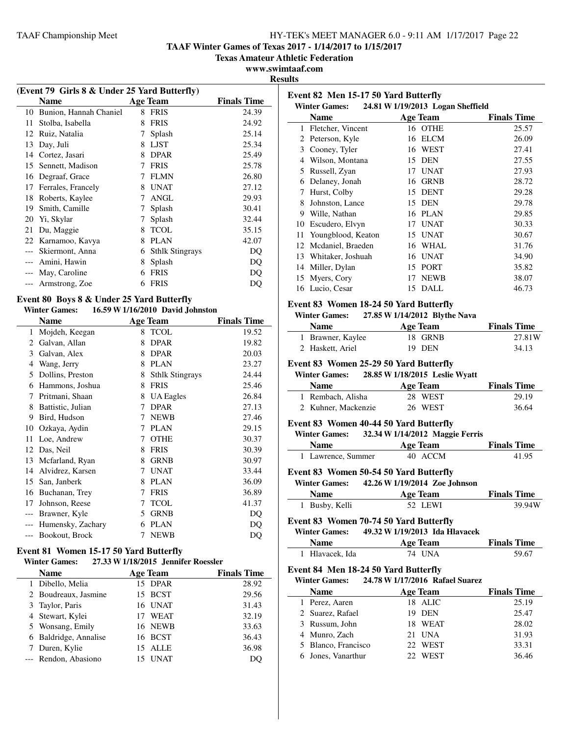**TAAF Winter Games of Texas 2017 - 1/14/2017 to 1/15/2017**

**Texas Amateur Athletic Federation**

**www.swimtaaf.com**

**Results**

### (Event 79 Girls 8 & Under 25 Yard Butterfly)

| | Name | Age | Team | Finals Time |
|---|---|---|---|---|
| 10 | Bunion, Hannah Chaniel | 8 | FRIS | 24.39 |
| 11 | Stolba, Isabella | 8 | FRIS | 24.92 |
| 12 | Ruiz, Natalia | 7 | Splash | 25.14 |
| 13 | Day, Juli | 8 | LJST | 25.34 |
| 14 | Cortez, Jasari | 8 | DPAR | 25.49 |
| 15 | Sennett, Madison | 7 | FRIS | 25.78 |
| 16 | Degraaf, Grace | 7 | FLMN | 26.80 |
| 17 | Ferrales, Francely | 8 | UNAT | 27.12 |
| 18 | Roberts, Kaylee | 7 | ANGL | 29.93 |
| 19 | Smith, Camille | 7 | Splash | 30.41 |
| 20 | Yi, Skylar | 7 | Splash | 32.44 |
| 21 | Du, Maggie | 8 | TCOL | 35.15 |
| 22 | Karnamoo, Kavya | 8 | PLAN | 42.07 |
| --- | Skiermont, Anna | 6 | Sthlk Stingrays | DQ |
| --- | Amini, Hawin | 8 | Splash | DQ |
| --- | May, Caroline | 6 | FRIS | DQ |
| --- | Armstrong, Zoe | 6 | FRIS | DQ |

### Event 80 Boys 8 & Under 25 Yard Butterfly

**Winter Games:** 16.59 W 1/16/2010 David Johnston

| | Name | Age | Team | Finals Time |
|---|---|---|---|---|
| 1 | Mojdeh, Keegan | 8 | TCOL | 19.52 |
| 2 | Galvan, Allan | 8 | DPAR | 19.82 |
| 3 | Galvan, Alex | 8 | DPAR | 20.03 |
| 4 | Wang, Jerry | 8 | PLAN | 23.27 |
| 5 | Dollins, Preston | 8 | Sthlk Stingrays | 24.44 |
| 6 | Hammons, Joshua | 8 | FRIS | 25.46 |
| 7 | Pritmani, Shaan | 8 | UA Eagles | 26.84 |
| 8 | Battistic, Julian | 7 | DPAR | 27.13 |
| 9 | Bird, Hudson | 7 | NEWB | 27.46 |
| 10 | Ozkaya, Aydin | 7 | PLAN | 29.15 |
| 11 | Loe, Andrew | 7 | OTHE | 30.37 |
| 12 | Das, Neil | 8 | FRIS | 30.39 |
| 13 | Mcfarland, Ryan | 8 | GRNB | 30.97 |
| 14 | Alvidrez, Karsen | 7 | UNAT | 33.44 |
| 15 | San, Janberk | 8 | PLAN | 36.09 |
| 16 | Buchanan, Trey | 7 | FRIS | 36.89 |
| 17 | Johnson, Reese | 7 | TCOL | 41.37 |
| --- | Brawner, Kyle | 5 | GRNB | DQ |
| --- | Humensky, Zachary | 6 | PLAN | DQ |
| --- | Bookout, Brock | 7 | NEWB | DQ |

### Event 81 Women 15-17 50 Yard Butterfly

**Winter Games:** 27.33 W 1/18/2015 Jennifer Roessler

| | Name | Age | Team | Finals Time |
|---|---|---|---|---|
| 1 | Dibello, Melia | 15 | DPAR | 28.92 |
| 2 | Boudreaux, Jasmine | 15 | BCST | 29.56 |
| 3 | Taylor, Paris | 16 | UNAT | 31.43 |
| 4 | Stewart, Kylei | 17 | WEAT | 32.19 |
| 5 | Wonsang, Emily | 16 | NEWB | 33.63 |
| 6 | Baldridge, Annalise | 16 | BCST | 36.43 |
| 7 | Duren, Kylie | 15 | ALLE | 36.98 |
| --- | Rendon, Abasiono | 15 | UNAT | DQ |

### Event 82 Men 15-17 50 Yard Butterfly

**Winter Games:** 24.81 W 1/19/2013 Logan Sheffield

| | Name | Age | Team | Finals Time |
|---|---|---|---|---|
| 1 | Fletcher, Vincent | 16 | OTHE | 25.57 |
| 2 | Peterson, Kyle | 16 | ELCM | 26.09 |
| 3 | Cooney, Tyler | 16 | WEST | 27.41 |
| 4 | Wilson, Montana | 15 | DEN | 27.55 |
| 5 | Russell, Zyan | 17 | UNAT | 27.93 |
| 6 | Delaney, Jonah | 16 | GRNB | 28.72 |
| 7 | Hurst, Colby | 15 | DENT | 29.28 |
| 8 | Johnston, Lance | 15 | DEN | 29.78 |
| 9 | Wille, Nathan | 16 | PLAN | 29.85 |
| 10 | Escudero, Elvyn | 17 | UNAT | 30.33 |
| 11 | Youngblood, Keaton | 15 | UNAT | 30.67 |
| 12 | Mcdaniel, Braeden | 16 | WHAL | 31.76 |
| 13 | Whitaker, Joshuah | 16 | UNAT | 34.90 |
| 14 | Miller, Dylan | 15 | PORT | 35.82 |
| 15 | Myers, Cory | 17 | NEWB | 38.07 |
| 16 | Lucio, Cesar | 15 | DALL | 46.73 |

### Event 83 Women 18-24 50 Yard Butterfly

**Winter Games:** 27.85 W 1/14/2012 Blythe Nava

| | Name | Age | Team | Finals Time |
|---|---|---|---|---|
| 1 | Brawner, Kaylee | 18 | GRNB | 27.81W |
| 2 | Haskett, Ariel | 19 | DEN | 34.13 |

### Event 83 Women 25-29 50 Yard Butterfly

**Winter Games:** 28.85 W 1/18/2015 Leslie Wyatt

| | Name | Age | Team | Finals Time |
|---|---|---|---|---|
| 1 | Rembach, Alisha | 28 | WEST | 29.19 |
| 2 | Kuhner, Mackenzie | 26 | WEST | 36.64 |

### Event 83 Women 40-44 50 Yard Butterfly

**Winter Games:** 32.34 W 1/14/2012 Maggie Ferris

| | Name | Age | Team | Finals Time |
|---|---|---|---|---|
| 1 | Lawrence, Summer | 40 | ACCM | 41.95 |

### Event 83 Women 50-54 50 Yard Butterfly

**Winter Games:** 42.26 W 1/19/2014 Zoe Johnson

| | Name | Age | Team | Finals Time |
|---|---|---|---|---|
| 1 | Busby, Kelli | 52 | LEWI | 39.94W |

### Event 83 Women 70-74 50 Yard Butterfly

**Winter Games:** 49.32 W 1/19/2013 Ida Hlavacek

| | Name | Age | Team | Finals Time |
|---|---|---|---|---|
| 1 | Hlavacek, Ida | 74 | UNA | 59.67 |

### Event 84 Men 18-24 50 Yard Butterfly

**Winter Games:** 24.78 W 1/17/2016 Rafael Suarez

| | Name | Age | Team | Finals Time |
|---|---|---|---|---|
| 1 | Perez, Aaren | 18 | ALIC | 25.19 |
| 2 | Suarez, Rafael | 19 | DEN | 25.47 |
| 3 | Russum, John | 18 | WEAT | 28.02 |
| 4 | Munro, Zach | 21 | UNA | 31.93 |
| 5 | Blanco, Francisco | 22 | WEST | 33.31 |
| 6 | Jones, Vanarthur | 22 | WEST | 36.46 |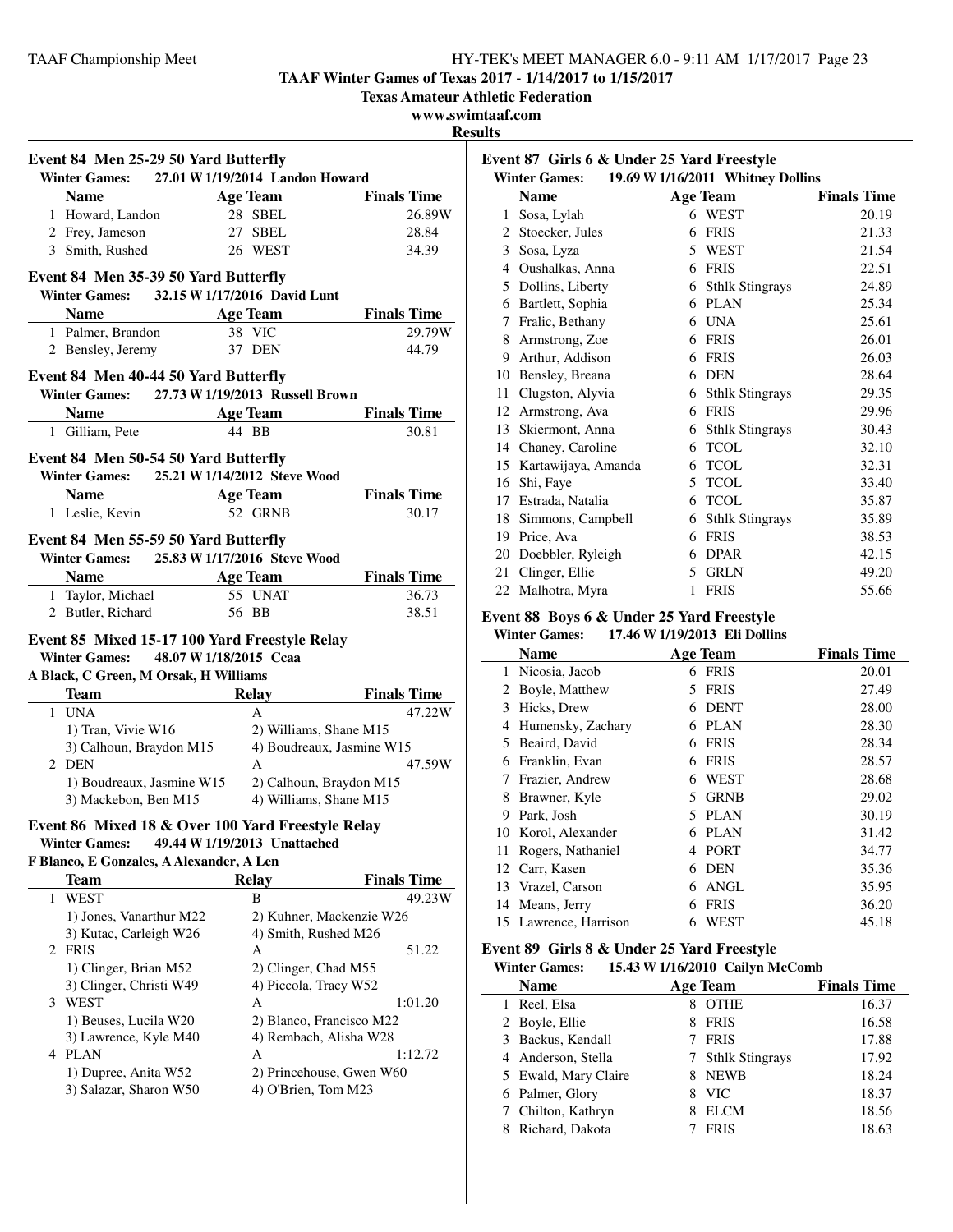**TAAF Winter Games of Texas 2017 - 1/14/2017 to 1/15/2017**
**Texas Amateur Athletic Federation**
**www.swimtaaf.com**
**Results**

### Event 84 Men 25-29 50 Yard Butterfly

**Winter Games:** 27.01 W 1/19/2014 Landon Howard

| | Name | Age | Team | Finals Time |
|---|---|---|---|---|
| 1 | Howard, Landon | 28 | SBEL | 26.89W |
| 2 | Frey, Jameson | 27 | SBEL | 28.84 |
| 3 | Smith, Rushed | 26 | WEST | 34.39 |

### Event 84 Men 35-39 50 Yard Butterfly

**Winter Games:** 32.15 W 1/17/2016 David Lunt

| | Name | Age | Team | Finals Time |
|---|---|---|---|---|
| 1 | Palmer, Brandon | 38 | VIC | 29.79W |
| 2 | Bensley, Jeremy | 37 | DEN | 44.79 |

### Event 84 Men 40-44 50 Yard Butterfly

**Winter Games:** 27.73 W 1/19/2013 Russell Brown

| | Name | Age | Team | Finals Time |
|---|---|---|---|---|
| 1 | Gilliam, Pete | 44 | BB | 30.81 |

### Event 84 Men 50-54 50 Yard Butterfly

**Winter Games:** 25.21 W 1/14/2012 Steve Wood

| | Name | Age | Team | Finals Time |
|---|---|---|---|---|
| 1 | Leslie, Kevin | 52 | GRNB | 30.17 |

### Event 84 Men 55-59 50 Yard Butterfly

**Winter Games:** 25.83 W 1/17/2016 Steve Wood

| | Name | Age | Team | Finals Time |
|---|---|---|---|---|
| 1 | Taylor, Michael | 55 | UNAT | 36.73 |
| 2 | Butler, Richard | 56 | BB | 38.51 |

### Event 85 Mixed 15-17 100 Yard Freestyle Relay

**Winter Games:** 48.07 W 1/18/2015 Ccaa
A Black, C Green, M Orsak, H Williams

| | Team | Relay | Finals Time |
|---|---|---|---|
| 1 | UNA | A | 47.22W |
| | 1) Tran, Vivie W16 | 2) Williams, Shane M15 | |
| | 3) Calhoun, Braydon M15 | 4) Boudreaux, Jasmine W15 | |
| 2 | DEN | A | 47.59W |
| | 1) Boudreaux, Jasmine W15 | 2) Calhoun, Braydon M15 | |
| | 3) Mackebon, Ben M15 | 4) Williams, Shane M15 | |

### Event 86 Mixed 18 & Over 100 Yard Freestyle Relay

**Winter Games:** 49.44 W 1/19/2013 Unattached
F Blanco, E Gonzales, A Alexander, A Len

| | Team | Relay | Finals Time |
|---|---|---|---|
| 1 | WEST | B | 49.23W |
| | 1) Jones, Vanarthur M22 | 2) Kuhner, Mackenzie W26 | |
| | 3) Kutac, Carleigh W26 | 4) Smith, Rushed M26 | |
| 2 | FRIS | A | 51.22 |
| | 1) Clinger, Brian M52 | 2) Clinger, Chad M55 | |
| | 3) Clinger, Christi W49 | 4) Piccola, Tracy W52 | |
| 3 | WEST | A | 1:01.20 |
| | 1) Beuses, Lucila W20 | 2) Blanco, Francisco M22 | |
| | 3) Lawrence, Kyle M40 | 4) Rembach, Alisha W28 | |
| 4 | PLAN | A | 1:12.72 |
| | 1) Dupree, Anita W52 | 2) Princehouse, Gwen W60 | |
| | 3) Salazar, Sharon W50 | 4) O'Brien, Tom M23 | |

### Event 87 Girls 6 & Under 25 Yard Freestyle

**Winter Games:** 19.69 W 1/16/2011 Whitney Dollins

| | Name | Age | Team | Finals Time |
|---|---|---|---|---|
| 1 | Sosa, Lylah | 6 | WEST | 20.19 |
| 2 | Stoecker, Jules | 6 | FRIS | 21.33 |
| 3 | Sosa, Lyza | 5 | WEST | 21.54 |
| 4 | Oushalkas, Anna | 6 | FRIS | 22.51 |
| 5 | Dollins, Liberty | 6 | Sthlk Stingrays | 24.89 |
| 6 | Bartlett, Sophia | 6 | PLAN | 25.34 |
| 7 | Fralic, Bethany | 6 | UNA | 25.61 |
| 8 | Armstrong, Zoe | 6 | FRIS | 26.01 |
| 9 | Arthur, Addison | 6 | FRIS | 26.03 |
| 10 | Bensley, Breana | 6 | DEN | 28.64 |
| 11 | Clugston, Alyvia | 6 | Sthlk Stingrays | 29.35 |
| 12 | Armstrong, Ava | 6 | FRIS | 29.96 |
| 13 | Skiermont, Anna | 6 | Sthlk Stingrays | 30.43 |
| 14 | Chaney, Caroline | 6 | TCOL | 32.10 |
| 15 | Kartawijaya, Amanda | 6 | TCOL | 32.31 |
| 16 | Shi, Faye | 5 | TCOL | 33.40 |
| 17 | Estrada, Natalia | 6 | TCOL | 35.87 |
| 18 | Simmons, Campbell | 6 | Sthlk Stingrays | 35.89 |
| 19 | Price, Ava | 6 | FRIS | 38.53 |
| 20 | Doebbler, Ryleigh | 6 | DPAR | 42.15 |
| 21 | Clinger, Ellie | 5 | GRLN | 49.20 |
| 22 | Malhotra, Myra | 1 | FRIS | 55.66 |

### Event 88 Boys 6 & Under 25 Yard Freestyle

**Winter Games:** 17.46 W 1/19/2013 Eli Dollins

| | Name | Age | Team | Finals Time |
|---|---|---|---|---|
| 1 | Nicosia, Jacob | 6 | FRIS | 20.01 |
| 2 | Boyle, Matthew | 5 | FRIS | 27.49 |
| 3 | Hicks, Drew | 6 | DENT | 28.00 |
| 4 | Humensky, Zachary | 6 | PLAN | 28.30 |
| 5 | Beaird, David | 6 | FRIS | 28.34 |
| 6 | Franklin, Evan | 6 | FRIS | 28.57 |
| 7 | Frazier, Andrew | 6 | WEST | 28.68 |
| 8 | Brawner, Kyle | 5 | GRNB | 29.02 |
| 9 | Park, Josh | 5 | PLAN | 30.19 |
| 10 | Korol, Alexander | 6 | PLAN | 31.42 |
| 11 | Rogers, Nathaniel | 4 | PORT | 34.77 |
| 12 | Carr, Kasen | 6 | DEN | 35.36 |
| 13 | Vrazel, Carson | 6 | ANGL | 35.95 |
| 14 | Means, Jerry | 6 | FRIS | 36.20 |
| 15 | Lawrence, Harrison | 6 | WEST | 45.18 |

### Event 89 Girls 8 & Under 25 Yard Freestyle

**Winter Games:** 15.43 W 1/16/2010 Cailyn McComb

| | Name | Age | Team | Finals Time |
|---|---|---|---|---|
| 1 | Reel, Elsa | 8 | OTHE | 16.37 |
| 2 | Boyle, Ellie | 8 | FRIS | 16.58 |
| 3 | Backus, Kendall | 7 | FRIS | 17.88 |
| 4 | Anderson, Stella | 7 | Sthlk Stingrays | 17.92 |
| 5 | Ewald, Mary Claire | 8 | NEWB | 18.24 |
| 6 | Palmer, Glory | 8 | VIC | 18.37 |
| 7 | Chilton, Kathryn | 8 | ELCM | 18.56 |
| 8 | Richard, Dakota | 7 | FRIS | 18.63 |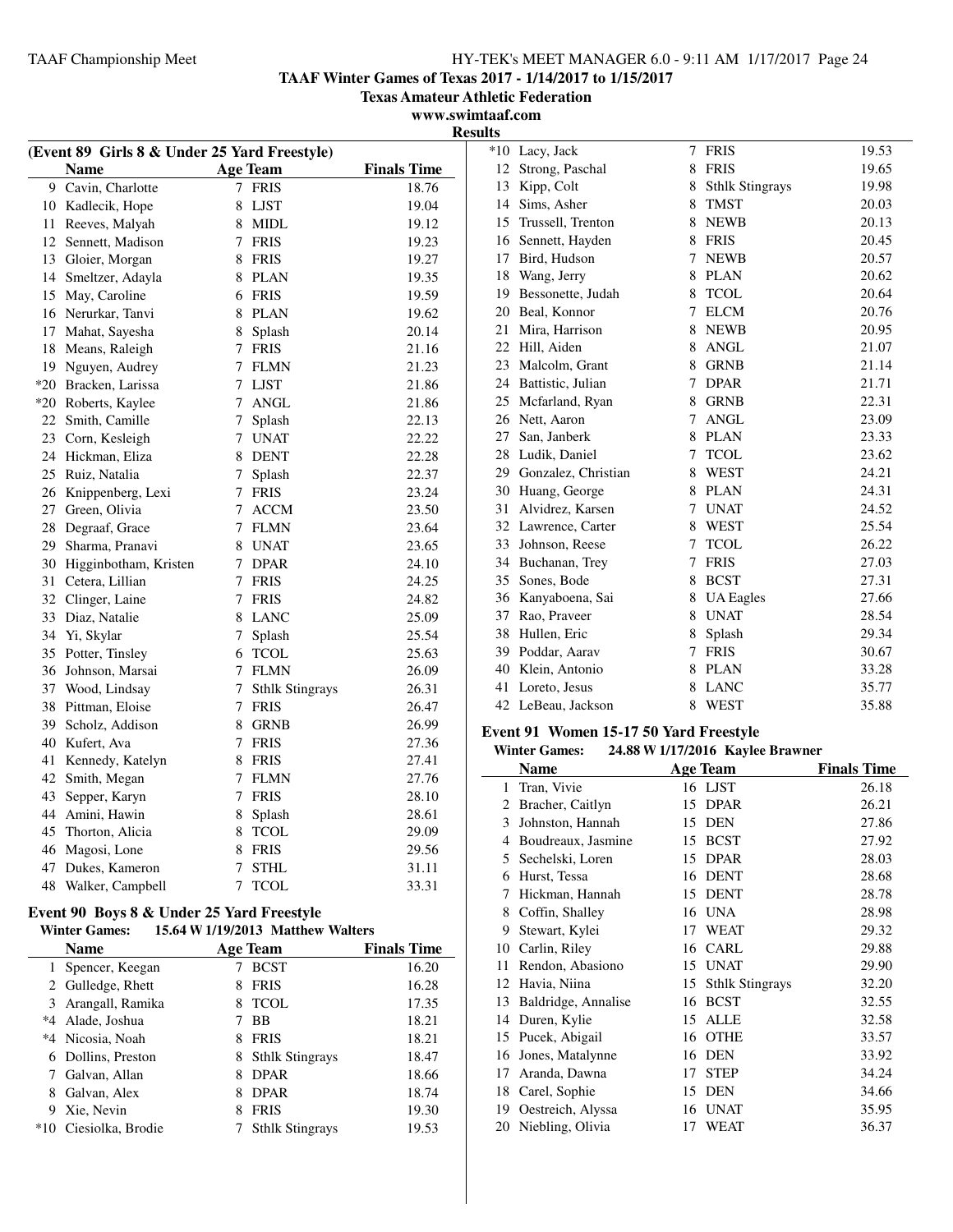**TAAF Winter Games of Texas 2017 - 1/14/2017 to 1/15/2017**

**Texas Amateur Athletic Federation**

**www.swimtaaf.com**

**Results**

### (Event 89 Girls 8 & Under 25 Yard Freestyle)

| | Name | Age | Team | Finals Time |
|---|---|---|---|---|
| 9 | Cavin, Charlotte | 7 | FRIS | 18.76 |
| 10 | Kadlecik, Hope | 8 | LJST | 19.04 |
| 11 | Reeves, Malyah | 8 | MIDL | 19.12 |
| 12 | Sennett, Madison | 7 | FRIS | 19.23 |
| 13 | Gloier, Morgan | 8 | FRIS | 19.27 |
| 14 | Smeltzer, Adayla | 8 | PLAN | 19.35 |
| 15 | May, Caroline | 6 | FRIS | 19.59 |
| 16 | Nerurkar, Tanvi | 8 | PLAN | 19.62 |
| 17 | Mahat, Sayesha | 8 | Splash | 20.14 |
| 18 | Means, Raleigh | 7 | FRIS | 21.16 |
| 19 | Nguyen, Audrey | 7 | FLMN | 21.23 |
| *20 | Bracken, Larissa | 7 | LJST | 21.86 |
| *20 | Roberts, Kaylee | 7 | ANGL | 21.86 |
| 22 | Smith, Camille | 7 | Splash | 22.13 |
| 23 | Corn, Kesleigh | 7 | UNAT | 22.22 |
| 24 | Hickman, Eliza | 8 | DENT | 22.28 |
| 25 | Ruiz, Natalia | 7 | Splash | 22.37 |
| 26 | Knippenberg, Lexi | 7 | FRIS | 23.24 |
| 27 | Green, Olivia | 7 | ACCM | 23.50 |
| 28 | Degraaf, Grace | 7 | FLMN | 23.64 |
| 29 | Sharma, Pranavi | 8 | UNAT | 23.65 |
| 30 | Higginbotham, Kristen | 7 | DPAR | 24.10 |
| 31 | Cetera, Lillian | 7 | FRIS | 24.25 |
| 32 | Clinger, Laine | 7 | FRIS | 24.82 |
| 33 | Diaz, Natalie | 8 | LANC | 25.09 |
| 34 | Yi, Skylar | 7 | Splash | 25.54 |
| 35 | Potter, Tinsley | 6 | TCOL | 25.63 |
| 36 | Johnson, Marsai | 7 | FLMN | 26.09 |
| 37 | Wood, Lindsay | 7 | Sthlk Stingrays | 26.31 |
| 38 | Pittman, Eloise | 7 | FRIS | 26.47 |
| 39 | Scholz, Addison | 8 | GRNB | 26.99 |
| 40 | Kufert, Ava | 7 | FRIS | 27.36 |
| 41 | Kennedy, Katelyn | 8 | FRIS | 27.41 |
| 42 | Smith, Megan | 7 | FLMN | 27.76 |
| 43 | Sepper, Karyn | 7 | FRIS | 28.10 |
| 44 | Amini, Hawin | 8 | Splash | 28.61 |
| 45 | Thorton, Alicia | 8 | TCOL | 29.09 |
| 46 | Magosi, Lone | 8 | FRIS | 29.56 |
| 47 | Dukes, Kameron | 7 | STHL | 31.11 |
| 48 | Walker, Campbell | 7 | TCOL | 33.31 |

### Event 90 Boys 8 & Under 25 Yard Freestyle

**Winter Games: 15.64 W 1/19/2013 Matthew Walters**

| | Name | Age | Team | Finals Time |
|---|---|---|---|---|
| 1 | Spencer, Keegan | 7 | BCST | 16.20 |
| 2 | Gulledge, Rhett | 8 | FRIS | 16.28 |
| 3 | Arangall, Ramika | 8 | TCOL | 17.35 |
| *4 | Alade, Joshua | 7 | BB | 18.21 |
| *4 | Nicosia, Noah | 8 | FRIS | 18.21 |
| 6 | Dollins, Preston | 8 | Sthlk Stingrays | 18.47 |
| 7 | Galvan, Allan | 8 | DPAR | 18.66 |
| 8 | Galvan, Alex | 8 | DPAR | 18.74 |
| 9 | Xie, Nevin | 8 | FRIS | 19.30 |
| *10 | Ciesiolka, Brodie | 7 | Sthlk Stingrays | 19.53 |
| *10 | Lacy, Jack | 7 | FRIS | 19.53 |
| 12 | Strong, Paschal | 8 | FRIS | 19.65 |
| 13 | Kipp, Colt | 8 | Sthlk Stingrays | 19.98 |
| 14 | Sims, Asher | 8 | TMST | 20.03 |
| 15 | Trussell, Trenton | 8 | NEWB | 20.13 |
| 16 | Sennett, Hayden | 8 | FRIS | 20.45 |
| 17 | Bird, Hudson | 7 | NEWB | 20.57 |
| 18 | Wang, Jerry | 8 | PLAN | 20.62 |
| 19 | Bessonette, Judah | 8 | TCOL | 20.64 |
| 20 | Beal, Konnor | 7 | ELCM | 20.76 |
| 21 | Mira, Harrison | 8 | NEWB | 20.95 |
| 22 | Hill, Aiden | 8 | ANGL | 21.07 |
| 23 | Malcolm, Grant | 8 | GRNB | 21.14 |
| 24 | Battistic, Julian | 7 | DPAR | 21.71 |
| 25 | Mcfarland, Ryan | 8 | GRNB | 22.31 |
| 26 | Nett, Aaron | 7 | ANGL | 23.09 |
| 27 | San, Janberk | 8 | PLAN | 23.33 |
| 28 | Ludik, Daniel | 7 | TCOL | 23.62 |
| 29 | Gonzalez, Christian | 8 | WEST | 24.21 |
| 30 | Huang, George | 8 | PLAN | 24.31 |
| 31 | Alvidrez, Karsen | 7 | UNAT | 24.52 |
| 32 | Lawrence, Carter | 8 | WEST | 25.54 |
| 33 | Johnson, Reese | 7 | TCOL | 26.22 |
| 34 | Buchanan, Trey | 7 | FRIS | 27.03 |
| 35 | Sones, Bode | 8 | BCST | 27.31 |
| 36 | Kanyaboena, Sai | 8 | UA Eagles | 27.66 |
| 37 | Rao, Praveer | 8 | UNAT | 28.54 |
| 38 | Hullen, Eric | 8 | Splash | 29.34 |
| 39 | Poddar, Aarav | 7 | FRIS | 30.67 |
| 40 | Klein, Antonio | 8 | PLAN | 33.28 |
| 41 | Loreto, Jesus | 8 | LANC | 35.77 |
| 42 | LeBeau, Jackson | 8 | WEST | 35.88 |

### Event 91 Women 15-17 50 Yard Freestyle

**Winter Games: 24.88 W 1/17/2016 Kaylee Brawner**

| | Name | Age | Team | Finals Time |
|---|---|---|---|---|
| 1 | Tran, Vivie | 16 | LJST | 26.18 |
| 2 | Bracher, Caitlyn | 15 | DPAR | 26.21 |
| 3 | Johnston, Hannah | 15 | DEN | 27.86 |
| 4 | Boudreaux, Jasmine | 15 | BCST | 27.92 |
| 5 | Sechelski, Loren | 15 | DPAR | 28.03 |
| 6 | Hurst, Tessa | 16 | DENT | 28.68 |
| 7 | Hickman, Hannah | 15 | DENT | 28.78 |
| 8 | Coffin, Shalley | 16 | UNA | 28.98 |
| 9 | Stewart, Kylei | 17 | WEAT | 29.32 |
| 10 | Carlin, Riley | 16 | CARL | 29.88 |
| 11 | Rendon, Abasiono | 15 | UNAT | 29.90 |
| 12 | Havia, Niina | 15 | Sthlk Stingrays | 32.20 |
| 13 | Baldridge, Annalise | 16 | BCST | 32.55 |
| 14 | Duren, Kylie | 15 | ALLE | 32.58 |
| 15 | Pucek, Abigail | 16 | OTHE | 33.57 |
| 16 | Jones, Matalynne | 16 | DEN | 33.92 |
| 17 | Aranda, Dawna | 17 | STEP | 34.24 |
| 18 | Carel, Sophie | 15 | DEN | 34.66 |
| 19 | Oestreich, Alyssa | 16 | UNAT | 35.95 |
| 20 | Niebling, Olivia | 17 | WEAT | 36.37 |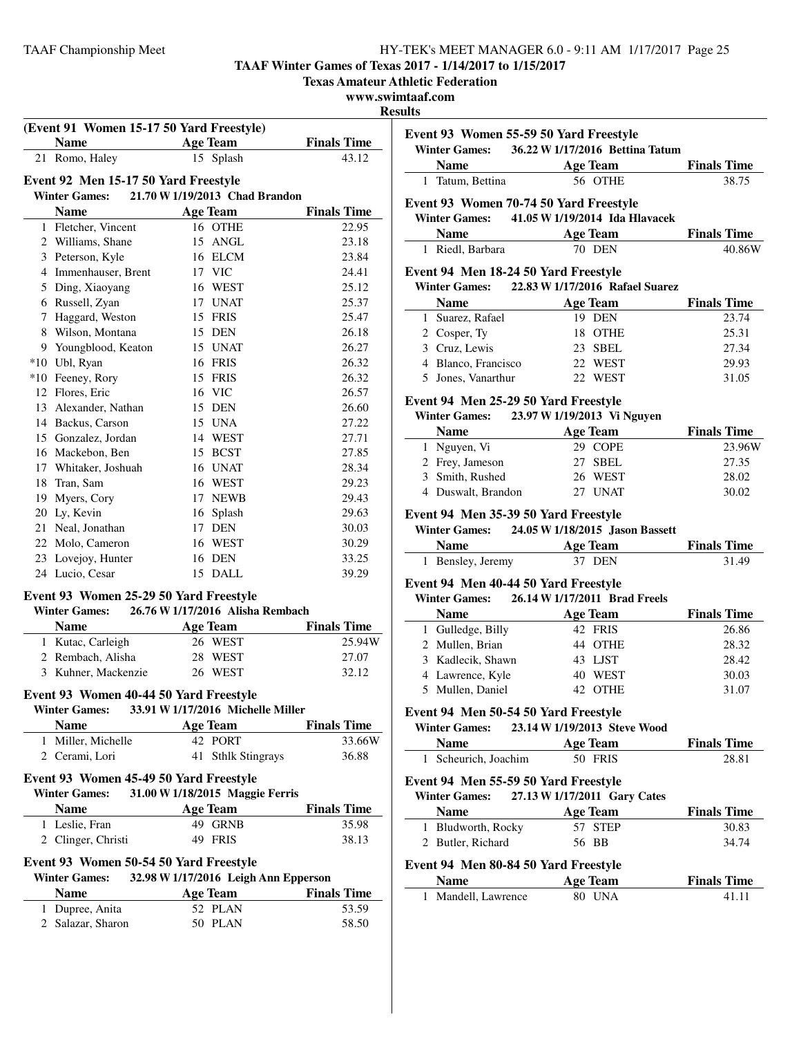**TAAF Winter Games of Texas 2017 - 1/14/2017 to 1/15/2017**

**Texas Amateur Athletic Federation**

**www.swimtaaf.com**

**Results**

### (Event 91 Women 15-17 50 Yard Freestyle)

| | Name | Age | Team | Finals Time |
|---|---|---|---|---|
| 21 | Romo, Haley | 15 | Splash | 43.12 |

### Event 92 Men 15-17 50 Yard Freestyle

**Winter Games: 21.70 W 1/19/2013 Chad Brandon**

| | Name | Age | Team | Finals Time |
|---|---|---|---|---|
| 1 | Fletcher, Vincent | 16 | OTHE | 22.95 |
| 2 | Williams, Shane | 15 | ANGL | 23.18 |
| 3 | Peterson, Kyle | 16 | ELCM | 23.84 |
| 4 | Immenhauser, Brent | 17 | VIC | 24.41 |
| 5 | Ding, Xiaoyang | 16 | WEST | 25.12 |
| 6 | Russell, Zyan | 17 | UNAT | 25.37 |
| 7 | Haggard, Weston | 15 | FRIS | 25.47 |
| 8 | Wilson, Montana | 15 | DEN | 26.18 |
| 9 | Youngblood, Keaton | 15 | UNAT | 26.27 |
| *10 | Ubl, Ryan | 16 | FRIS | 26.32 |
| *10 | Feeney, Rory | 15 | FRIS | 26.32 |
| 12 | Flores, Eric | 16 | VIC | 26.57 |
| 13 | Alexander, Nathan | 15 | DEN | 26.60 |
| 14 | Backus, Carson | 15 | UNA | 27.22 |
| 15 | Gonzalez, Jordan | 14 | WEST | 27.71 |
| 16 | Mackebon, Ben | 15 | BCST | 27.85 |
| 17 | Whitaker, Joshuah | 16 | UNAT | 28.34 |
| 18 | Tran, Sam | 16 | WEST | 29.23 |
| 19 | Myers, Cory | 17 | NEWB | 29.43 |
| 20 | Ly, Kevin | 16 | Splash | 29.63 |
| 21 | Neal, Jonathan | 17 | DEN | 30.03 |
| 22 | Molo, Cameron | 16 | WEST | 30.29 |
| 23 | Lovejoy, Hunter | 16 | DEN | 33.25 |
| 24 | Lucio, Cesar | 15 | DALL | 39.29 |

### Event 93 Women 25-29 50 Yard Freestyle

**Winter Games: 26.76 W 1/17/2016 Alisha Rembach**

| | Name | Age | Team | Finals Time |
|---|---|---|---|---|
| 1 | Kutac, Carleigh | 26 | WEST | 25.94W |
| 2 | Rembach, Alisha | 28 | WEST | 27.07 |
| 3 | Kuhner, Mackenzie | 26 | WEST | 32.12 |

### Event 93 Women 40-44 50 Yard Freestyle

**Winter Games: 33.91 W 1/17/2016 Michelle Miller**

| | Name | Age | Team | Finals Time |
|---|---|---|---|---|
| 1 | Miller, Michelle | 42 | PORT | 33.66W |
| 2 | Cerami, Lori | 41 | Sthlk Stingrays | 36.88 |

### Event 93 Women 45-49 50 Yard Freestyle

**Winter Games: 31.00 W 1/18/2015 Maggie Ferris**

| | Name | Age | Team | Finals Time |
|---|---|---|---|---|
| 1 | Leslie, Fran | 49 | GRNB | 35.98 |
| 2 | Clinger, Christi | 49 | FRIS | 38.13 |

### Event 93 Women 50-54 50 Yard Freestyle

**Winter Games: 32.98 W 1/17/2016 Leigh Ann Epperson**

| | Name | Age | Team | Finals Time |
|---|---|---|---|---|
| 1 | Dupree, Anita | 52 | PLAN | 53.59 |
| 2 | Salazar, Sharon | 50 | PLAN | 58.50 |

### Event 93 Women 55-59 50 Yard Freestyle

**Winter Games: 36.22 W 1/17/2016 Bettina Tatum**

| | Name | Age | Team | Finals Time |
|---|---|---|---|---|
| 1 | Tatum, Bettina | 56 | OTHE | 38.75 |

### Event 93 Women 70-74 50 Yard Freestyle

**Winter Games: 41.05 W 1/19/2014 Ida Hlavacek**

| | Name | Age | Team | Finals Time |
|---|---|---|---|---|
| 1 | Riedl, Barbara | 70 | DEN | 40.86W |

### Event 94 Men 18-24 50 Yard Freestyle

**Winter Games: 22.83 W 1/17/2016 Rafael Suarez**

| | Name | Age | Team | Finals Time |
|---|---|---|---|---|
| 1 | Suarez, Rafael | 19 | DEN | 23.74 |
| 2 | Cosper, Ty | 18 | OTHE | 25.31 |
| 3 | Cruz, Lewis | 23 | SBEL | 27.34 |
| 4 | Blanco, Francisco | 22 | WEST | 29.93 |
| 5 | Jones, Vanarthur | 22 | WEST | 31.05 |

### Event 94 Men 25-29 50 Yard Freestyle

**Winter Games: 23.97 W 1/19/2013 Vi Nguyen**

| | Name | Age | Team | Finals Time |
|---|---|---|---|---|
| 1 | Nguyen, Vi | 29 | COPE | 23.96W |
| 2 | Frey, Jameson | 27 | SBEL | 27.35 |
| 3 | Smith, Rushed | 26 | WEST | 28.02 |
| 4 | Duswalt, Brandon | 27 | UNAT | 30.02 |

### Event 94 Men 35-39 50 Yard Freestyle

**Winter Games: 24.05 W 1/18/2015 Jason Bassett**

| | Name | Age | Team | Finals Time |
|---|---|---|---|---|
| 1 | Bensley, Jeremy | 37 | DEN | 31.49 |

### Event 94 Men 40-44 50 Yard Freestyle

**Winter Games: 26.14 W 1/17/2011 Brad Freels**

| | Name | Age | Team | Finals Time |
|---|---|---|---|---|
| 1 | Gulledge, Billy | 42 | FRIS | 26.86 |
| 2 | Mullen, Brian | 44 | OTHE | 28.32 |
| 3 | Kadlecik, Shawn | 43 | LJST | 28.42 |
| 4 | Lawrence, Kyle | 40 | WEST | 30.03 |
| 5 | Mullen, Daniel | 42 | OTHE | 31.07 |

### Event 94 Men 50-54 50 Yard Freestyle

**Winter Games: 23.14 W 1/19/2013 Steve Wood**

| | Name | Age | Team | Finals Time |
|---|---|---|---|---|
| 1 | Scheurich, Joachim | 50 | FRIS | 28.81 |

### Event 94 Men 55-59 50 Yard Freestyle

**Winter Games: 27.13 W 1/17/2011 Gary Cates**

| | Name | Age | Team | Finals Time |
|---|---|---|---|---|
| 1 | Bludworth, Rocky | 57 | STEP | 30.83 |
| 2 | Butler, Richard | 56 | BB | 34.74 |

### Event 94 Men 80-84 50 Yard Freestyle

| | Name | Age | Team | Finals Time |
|---|---|---|---|---|
| 1 | Mandell, Lawrence | 80 | UNA | 41.11 |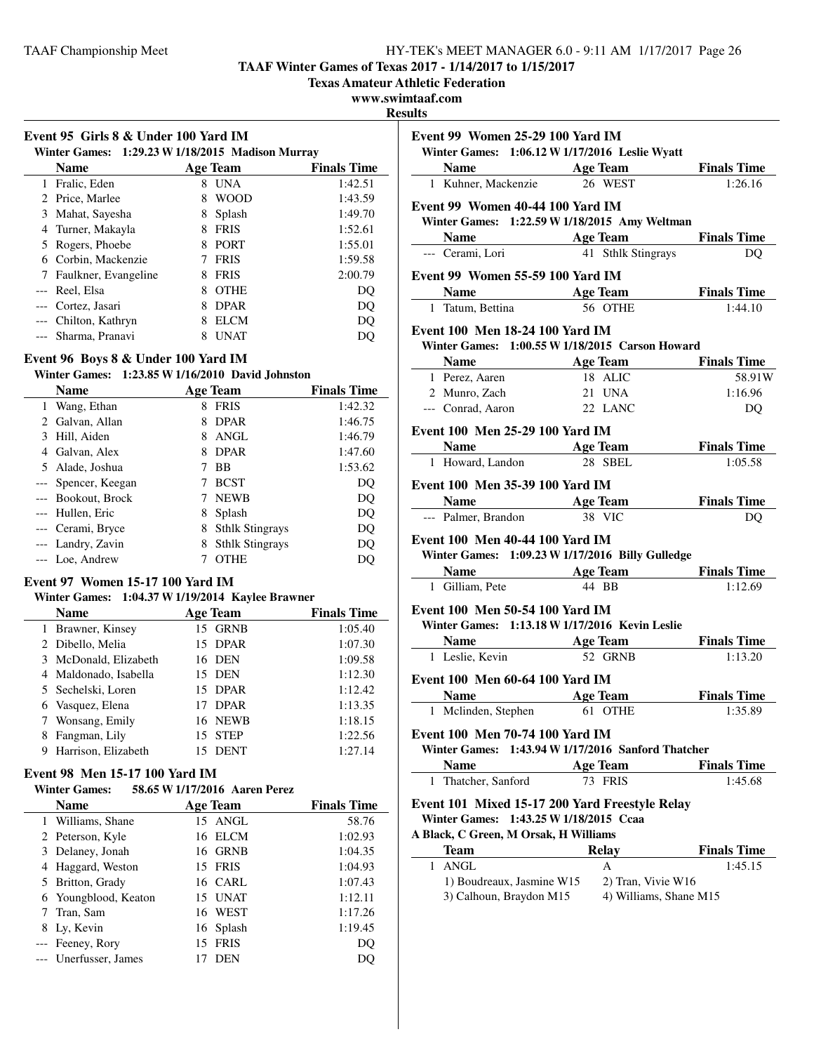TAAF Winter Games of Texas 2017 - 1/14/2017 to 1/15/2017

Texas Amateur Athletic Federation

www.swimtaaf.com

**Results**

### Event 95 Girls 8 & Under 100 Yard IM

Winter Games: 1:29.23 W 1/18/2015 Madison Murray

| | Name | Age | Team | Finals Time |
|---|---|---|---|---|
| 1 | Fralic, Eden | 8 | UNA | 1:42.51 |
| 2 | Price, Marlee | 8 | WOOD | 1:43.59 |
| 3 | Mahat, Sayesha | 8 | Splash | 1:49.70 |
| 4 | Turner, Makayla | 8 | FRIS | 1:52.61 |
| 5 | Rogers, Phoebe | 8 | PORT | 1:55.01 |
| 6 | Corbin, Mackenzie | 7 | FRIS | 1:59.58 |
| 7 | Faulkner, Evangeline | 8 | FRIS | 2:00.79 |
| --- | Reel, Elsa | 8 | OTHE | DQ |
| --- | Cortez, Jasari | 8 | DPAR | DQ |
| --- | Chilton, Kathryn | 8 | ELCM | DQ |
| --- | Sharma, Pranavi | 8 | UNAT | DQ |

### Event 96 Boys 8 & Under 100 Yard IM

Winter Games: 1:23.85 W 1/16/2010 David Johnston

| | Name | Age | Team | Finals Time |
|---|---|---|---|---|
| 1 | Wang, Ethan | 8 | FRIS | 1:42.32 |
| 2 | Galvan, Allan | 8 | DPAR | 1:46.75 |
| 3 | Hill, Aiden | 8 | ANGL | 1:46.79 |
| 4 | Galvan, Alex | 8 | DPAR | 1:47.60 |
| 5 | Alade, Joshua | 7 | BB | 1:53.62 |
| --- | Spencer, Keegan | 7 | BCST | DQ |
| --- | Bookout, Brock | 7 | NEWB | DQ |
| --- | Hullen, Eric | 8 | Splash | DQ |
| --- | Cerami, Bryce | 8 | Sthlk Stingrays | DQ |
| --- | Landry, Zavin | 8 | Sthlk Stingrays | DQ |
| --- | Loe, Andrew | 7 | OTHE | DQ |

### Event 97 Women 15-17 100 Yard IM

Winter Games: 1:04.37 W 1/19/2014 Kaylee Brawner

| | Name | Age | Team | Finals Time |
|---|---|---|---|---|
| 1 | Brawner, Kinsey | 15 | GRNB | 1:05.40 |
| 2 | Dibello, Melia | 15 | DPAR | 1:07.30 |
| 3 | McDonald, Elizabeth | 16 | DEN | 1:09.58 |
| 4 | Maldonado, Isabella | 15 | DEN | 1:12.30 |
| 5 | Sechelski, Loren | 15 | DPAR | 1:12.42 |
| 6 | Vasquez, Elena | 17 | DPAR | 1:13.35 |
| 7 | Wonsang, Emily | 16 | NEWB | 1:18.15 |
| 8 | Fangman, Lily | 15 | STEP | 1:22.56 |
| 9 | Harrison, Elizabeth | 15 | DENT | 1:27.14 |

### Event 98 Men 15-17 100 Yard IM

Winter Games: 58.65 W 1/17/2016 Aaren Perez

| | Name | Age | Team | Finals Time |
|---|---|---|---|---|
| 1 | Williams, Shane | 15 | ANGL | 58.76 |
| 2 | Peterson, Kyle | 16 | ELCM | 1:02.93 |
| 3 | Delaney, Jonah | 16 | GRNB | 1:04.35 |
| 4 | Haggard, Weston | 15 | FRIS | 1:04.93 |
| 5 | Britton, Grady | 16 | CARL | 1:07.43 |
| 6 | Youngblood, Keaton | 15 | UNAT | 1:12.11 |
| 7 | Tran, Sam | 16 | WEST | 1:17.26 |
| 8 | Ly, Kevin | 16 | Splash | 1:19.45 |
| --- | Feeney, Rory | 15 | FRIS | DQ |
| --- | Unerfusser, James | 17 | DEN | DQ |

### Event 99 Women 25-29 100 Yard IM

Winter Games: 1:06.12 W 1/17/2016 Leslie Wyatt

| | Name | Age | Team | Finals Time |
|---|---|---|---|---|
| 1 | Kuhner, Mackenzie | 26 | WEST | 1:26.16 |

### Event 99 Women 40-44 100 Yard IM

Winter Games: 1:22.59 W 1/18/2015 Amy Weltman

| | Name | Age | Team | Finals Time |
|---|---|---|---|---|
| --- | Cerami, Lori | 41 | Sthlk Stingrays | DQ |

### Event 99 Women 55-59 100 Yard IM

| | Name | Age | Team | Finals Time |
|---|---|---|---|---|
| 1 | Tatum, Bettina | 56 | OTHE | 1:44.10 |

### Event 100 Men 18-24 100 Yard IM

Winter Games: 1:00.55 W 1/18/2015 Carson Howard

| | Name | Age | Team | Finals Time |
|---|---|---|---|---|
| 1 | Perez, Aaren | 18 | ALIC | 58.91W |
| 2 | Munro, Zach | 21 | UNA | 1:16.96 |
| --- | Conrad, Aaron | 22 | LANC | DQ |

### Event 100 Men 25-29 100 Yard IM

| | Name | Age | Team | Finals Time |
|---|---|---|---|---|
| 1 | Howard, Landon | 28 | SBEL | 1:05.58 |

### Event 100 Men 35-39 100 Yard IM

| | Name | Age | Team | Finals Time |
|---|---|---|---|---|
| --- | Palmer, Brandon | 38 | VIC | DQ |

### Event 100 Men 40-44 100 Yard IM

Winter Games: 1:09.23 W 1/17/2016 Billy Gulledge

| | Name | Age | Team | Finals Time |
|---|---|---|---|---|
| 1 | Gilliam, Pete | 44 | BB | 1:12.69 |

### Event 100 Men 50-54 100 Yard IM

Winter Games: 1:13.18 W 1/17/2016 Kevin Leslie

| | Name | Age | Team | Finals Time |
|---|---|---|---|---|
| 1 | Leslie, Kevin | 52 | GRNB | 1:13.20 |

### Event 100 Men 60-64 100 Yard IM

| | Name | Age | Team | Finals Time |
|---|---|---|---|---|
| 1 | Mclinden, Stephen | 61 | OTHE | 1:35.89 |

### Event 100 Men 70-74 100 Yard IM

Winter Games: 1:43.94 W 1/17/2016 Sanford Thatcher

| | Name | Age | Team | Finals Time |
|---|---|---|---|---|
| 1 | Thatcher, Sanford | 73 | FRIS | 1:45.68 |

### Event 101 Mixed 15-17 200 Yard Freestyle Relay

Winter Games: 1:43.25 W 1/18/2015 Ccaa

A Black, C Green, M Orsak, H Williams

| | Team | Relay | Finals Time |
|---|---|---|---|
| 1 | ANGL | A | 1:45.15 |

1) Boudreaux, Jasmine W15 2) Tran, Vivie W16
3) Calhoun, Braydon M15 4) Williams, Shane M15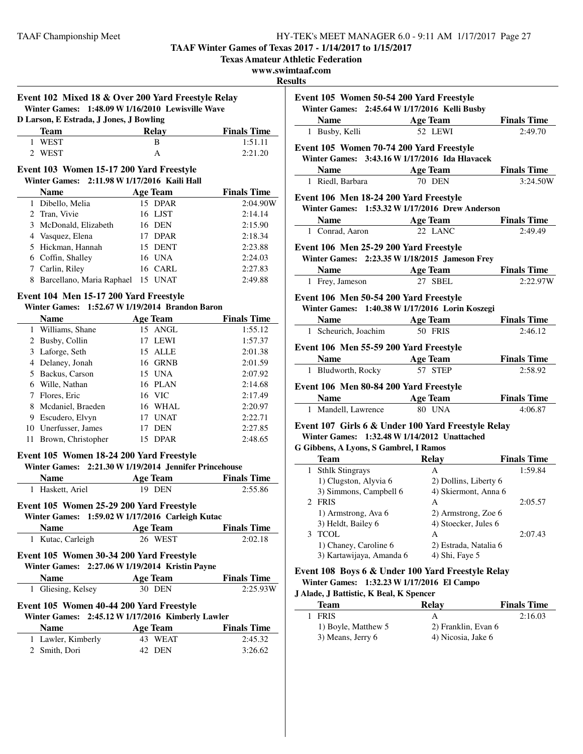**TAAF Winter Games of Texas 2017 - 1/14/2017 to 1/15/2017**
**Texas Amateur Athletic Federation**
**www.swimtaaf.com**
**Results**

### Event 102 Mixed 18 & Over 200 Yard Freestyle Relay

**Winter Games: 1:48.09 W 1/16/2010 Lewisville Wave**
**D Larson, E Estrada, J Jones, J Bowling**

| | Team | Relay | Finals Time |
|---|---|---|---|
| 1 | WEST | B | 1:51.11 |
| 2 | WEST | A | 2:21.20 |

### Event 103 Women 15-17 200 Yard Freestyle

**Winter Games: 2:11.98 W 1/17/2016 Kaili Hall**

| | Name | Age | Team | Finals Time |
|---|---|---|---|---|
| 1 | Dibello, Melia | 15 | DPAR | 2:04.90W |
| 2 | Tran, Vivie | 16 | LJST | 2:14.14 |
| 3 | McDonald, Elizabeth | 16 | DEN | 2:15.90 |
| 4 | Vasquez, Elena | 17 | DPAR | 2:18.34 |
| 5 | Hickman, Hannah | 15 | DENT | 2:23.88 |
| 6 | Coffin, Shalley | 16 | UNA | 2:24.03 |
| 7 | Carlin, Riley | 16 | CARL | 2:27.83 |
| 8 | Barcellano, Maria Raphael | 15 | UNAT | 2:49.88 |

### Event 104 Men 15-17 200 Yard Freestyle

**Winter Games: 1:52.67 W 1/19/2014 Brandon Baron**

| | Name | Age | Team | Finals Time |
|---|---|---|---|---|
| 1 | Williams, Shane | 15 | ANGL | 1:55.12 |
| 2 | Busby, Collin | 17 | LEWI | 1:57.37 |
| 3 | Laforge, Seth | 15 | ALLE | 2:01.38 |
| 4 | Delaney, Jonah | 16 | GRNB | 2:01.59 |
| 5 | Backus, Carson | 15 | UNA | 2:07.92 |
| 6 | Wille, Nathan | 16 | PLAN | 2:14.68 |
| 7 | Flores, Eric | 16 | VIC | 2:17.49 |
| 8 | Mcdaniel, Braeden | 16 | WHAL | 2:20.97 |
| 9 | Escudero, Elvyn | 17 | UNAT | 2:22.71 |
| 10 | Unerfusser, James | 17 | DEN | 2:27.85 |
| 11 | Brown, Christopher | 15 | DPAR | 2:48.65 |

### Event 105 Women 18-24 200 Yard Freestyle

**Winter Games: 2:21.30 W 1/19/2014 Jennifer Princehouse**

| | Name | Age | Team | Finals Time |
|---|---|---|---|---|
| 1 | Haskett, Ariel | 19 | DEN | 2:55.86 |

### Event 105 Women 25-29 200 Yard Freestyle

**Winter Games: 1:59.02 W 1/17/2016 Carleigh Kutac**

| | Name | Age | Team | Finals Time |
|---|---|---|---|---|
| 1 | Kutac, Carleigh | 26 | WEST | 2:02.18 |

### Event 105 Women 30-34 200 Yard Freestyle

**Winter Games: 2:27.06 W 1/19/2014 Kristin Payne**

| | Name | Age | Team | Finals Time |
|---|---|---|---|---|
| 1 | Gliesing, Kelsey | 30 | DEN | 2:25.93W |

### Event 105 Women 40-44 200 Yard Freestyle

**Winter Games: 2:45.12 W 1/17/2016 Kimberly Lawler**

| | Name | Age | Team | Finals Time |
|---|---|---|---|---|
| 1 | Lawler, Kimberly | 43 | WEAT | 2:45.32 |
| 2 | Smith, Dori | 42 | DEN | 3:26.62 |

### Event 105 Women 50-54 200 Yard Freestyle

**Winter Games: 2:45.64 W 1/17/2016 Kelli Busby**

| | Name | Age | Team | Finals Time |
|---|---|---|---|---|
| 1 | Busby, Kelli | 52 | LEWI | 2:49.70 |

### Event 105 Women 70-74 200 Yard Freestyle

**Winter Games: 3:43.16 W 1/17/2016 Ida Hlavacek**

| | Name | Age | Team | Finals Time |
|---|---|---|---|---|
| 1 | Riedl, Barbara | 70 | DEN | 3:24.50W |

### Event 106 Men 18-24 200 Yard Freestyle

**Winter Games: 1:53.32 W 1/17/2016 Drew Anderson**

| | Name | Age | Team | Finals Time |
|---|---|---|---|---|
| 1 | Conrad, Aaron | 22 | LANC | 2:49.49 |

### Event 106 Men 25-29 200 Yard Freestyle

**Winter Games: 2:23.35 W 1/18/2015 Jameson Frey**

| | Name | Age | Team | Finals Time |
|---|---|---|---|---|
| 1 | Frey, Jameson | 27 | SBEL | 2:22.97W |

### Event 106 Men 50-54 200 Yard Freestyle

**Winter Games: 1:40.38 W 1/17/2016 Lorin Koszegi**

| | Name | Age | Team | Finals Time |
|---|---|---|---|---|
| 1 | Scheurich, Joachim | 50 | FRIS | 2:46.12 |

### Event 106 Men 55-59 200 Yard Freestyle

| | Name | Age | Team | Finals Time |
|---|---|---|---|---|
| 1 | Bludworth, Rocky | 57 | STEP | 2:58.92 |

### Event 106 Men 80-84 200 Yard Freestyle

| | Name | Age | Team | Finals Time |
|---|---|---|---|---|
| 1 | Mandell, Lawrence | 80 | UNA | 4:06.87 |

### Event 107 Girls 6 & Under 100 Yard Freestyle Relay

**Winter Games: 1:32.48 W 1/14/2012 Unattached**
**G Gibbens, A Lyons, S Gambrel, I Ramos**

| | Team | Relay | Finals Time |
|---|---|---|---|
| 1 | Sthlk Stingrays | A | 1:59.84 |
| | 1) Clugston, Alyvia 6 | 2) Dollins, Liberty 6 | |
| | 3) Simmons, Campbell 6 | 4) Skiermont, Anna 6 | |
| 2 | FRIS | A | 2:05.57 |
| | 1) Armstrong, Ava 6 | 2) Armstrong, Zoe 6 | |
| | 3) Heldt, Bailey 6 | 4) Stoecker, Jules 6 | |
| 3 | TCOL | A | 2:07.43 |
| | 1) Chaney, Caroline 6 | 2) Estrada, Natalia 6 | |
| | 3) Kartawijaya, Amanda 6 | 4) Shi, Faye 5 | |

### Event 108 Boys 6 & Under 100 Yard Freestyle Relay

**Winter Games: 1:32.23 W 1/17/2016 El Campo**
**J Alade, J Battistic, K Beal, K Spencer**

| | Team | Relay | Finals Time |
|---|---|---|---|
| 1 | FRIS | A | 2:16.03 |
| | 1) Boyle, Matthew 5 | 2) Franklin, Evan 6 | |
| | 3) Means, Jerry 6 | 4) Nicosia, Jake 6 | |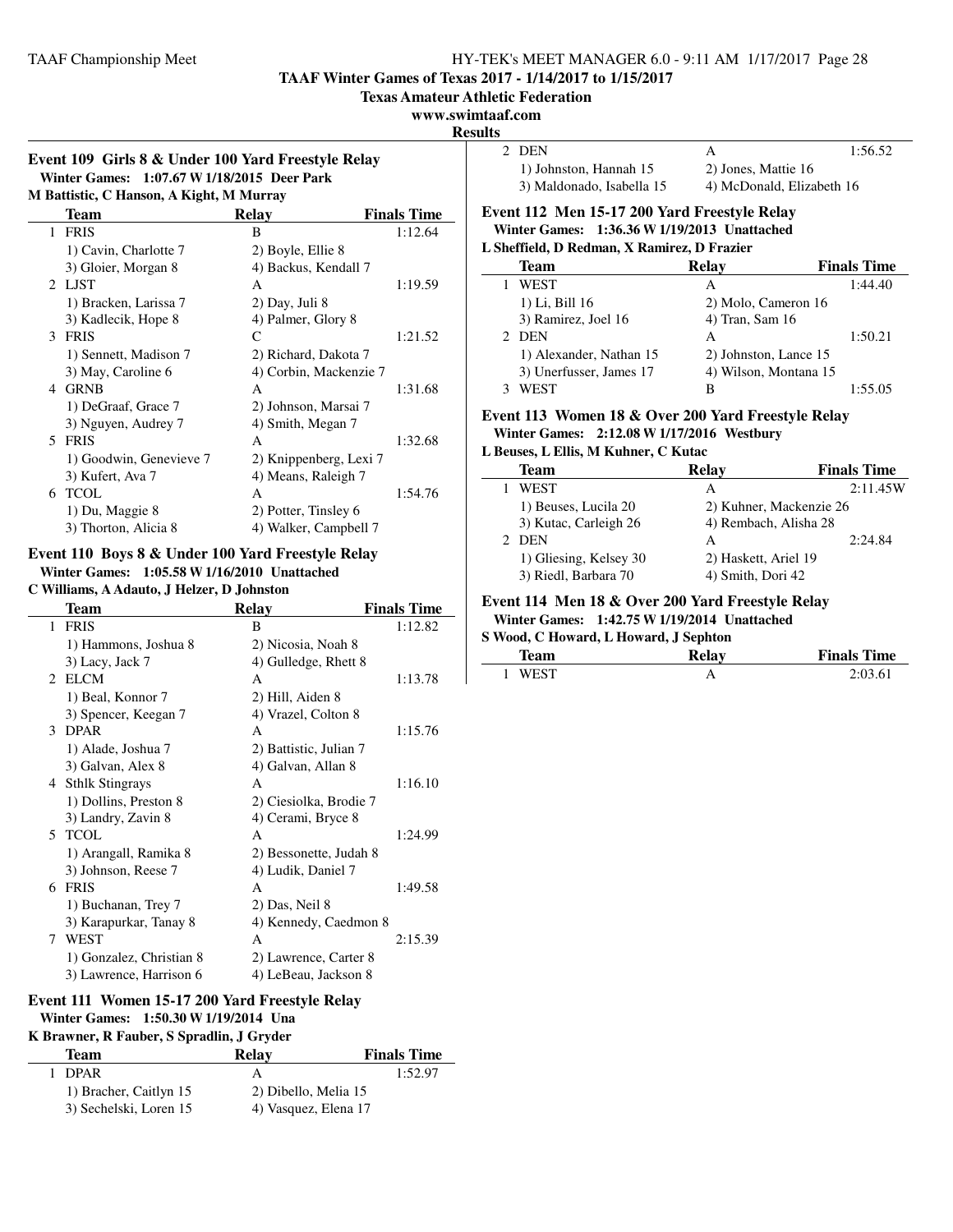**TAAF Winter Games of Texas 2017 - 1/14/2017 to 1/15/2017**
**Texas Amateur Athletic Federation**
**www.swimtaaf.com**
**Results**

## Event 109 Girls 8 & Under 100 Yard Freestyle Relay

**Winter Games: 1:07.67 W 1/18/2015 Deer Park**
**M Battistic, C Hanson, A Kight, M Murray**

| | Team | Relay | Finals Time |
|---|---|---|---|
| 1 | FRIS | B | 1:12.64 |
| | 1) Cavin, Charlotte 7 | 2) Boyle, Ellie 8 | |
| | 3) Gloier, Morgan 8 | 4) Backus, Kendall 7 | |
| 2 | LJST | A | 1:19.59 |
| | 1) Bracken, Larissa 7 | 2) Day, Juli 8 | |
| | 3) Kadlecik, Hope 8 | 4) Palmer, Glory 8 | |
| 3 | FRIS | C | 1:21.52 |
| | 1) Sennett, Madison 7 | 2) Richard, Dakota 7 | |
| | 3) May, Caroline 6 | 4) Corbin, Mackenzie 7 | |
| 4 | GRNB | A | 1:31.68 |
| | 1) DeGraaf, Grace 7 | 2) Johnson, Marsai 7 | |
| | 3) Nguyen, Audrey 7 | 4) Smith, Megan 7 | |
| 5 | FRIS | A | 1:32.68 |
| | 1) Goodwin, Genevieve 7 | 2) Knippenberg, Lexi 7 | |
| | 3) Kufert, Ava 7 | 4) Means, Raleigh 7 | |
| 6 | TCOL | A | 1:54.76 |
| | 1) Du, Maggie 8 | 2) Potter, Tinsley 6 | |
| | 3) Thorton, Alicia 8 | 4) Walker, Campbell 7 | |

## Event 110 Boys 8 & Under 100 Yard Freestyle Relay

**Winter Games: 1:05.58 W 1/16/2010 Unattached**
**C Williams, A Adauto, J Helzer, D Johnston**

| | Team | Relay | Finals Time |
|---|---|---|---|
| 1 | FRIS | B | 1:12.82 |
| | 1) Hammons, Joshua 8 | 2) Nicosia, Noah 8 | |
| | 3) Lacy, Jack 7 | 4) Gulledge, Rhett 8 | |
| 2 | ELCM | A | 1:13.78 |
| | 1) Beal, Konnor 7 | 2) Hill, Aiden 8 | |
| | 3) Spencer, Keegan 7 | 4) Vrazel, Colton 8 | |
| 3 | DPAR | A | 1:15.76 |
| | 1) Alade, Joshua 7 | 2) Battistic, Julian 7 | |
| | 3) Galvan, Alex 8 | 4) Galvan, Allan 8 | |
| 4 | Sthlk Stingrays | A | 1:16.10 |
| | 1) Dollins, Preston 8 | 2) Ciesiolka, Brodie 7 | |
| | 3) Landry, Zavin 8 | 4) Cerami, Bryce 8 | |
| 5 | TCOL | A | 1:24.99 |
| | 1) Arangall, Ramika 8 | 2) Bessonette, Judah 8 | |
| | 3) Johnson, Reese 7 | 4) Ludik, Daniel 7 | |
| 6 | FRIS | A | 1:49.58 |
| | 1) Buchanan, Trey 7 | 2) Das, Neil 8 | |
| | 3) Karapurkar, Tanay 8 | 4) Kennedy, Caedmon 8 | |
| 7 | WEST | A | 2:15.39 |
| | 1) Gonzalez, Christian 8 | 2) Lawrence, Carter 8 | |
| | 3) Lawrence, Harrison 6 | 4) LeBeau, Jackson 8 | |

## Event 111 Women 15-17 200 Yard Freestyle Relay

**Winter Games: 1:50.30 W 1/19/2014 Una**
**K Brawner, R Fauber, S Spradlin, J Gryder**

| | Team | Relay | Finals Time |
|---|---|---|---|
| 1 | DPAR | A | 1:52.97 |
| | 1) Bracher, Caitlyn 15 | 2) Dibello, Melia 15 | |
| | 3) Sechelski, Loren 15 | 4) Vasquez, Elena 17 | |
| 2 | DEN | A | 1:56.52 |
| | 1) Johnston, Hannah 15 | 2) Jones, Mattie 16 | |
| | 3) Maldonado, Isabella 15 | 4) McDonald, Elizabeth 16 | |

## Event 112 Men 15-17 200 Yard Freestyle Relay

**Winter Games: 1:36.36 W 1/19/2013 Unattached**
**L Sheffield, D Redman, X Ramirez, D Frazier**

| | Team | Relay | Finals Time |
|---|---|---|---|
| 1 | WEST | A | 1:44.40 |
| | 1) Li, Bill 16 | 2) Molo, Cameron 16 | |
| | 3) Ramirez, Joel 16 | 4) Tran, Sam 16 | |
| 2 | DEN | A | 1:50.21 |
| | 1) Alexander, Nathan 15 | 2) Johnston, Lance 15 | |
| | 3) Unerfusser, James 17 | 4) Wilson, Montana 15 | |
| 3 | WEST | B | 1:55.05 |

## Event 113 Women 18 & Over 200 Yard Freestyle Relay

**Winter Games: 2:12.08 W 1/17/2016 Westbury**
**L Beuses, L Ellis, M Kuhner, C Kutac**

| | Team | Relay | Finals Time |
|---|---|---|---|
| 1 | WEST | A | 2:11.45W |
| | 1) Beuses, Lucila 20 | 2) Kuhner, Mackenzie 26 | |
| | 3) Kutac, Carleigh 26 | 4) Rembach, Alisha 28 | |
| 2 | DEN | A | 2:24.84 |
| | 1) Gliesing, Kelsey 30 | 2) Haskett, Ariel 19 | |
| | 3) Riedl, Barbara 70 | 4) Smith, Dori 42 | |

## Event 114 Men 18 & Over 200 Yard Freestyle Relay

**Winter Games: 1:42.75 W 1/19/2014 Unattached**
**S Wood, C Howard, L Howard, J Sephton**

| | Team | Relay | Finals Time |
|---|---|---|---|
| 1 | WEST | A | 2:03.61 |